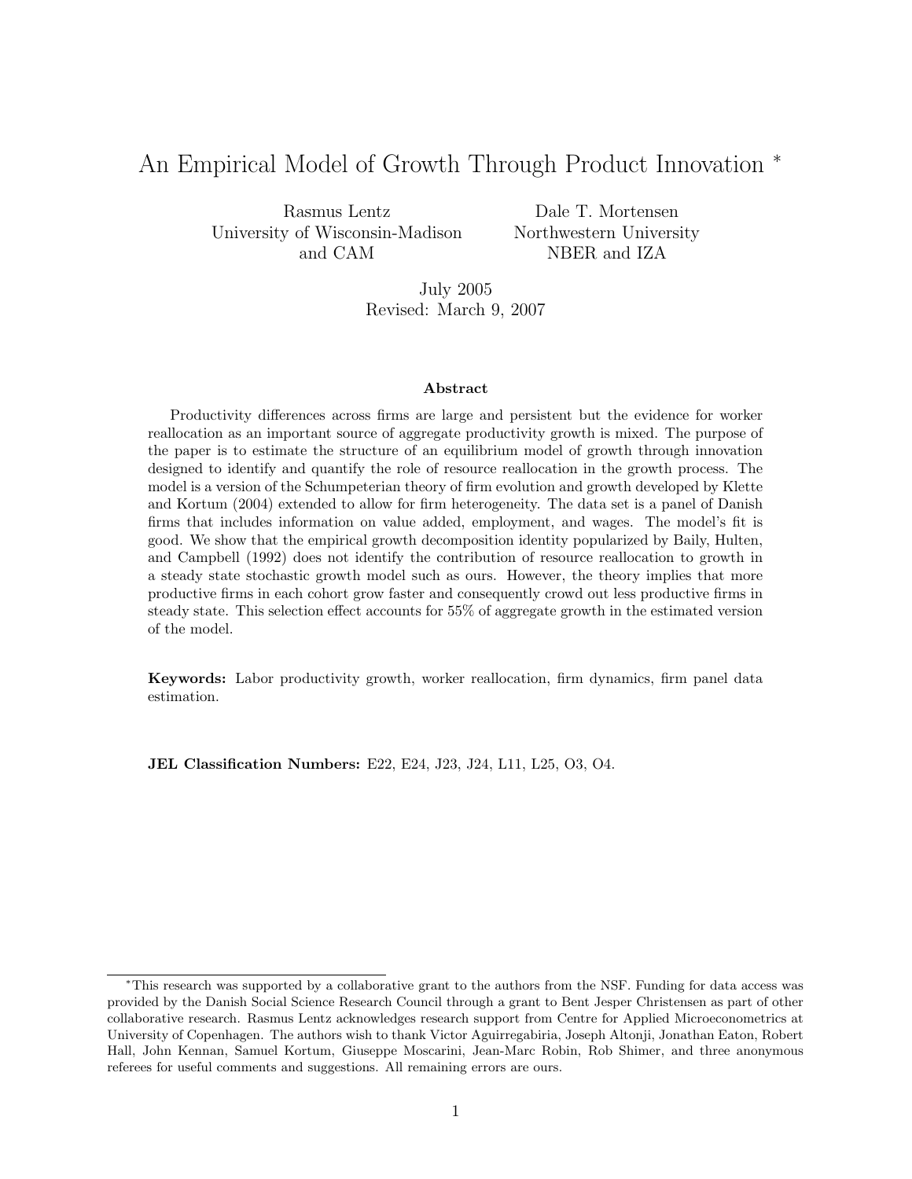# An Empirical Model of Growth Through Product Innovation [*]

Rasmus Lentz
University of Wisconsin-Madison
and CAM

Dale T. Mortensen
Northwestern University
NBER and IZA

July 2005
Revised: March 9, 2007

**Abstract**

Productivity differences across firms are large and persistent but the evidence for worker reallocation as an important source of aggregate productivity growth is mixed. The purpose of the paper is to estimate the structure of an equilibrium model of growth through innovation designed to identify and quantify the role of resource reallocation in the growth process. The model is a version of the Schumpeterian theory of firm evolution and growth developed by Klette and Kortum (2004) extended to allow for firm heterogeneity. The data set is a panel of Danish firms that includes information on value added, employment, and wages. The model's fit is good. We show that the empirical growth decomposition identity popularized by Baily, Hulten, and Campbell (1992) does not identify the contribution of resource reallocation to growth in a steady state stochastic growth model such as ours. However, the theory implies that more productive firms in each cohort grow faster and consequently crowd out less productive firms in steady state. This selection effect accounts for 55% of aggregate growth in the estimated version of the model.

**Keywords:** Labor productivity growth, worker reallocation, firm dynamics, firm panel data estimation.

**JEL Classification Numbers:** E22, E24, J23, J24, L11, L25, O3, O4.

[*] This research was supported by a collaborative grant to the authors from the NSF. Funding for data access was provided by the Danish Social Science Research Council through a grant to Bent Jesper Christensen as part of other collaborative research. Rasmus Lentz acknowledges research support from Centre for Applied Microeconometrics at University of Copenhagen. The authors wish to thank Victor Aguirregabiria, Joseph Altonji, Jonathan Eaton, Robert Hall, John Kennan, Samuel Kortum, Giuseppe Moscarini, Jean-Marc Robin, Rob Shimer, and three anonymous referees for useful comments and suggestions. All remaining errors are ours.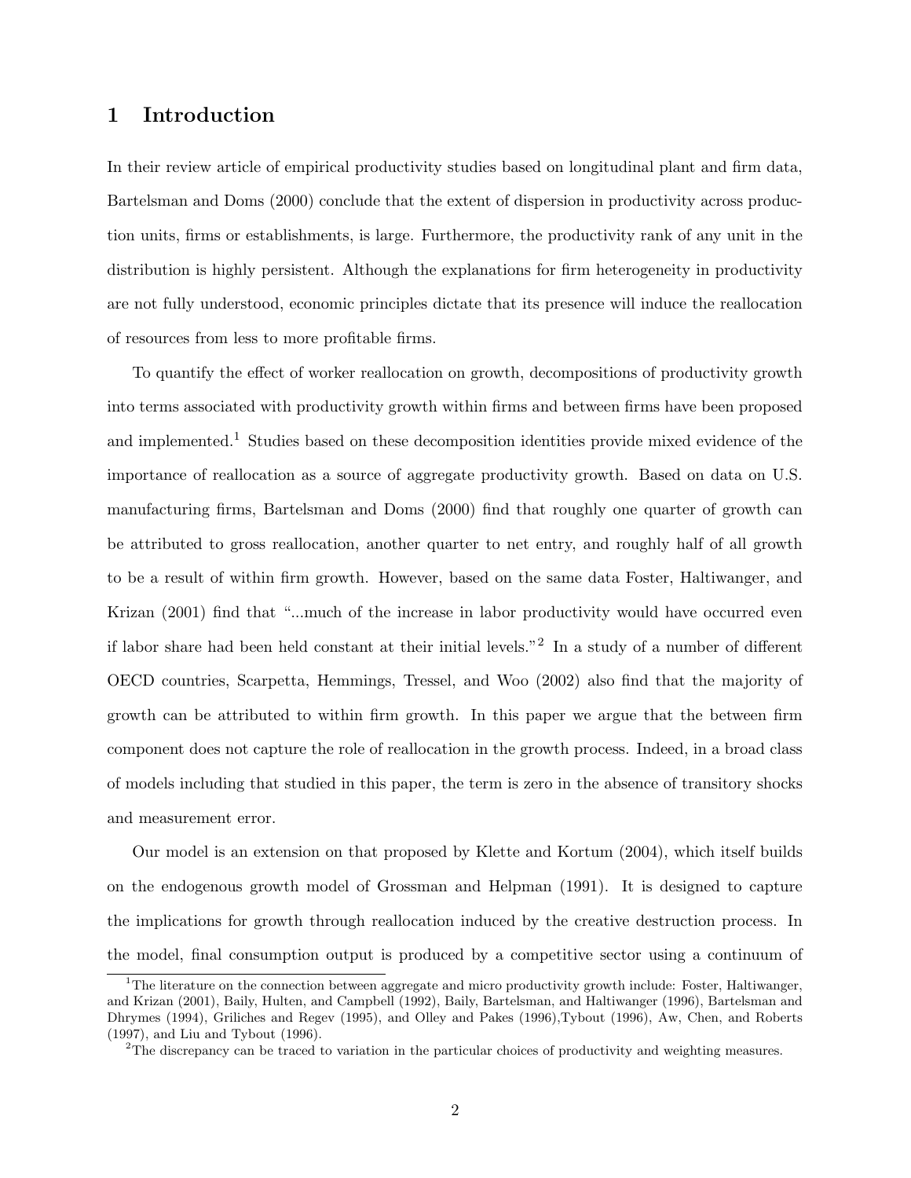# 1 Introduction

In their review article of empirical productivity studies based on longitudinal plant and firm data, Bartelsman and Doms (2000) conclude that the extent of dispersion in productivity across production units, firms or establishments, is large. Furthermore, the productivity rank of any unit in the distribution is highly persistent. Although the explanations for firm heterogeneity in productivity are not fully understood, economic principles dictate that its presence will induce the reallocation of resources from less to more profitable firms.

To quantify the effect of worker reallocation on growth, decompositions of productivity growth into terms associated with productivity growth within firms and between firms have been proposed and implemented.[1] Studies based on these decomposition identities provide mixed evidence of the importance of reallocation as a source of aggregate productivity growth. Based on data on U.S. manufacturing firms, Bartelsman and Doms (2000) find that roughly one quarter of growth can be attributed to gross reallocation, another quarter to net entry, and roughly half of all growth to be a result of within firm growth. However, based on the same data Foster, Haltiwanger, and Krizan (2001) find that "...much of the increase in labor productivity would have occurred even if labor share had been held constant at their initial levels."[2] In a study of a number of different OECD countries, Scarpetta, Hemmings, Tressel, and Woo (2002) also find that the majority of growth can be attributed to within firm growth. In this paper we argue that the between firm component does not capture the role of reallocation in the growth process. Indeed, in a broad class of models including that studied in this paper, the term is zero in the absence of transitory shocks and measurement error.

Our model is an extension on that proposed by Klette and Kortum (2004), which itself builds on the endogenous growth model of Grossman and Helpman (1991). It is designed to capture the implications for growth through reallocation induced by the creative destruction process. In the model, final consumption output is produced by a competitive sector using a continuum of

[1] The literature on the connection between aggregate and micro productivity growth include: Foster, Haltiwanger, and Krizan (2001), Baily, Hulten, and Campbell (1992), Baily, Bartelsman, and Haltiwanger (1996), Bartelsman and Dhrymes (1994), Griliches and Regev (1995), and Olley and Pakes (1996),Tybout (1996), Aw, Chen, and Roberts (1997), and Liu and Tybout (1996).

[2] The discrepancy can be traced to variation in the particular choices of productivity and weighting measures.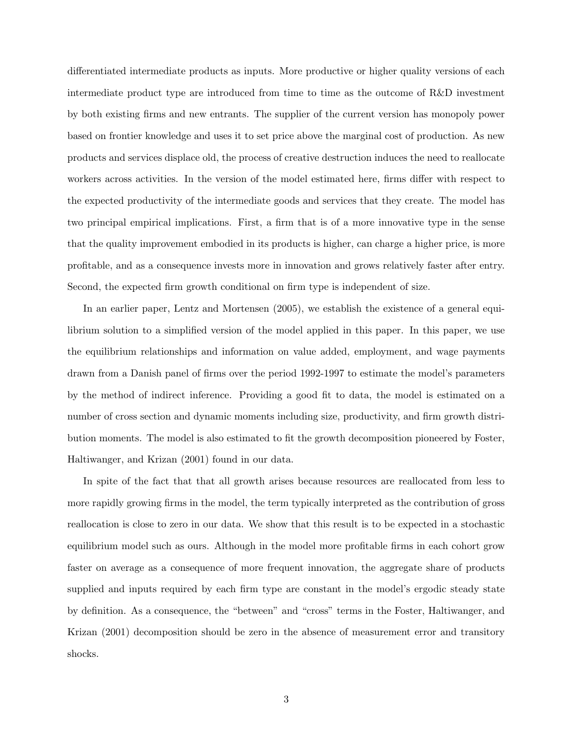differentiated intermediate products as inputs. More productive or higher quality versions of each intermediate product type are introduced from time to time as the outcome of R&D investment by both existing firms and new entrants. The supplier of the current version has monopoly power based on frontier knowledge and uses it to set price above the marginal cost of production. As new products and services displace old, the process of creative destruction induces the need to reallocate workers across activities. In the version of the model estimated here, firms differ with respect to the expected productivity of the intermediate goods and services that they create. The model has two principal empirical implications. First, a firm that is of a more innovative type in the sense that the quality improvement embodied in its products is higher, can charge a higher price, is more profitable, and as a consequence invests more in innovation and grows relatively faster after entry. Second, the expected firm growth conditional on firm type is independent of size.

In an earlier paper, Lentz and Mortensen (2005), we establish the existence of a general equilibrium solution to a simplified version of the model applied in this paper. In this paper, we use the equilibrium relationships and information on value added, employment, and wage payments drawn from a Danish panel of firms over the period 1992-1997 to estimate the model's parameters by the method of indirect inference. Providing a good fit to data, the model is estimated on a number of cross section and dynamic moments including size, productivity, and firm growth distribution moments. The model is also estimated to fit the growth decomposition pioneered by Foster, Haltiwanger, and Krizan (2001) found in our data.

In spite of the fact that that all growth arises because resources are reallocated from less to more rapidly growing firms in the model, the term typically interpreted as the contribution of gross reallocation is close to zero in our data. We show that this result is to be expected in a stochastic equilibrium model such as ours. Although in the model more profitable firms in each cohort grow faster on average as a consequence of more frequent innovation, the aggregate share of products supplied and inputs required by each firm type are constant in the model's ergodic steady state by definition. As a consequence, the "between" and "cross" terms in the Foster, Haltiwanger, and Krizan (2001) decomposition should be zero in the absence of measurement error and transitory shocks.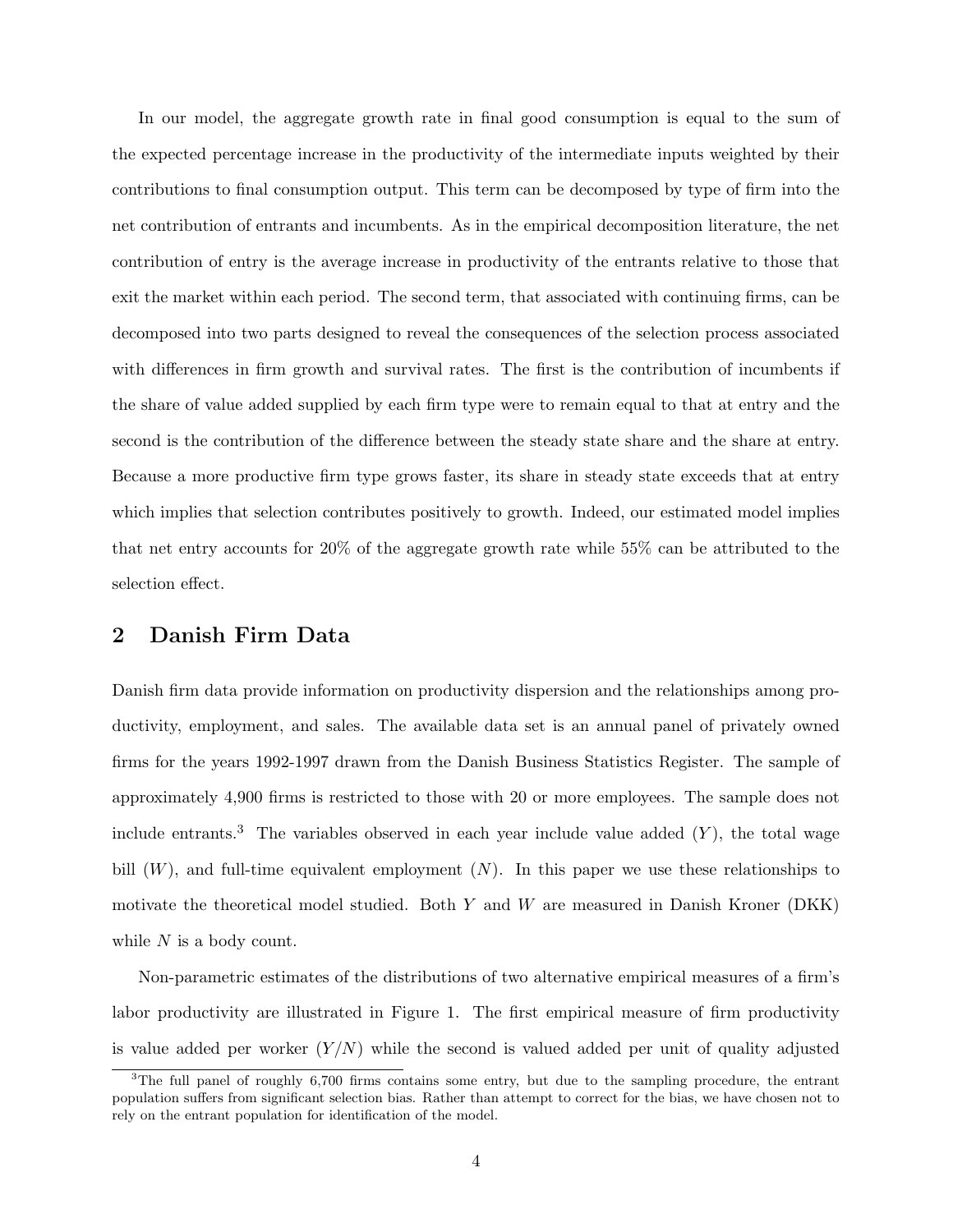In our model, the aggregate growth rate in final good consumption is equal to the sum of the expected percentage increase in the productivity of the intermediate inputs weighted by their contributions to final consumption output. This term can be decomposed by type of firm into the net contribution of entrants and incumbents. As in the empirical decomposition literature, the net contribution of entry is the average increase in productivity of the entrants relative to those that exit the market within each period. The second term, that associated with continuing firms, can be decomposed into two parts designed to reveal the consequences of the selection process associated with differences in firm growth and survival rates. The first is the contribution of incumbents if the share of value added supplied by each firm type were to remain equal to that at entry and the second is the contribution of the difference between the steady state share and the share at entry. Because a more productive firm type grows faster, its share in steady state exceeds that at entry which implies that selection contributes positively to growth. Indeed, our estimated model implies that net entry accounts for 20% of the aggregate growth rate while 55% can be attributed to the selection effect.

## 2 Danish Firm Data

Danish firm data provide information on productivity dispersion and the relationships among productivity, employment, and sales. The available data set is an annual panel of privately owned firms for the years 1992-1997 drawn from the Danish Business Statistics Register. The sample of approximately 4,900 firms is restricted to those with 20 or more employees. The sample does not include entrants.[3] The variables observed in each year include value added ($Y$), the total wage bill ($W$), and full-time equivalent employment ($N$). In this paper we use these relationships to motivate the theoretical model studied. Both $Y$ and $W$ are measured in Danish Kroner (DKK) while $N$ is a body count.

Non-parametric estimates of the distributions of two alternative empirical measures of a firm's labor productivity are illustrated in Figure 1. The first empirical measure of firm productivity is value added per worker ($Y/N$) while the second is valued added per unit of quality adjusted

[3] The full panel of roughly 6,700 firms contains some entry, but due to the sampling procedure, the entrant population suffers from significant selection bias. Rather than attempt to correct for the bias, we have chosen not to rely on the entrant population for identification of the model.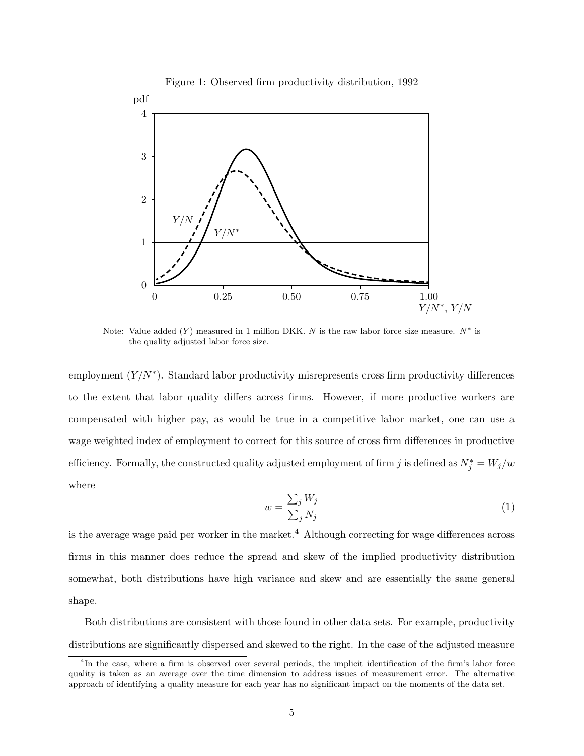Figure 1: Observed firm productivity distribution, 1992

Note: Value added ($Y$) measured in 1 million DKK. $N$ is the raw labor force size measure. $N^*$ is the quality adjusted labor force size.

employment ($Y/N^*$). Standard labor productivity misrepresents cross firm productivity differences to the extent that labor quality differs across firms. However, if more productive workers are compensated with higher pay, as would be true in a competitive labor market, one can use a wage weighted index of employment to correct for this source of cross firm differences in productive efficiency. Formally, the constructed quality adjusted employment of firm $j$ is defined as $N_j^* = W_j/w$ where

$$w = \frac{\sum_j W_j}{\sum_j N_j} \tag{1}$$

is the average wage paid per worker in the market.[4] Although correcting for wage differences across firms in this manner does reduce the spread and skew of the implied productivity distribution somewhat, both distributions have high variance and skew and are essentially the same general shape.

Both distributions are consistent with those found in other data sets. For example, productivity distributions are significantly dispersed and skewed to the right. In the case of the adjusted measure

[4] In the case, where a firm is observed over several periods, the implicit identification of the firm's labor force quality is taken as an average over the time dimension to address issues of measurement error. The alternative approach of identifying a quality measure for each year has no significant impact on the moments of the data set.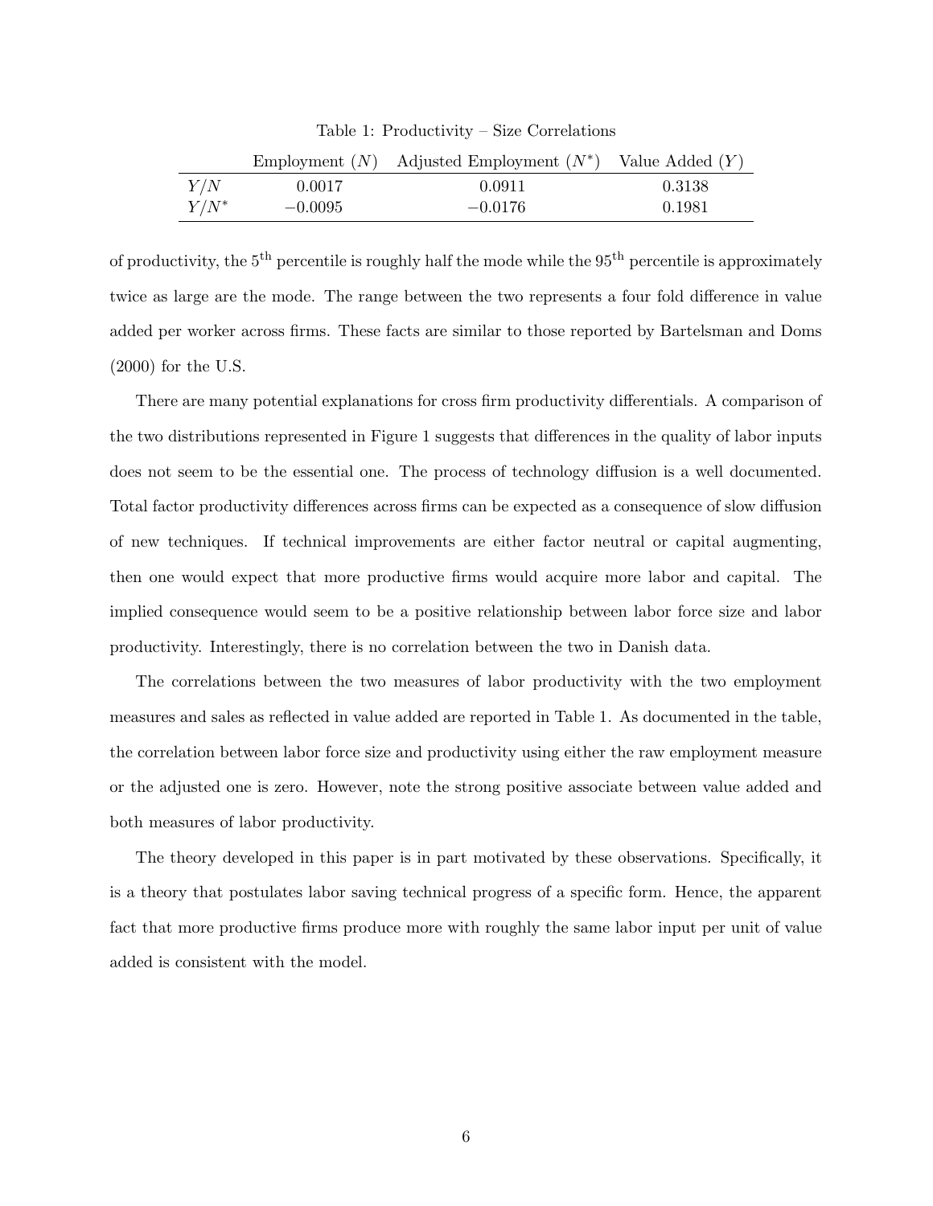Table 1: Productivity – Size Correlations

| | Employment ($N$) | Adjusted Employment ($N^*$) | Value Added ($Y$) |
|---|---|---|---|
| $Y/N$ | 0.0017 | 0.0911 | 0.3138 |
| $Y/N^*$ | $-0.0095$ | $-0.0176$ | 0.1981 |

of productivity, the 5[th] percentile is roughly half the mode while the 95[th] percentile is approximately twice as large are the mode. The range between the two represents a four fold difference in value added per worker across firms. These facts are similar to those reported by Bartelsman and Doms (2000) for the U.S.

There are many potential explanations for cross firm productivity differentials. A comparison of the two distributions represented in Figure 1 suggests that differences in the quality of labor inputs does not seem to be the essential one. The process of technology diffusion is a well documented. Total factor productivity differences across firms can be expected as a consequence of slow diffusion of new techniques. If technical improvements are either factor neutral or capital augmenting, then one would expect that more productive firms would acquire more labor and capital. The implied consequence would seem to be a positive relationship between labor force size and labor productivity. Interestingly, there is no correlation between the two in Danish data.

The correlations between the two measures of labor productivity with the two employment measures and sales as reflected in value added are reported in Table 1. As documented in the table, the correlation between labor force size and productivity using either the raw employment measure or the adjusted one is zero. However, note the strong positive associate between value added and both measures of labor productivity.

The theory developed in this paper is in part motivated by these observations. Specifically, it is a theory that postulates labor saving technical progress of a specific form. Hence, the apparent fact that more productive firms produce more with roughly the same labor input per unit of value added is consistent with the model.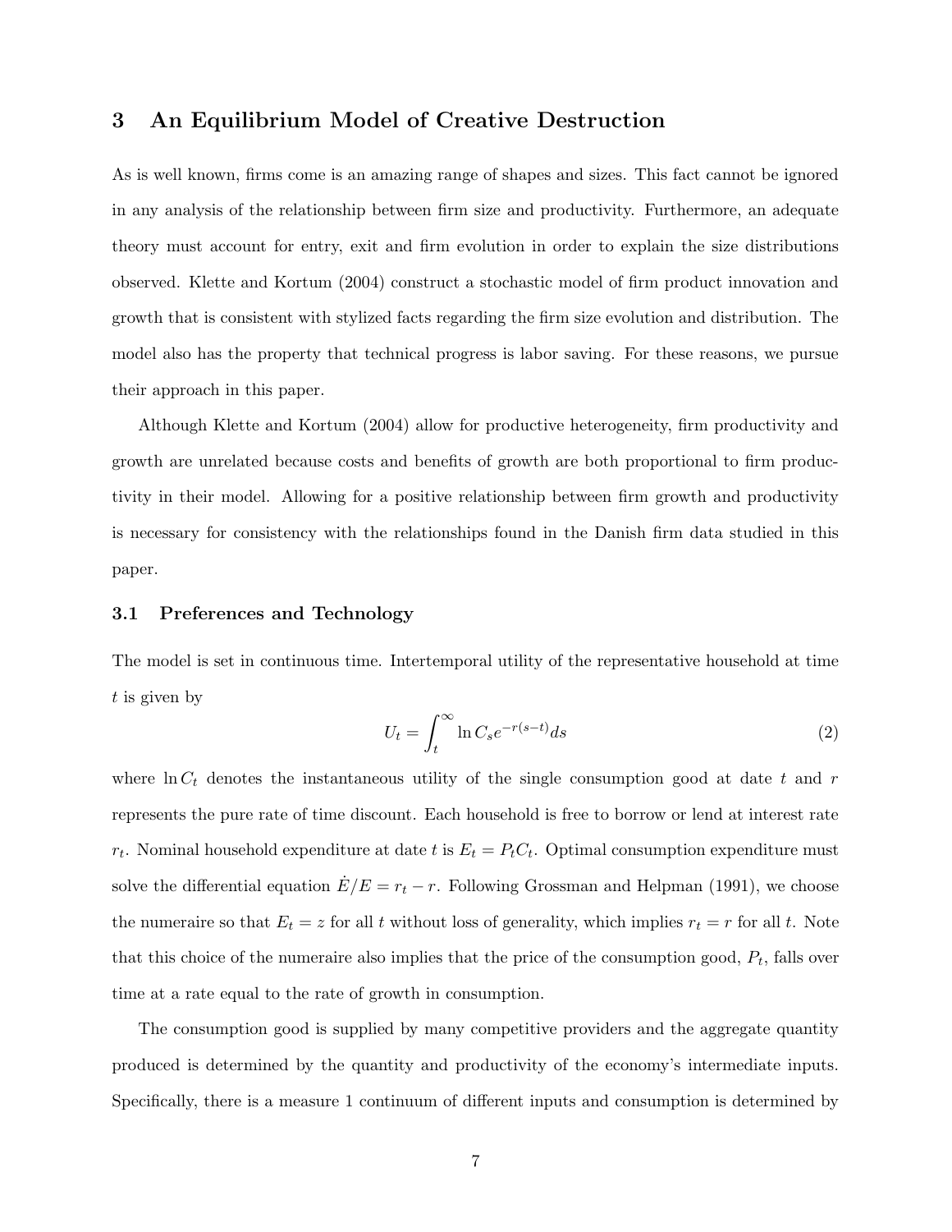# 3 An Equilibrium Model of Creative Destruction

As is well known, firms come is an amazing range of shapes and sizes. This fact cannot be ignored in any analysis of the relationship between firm size and productivity. Furthermore, an adequate theory must account for entry, exit and firm evolution in order to explain the size distributions observed. Klette and Kortum (2004) construct a stochastic model of firm product innovation and growth that is consistent with stylized facts regarding the firm size evolution and distribution. The model also has the property that technical progress is labor saving. For these reasons, we pursue their approach in this paper.

Although Klette and Kortum (2004) allow for productive heterogeneity, firm productivity and growth are unrelated because costs and benefits of growth are both proportional to firm productivity in their model. Allowing for a positive relationship between firm growth and productivity is necessary for consistency with the relationships found in the Danish firm data studied in this paper.

## 3.1 Preferences and Technology

The model is set in continuous time. Intertemporal utility of the representative household at time $t$ is given by

$$U_t = \int_t^{\infty} \ln C_s e^{-r(s-t)} ds \tag{2}$$

where $\ln C_t$ denotes the instantaneous utility of the single consumption good at date $t$ and $r$ represents the pure rate of time discount. Each household is free to borrow or lend at interest rate $r_t$. Nominal household expenditure at date $t$ is $E_t = P_t C_t$. Optimal consumption expenditure must solve the differential equation $\dot{E}/E = r_t - r$. Following Grossman and Helpman (1991), we choose the numeraire so that $E_t = z$ for all $t$ without loss of generality, which implies $r_t = r$ for all $t$. Note that this choice of the numeraire also implies that the price of the consumption good, $P_t$, falls over time at a rate equal to the rate of growth in consumption.

The consumption good is supplied by many competitive providers and the aggregate quantity produced is determined by the quantity and productivity of the economy's intermediate inputs. Specifically, there is a measure 1 continuum of different inputs and consumption is determined by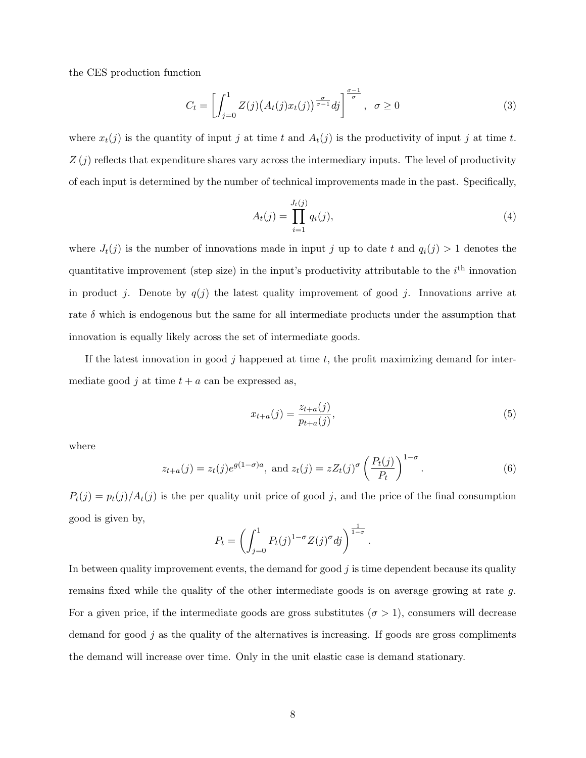the CES production function

$$C_t = \left[ \int_{j=0}^{1} Z(j) \big( A_t(j) x_t(j) \big)^{\frac{\sigma}{\sigma-1}} dj \right]^{\frac{\sigma-1}{\sigma}}, \quad \sigma \geq 0 \tag{3}$$

where $x_t(j)$ is the quantity of input $j$ at time $t$ and $A_t(j)$ is the productivity of input $j$ at time $t$. $Z(j)$ reflects that expenditure shares vary across the intermediary inputs. The level of productivity of each input is determined by the number of technical improvements made in the past. Specifically,

$$A_t(j) = \prod_{i=1}^{J_t(j)} q_i(j), \tag{4}$$

where $J_t(j)$ is the number of innovations made in input $j$ up to date $t$ and $q_i(j) > 1$ denotes the quantitative improvement (step size) in the input's productivity attributable to the $i^{\text{th}}$ innovation in product $j$. Denote by $q(j)$ the latest quality improvement of good $j$. Innovations arrive at rate $\delta$ which is endogenous but the same for all intermediate products under the assumption that innovation is equally likely across the set of intermediate goods.

If the latest innovation in good $j$ happened at time $t$, the profit maximizing demand for intermediate good $j$ at time $t + a$ can be expressed as,

$$x_{t+a}(j) = \frac{z_{t+a}(j)}{p_{t+a}(j)}, \tag{5}$$

where

$$z_{t+a}(j) = z_t(j) e^{g(1-\sigma)a}, \text{ and } z_t(j) = z Z_t(j)^{\sigma} \left( \frac{P_t(j)}{P_t} \right)^{1-\sigma}. \tag{6}$$

$P_t(j) = p_t(j)/A_t(j)$ is the per quality unit price of good $j$, and the price of the final consumption good is given by,

$$P_t = \left( \int_{j=0}^{1} P_t(j)^{1-\sigma} Z(j)^{\sigma} dj \right)^{\frac{1}{1-\sigma}}.$$

In between quality improvement events, the demand for good $j$ is time dependent because its quality remains fixed while the quality of the other intermediate goods is on average growing at rate $g$. For a given price, if the intermediate goods are gross substitutes ($\sigma > 1$), consumers will decrease demand for good $j$ as the quality of the alternatives is increasing. If goods are gross compliments the demand will increase over time. Only in the unit elastic case is demand stationary.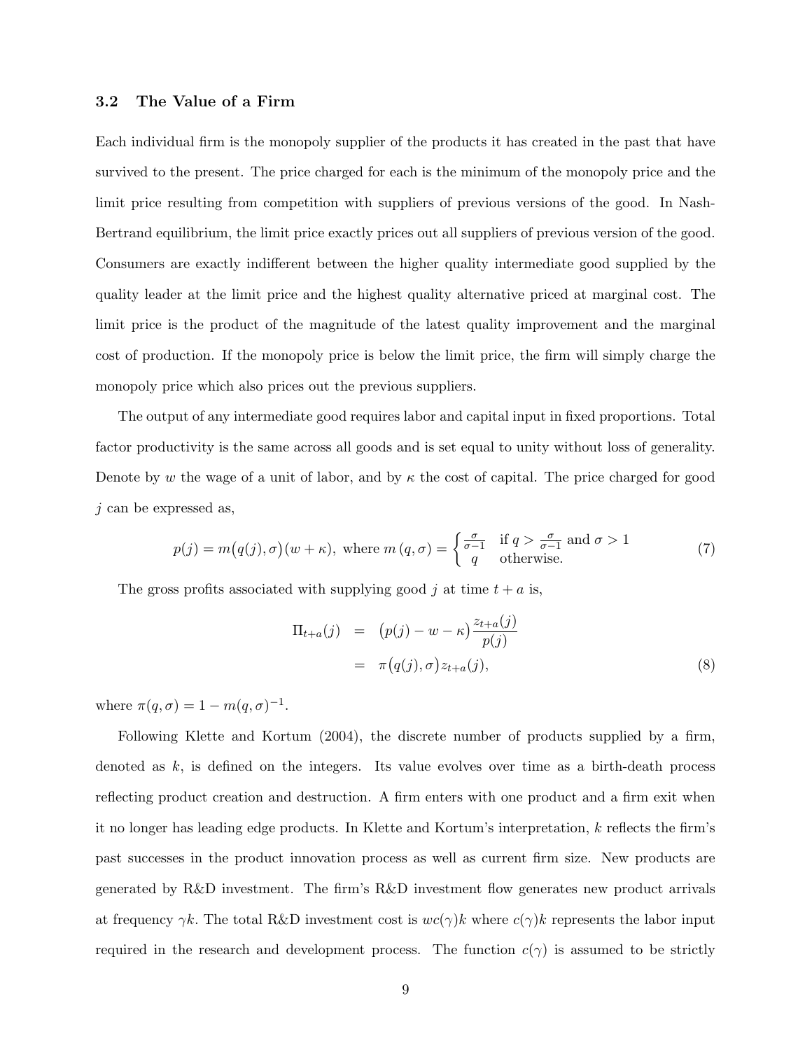### 3.2 The Value of a Firm

Each individual firm is the monopoly supplier of the products it has created in the past that have survived to the present. The price charged for each is the minimum of the monopoly price and the limit price resulting from competition with suppliers of previous versions of the good. In Nash-Bertrand equilibrium, the limit price exactly prices out all suppliers of previous version of the good. Consumers are exactly indifferent between the higher quality intermediate good supplied by the quality leader at the limit price and the highest quality alternative priced at marginal cost. The limit price is the product of the magnitude of the latest quality improvement and the marginal cost of production. If the monopoly price is below the limit price, the firm will simply charge the monopoly price which also prices out the previous suppliers.

The output of any intermediate good requires labor and capital input in fixed proportions. Total factor productivity is the same across all goods and is set equal to unity without loss of generality. Denote by $w$ the wage of a unit of labor, and by $\kappa$ the cost of capital. The price charged for good $j$ can be expressed as,

$$p(j) = m\big(q(j), \sigma\big)(w + \kappa), \text{ where } m\left(q, \sigma\right) = \begin{cases} \frac{\sigma}{\sigma - 1} & \text{if } q > \frac{\sigma}{\sigma-1} \text{ and } \sigma > 1 \\ q & \text{otherwise.} \end{cases} \tag{7}$$

The gross profits associated with supplying good $j$ at time $t + a$ is,

$$\begin{aligned} \Pi_{t+a}(j) &= \big(p(j) - w - \kappa\big)\frac{z_{t+a}(j)}{p(j)} \\ &= \pi\big(q(j), \sigma\big) z_{t+a}(j), \end{aligned} \tag{8}$$

where $\pi(q, \sigma) = 1 - m(q, \sigma)^{-1}$.

Following Klette and Kortum (2004), the discrete number of products supplied by a firm, denoted as $k$, is defined on the integers. Its value evolves over time as a birth-death process reflecting product creation and destruction. A firm enters with one product and a firm exit when it no longer has leading edge products. In Klette and Kortum's interpretation, $k$ reflects the firm's past successes in the product innovation process as well as current firm size. New products are generated by R&D investment. The firm's R&D investment flow generates new product arrivals at frequency $\gamma k$. The total R&D investment cost is $wc(\gamma)k$ where $c(\gamma)k$ represents the labor input required in the research and development process. The function $c(\gamma)$ is assumed to be strictly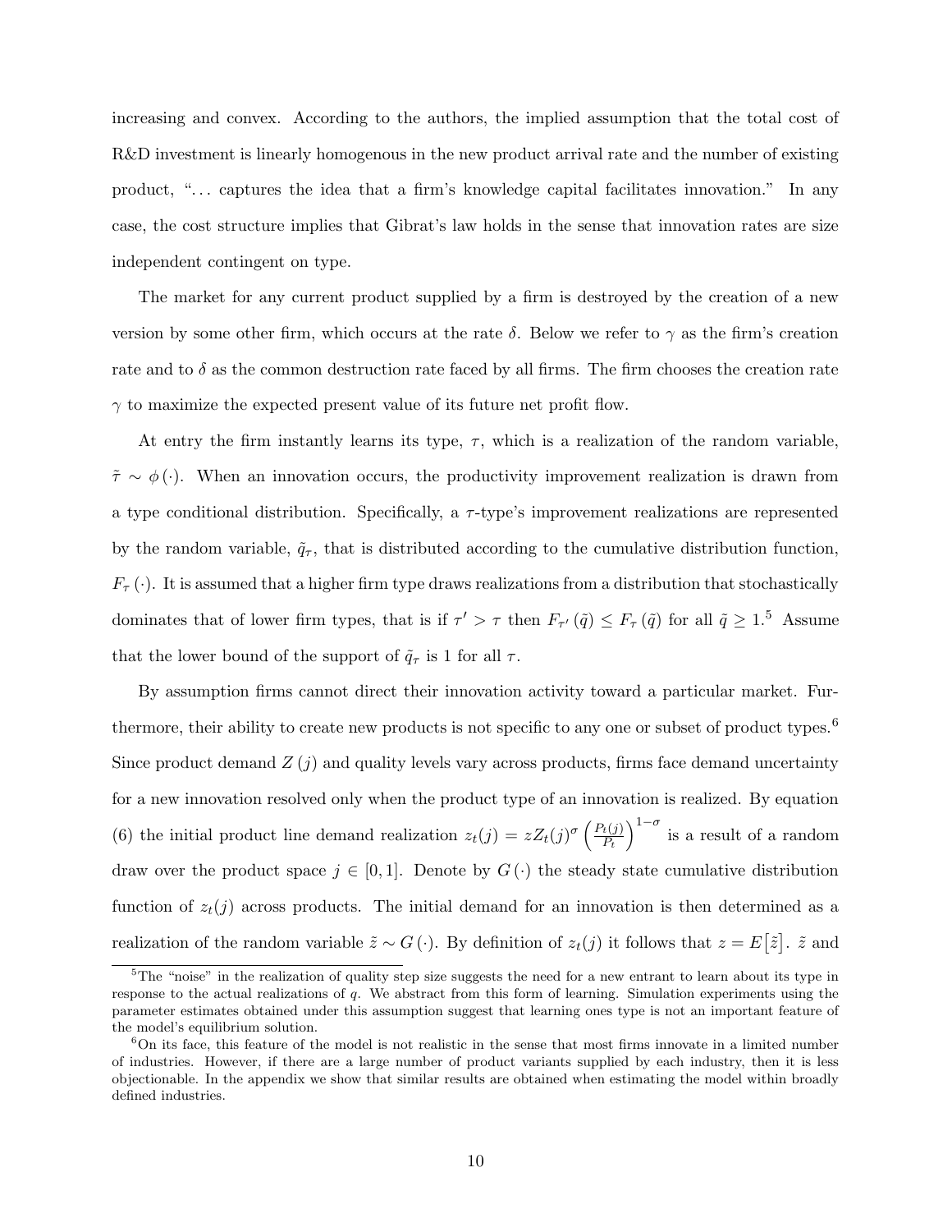increasing and convex. According to the authors, the implied assumption that the total cost of R&D investment is linearly homogenous in the new product arrival rate and the number of existing product, "... captures the idea that a firm's knowledge capital facilitates innovation." In any case, the cost structure implies that Gibrat's law holds in the sense that innovation rates are size independent contingent on type.

The market for any current product supplied by a firm is destroyed by the creation of a new version by some other firm, which occurs at the rate $\delta$. Below we refer to $\gamma$ as the firm's creation rate and to $\delta$ as the common destruction rate faced by all firms. The firm chooses the creation rate $\gamma$ to maximize the expected present value of its future net profit flow.

At entry the firm instantly learns its type, $\tau$, which is a realization of the random variable, $\tilde{\tau} \sim \phi(\cdot)$. When an innovation occurs, the productivity improvement realization is drawn from a type conditional distribution. Specifically, a $\tau$-type's improvement realizations are represented by the random variable, $\tilde{q}_\tau$, that is distributed according to the cumulative distribution function, $F_\tau(\cdot)$. It is assumed that a higher firm type draws realizations from a distribution that stochastically dominates that of lower firm types, that is if $\tau' > \tau$ then $F_{\tau'}(\tilde{q}) \leq F_\tau(\tilde{q})$ for all $\tilde{q} \geq 1$.[5] Assume that the lower bound of the support of $\tilde{q}_\tau$ is 1 for all $\tau$.

By assumption firms cannot direct their innovation activity toward a particular market. Furthermore, their ability to create new products is not specific to any one or subset of product types.[6] Since product demand $Z(j)$ and quality levels vary across products, firms face demand uncertainty for a new innovation resolved only when the product type of an innovation is realized. By equation (6) the initial product line demand realization $z_t(j) = zZ_t(j)^\sigma \left(\frac{P_t(j)}{P_t}\right)^{1-\sigma}$ is a result of a random draw over the product space $j \in [0,1]$. Denote by $G(\cdot)$ the steady state cumulative distribution function of $z_t(j)$ across products. The initial demand for an innovation is then determined as a realization of the random variable $\tilde{z} \sim G(\cdot)$. By definition of $z_t(j)$ it follows that $z = E[\tilde{z}]$. $\tilde{z}$ and

[5] The "noise" in the realization of quality step size suggests the need for a new entrant to learn about its type in response to the actual realizations of $q$. We abstract from this form of learning. Simulation experiments using the parameter estimates obtained under this assumption suggest that learning ones type is not an important feature of the model's equilibrium solution.

[6] On its face, this feature of the model is not realistic in the sense that most firms innovate in a limited number of industries. However, if there are a large number of product variants supplied by each industry, then it is less objectionable. In the appendix we show that similar results are obtained when estimating the model within broadly defined industries.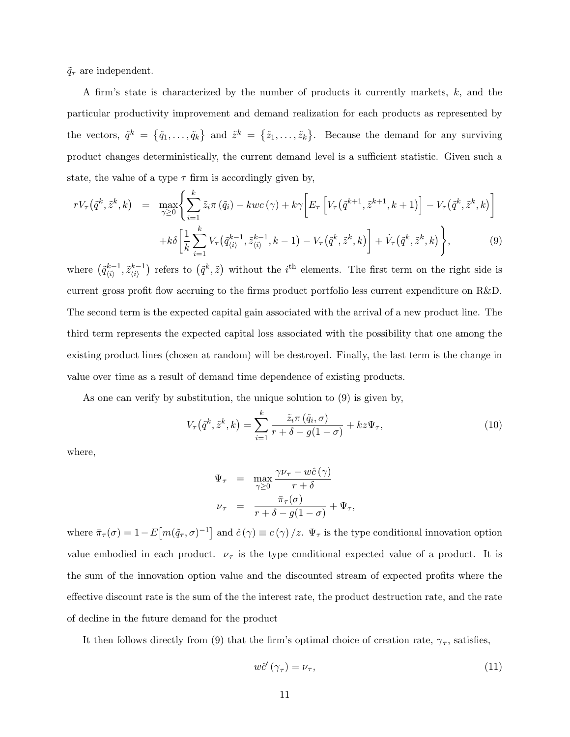$\tilde{q}_\tau$ are independent.

A firm's state is characterized by the number of products it currently markets, $k$, and the particular productivity improvement and demand realization for each products as represented by the vectors, $\tilde{q}^k = \{\tilde{q}_1, \ldots, \tilde{q}_k\}$ and $\tilde{z}^k = \{\tilde{z}_1, \ldots, \tilde{z}_k\}$. Because the demand for any surviving product changes deterministically, the current demand level is a sufficient statistic. Given such a state, the value of a type $\tau$ firm is accordingly given by,

$$
\begin{aligned}
rV_\tau\big(\tilde{q}^k, \tilde{z}^k, k\big) \;=\; \max_{\gamma \geq 0} \Bigg\{ & \sum_{i=1}^{k} \tilde{z}_i \pi(\tilde{q}_i) - kwc(\gamma) + k\gamma \Big[ E_\tau \Big[ V_\tau\big(\tilde{q}^{k+1}, \tilde{z}^{k+1}, k+1\big) \Big] - V_\tau\big(\tilde{q}^k, \tilde{z}^k, k\big) \Big] \\
& + k\delta \Big[ \frac{1}{k} \sum_{i=1}^{k} V_\tau\big(\tilde{q}^{k-1}_{\langle i \rangle}, \tilde{z}^{k-1}_{\langle i \rangle}, k-1\big) - V_\tau\big(\tilde{q}^k, \tilde{z}^k, k\big) \Big] + \dot{V}_\tau\big(\tilde{q}^k, \tilde{z}^k, k\big) \Bigg\}, \qquad (9)
\end{aligned}
$$

where $\big(\tilde{q}^{k-1}_{\langle i \rangle}, \tilde{z}^{k-1}_{\langle i \rangle}\big)$ refers to $\big(\tilde{q}^k, \tilde{z}\big)$ without the $i^{\text{th}}$ elements. The first term on the right side is current gross profit flow accruing to the firms product portfolio less current expenditure on R&D. The second term is the expected capital gain associated with the arrival of a new product line. The third term represents the expected capital loss associated with the possibility that one among the existing product lines (chosen at random) will be destroyed. Finally, the last term is the change in value over time as a result of demand time dependence of existing products.

As one can verify by substitution, the unique solution to (9) is given by,

$$
V_\tau\big(\tilde{q}^k, \tilde{z}^k, k\big) = \sum_{i=1}^{k} \frac{\tilde{z}_i \pi(\tilde{q}_i, \sigma)}{r + \delta - g(1-\sigma)} + kz\Psi_\tau, \qquad (10)
$$

where,

$$
\begin{aligned}
\Psi_\tau &= \max_{\gamma \geq 0} \frac{\gamma \nu_\tau - w\hat{c}(\gamma)}{r + \delta} \\
\nu_\tau &= \frac{\bar{\pi}_\tau(\sigma)}{r + \delta - g(1-\sigma)} + \Psi_\tau,
\end{aligned}
$$

where $\bar{\pi}_\tau(\sigma) = 1 - E\big[m(\tilde{q}_\tau, \sigma)^{-1}\big]$ and $\hat{c}(\gamma) \equiv c(\gamma)/z$. $\Psi_\tau$ is the type conditional innovation option value embodied in each product. $\nu_\tau$ is the type conditional expected value of a product. It is the sum of the innovation option value and the discounted stream of expected profits where the effective discount rate is the sum of the the interest rate, the product destruction rate, and the rate of decline in the future demand for the product

It then follows directly from (9) that the firm's optimal choice of creation rate, $\gamma_\tau$, satisfies,

$$
w\hat{c}'(\gamma_\tau) = \nu_\tau, \qquad (11)
$$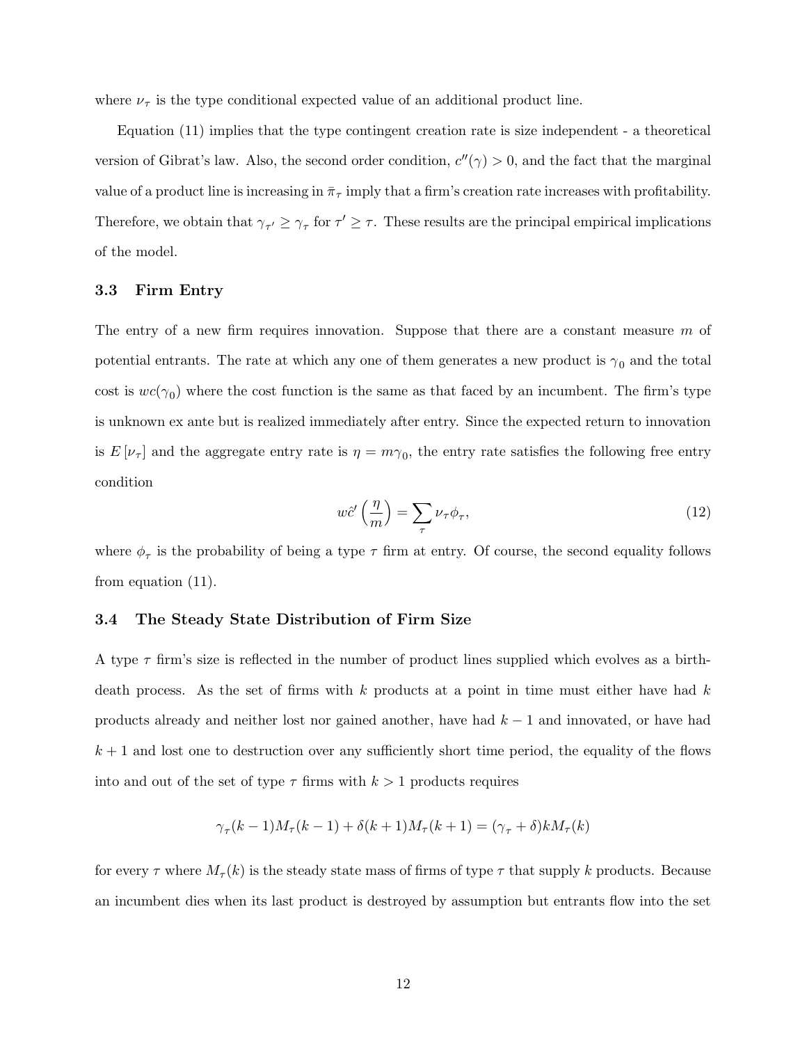where $\nu_\tau$ is the type conditional expected value of an additional product line.

Equation (11) implies that the type contingent creation rate is size independent - a theoretical version of Gibrat's law. Also, the second order condition, $c''(\gamma) > 0$, and the fact that the marginal value of a product line is increasing in $\bar{\pi}_\tau$ imply that a firm's creation rate increases with profitability. Therefore, we obtain that $\gamma_{\tau'} \geq \gamma_\tau$ for $\tau' \geq \tau$. These results are the principal empirical implications of the model.

### 3.3 Firm Entry

The entry of a new firm requires innovation. Suppose that there are a constant measure $m$ of potential entrants. The rate at which any one of them generates a new product is $\gamma_0$ and the total cost is $wc(\gamma_0)$ where the cost function is the same as that faced by an incumbent. The firm's type is unknown ex ante but is realized immediately after entry. Since the expected return to innovation is $E[\nu_\tau]$ and the aggregate entry rate is $\eta = m\gamma_0$, the entry rate satisfies the following free entry condition

$$w\hat{c}'\left(\frac{\eta}{m}\right) = \sum_\tau \nu_\tau \phi_\tau, \tag{12}$$

where $\phi_\tau$ is the probability of being a type $\tau$ firm at entry. Of course, the second equality follows from equation (11).

### 3.4 The Steady State Distribution of Firm Size

A type $\tau$ firm's size is reflected in the number of product lines supplied which evolves as a birth-death process. As the set of firms with $k$ products at a point in time must either have had $k$ products already and neither lost nor gained another, have had $k-1$ and innovated, or have had $k+1$ and lost one to destruction over any sufficiently short time period, the equality of the flows into and out of the set of type $\tau$ firms with $k > 1$ products requires

$$\gamma_\tau(k-1)M_\tau(k-1) + \delta(k+1)M_\tau(k+1) = (\gamma_\tau + \delta)kM_\tau(k)$$

for every $\tau$ where $M_\tau(k)$ is the steady state mass of firms of type $\tau$ that supply $k$ products. Because an incumbent dies when its last product is destroyed by assumption but entrants flow into the set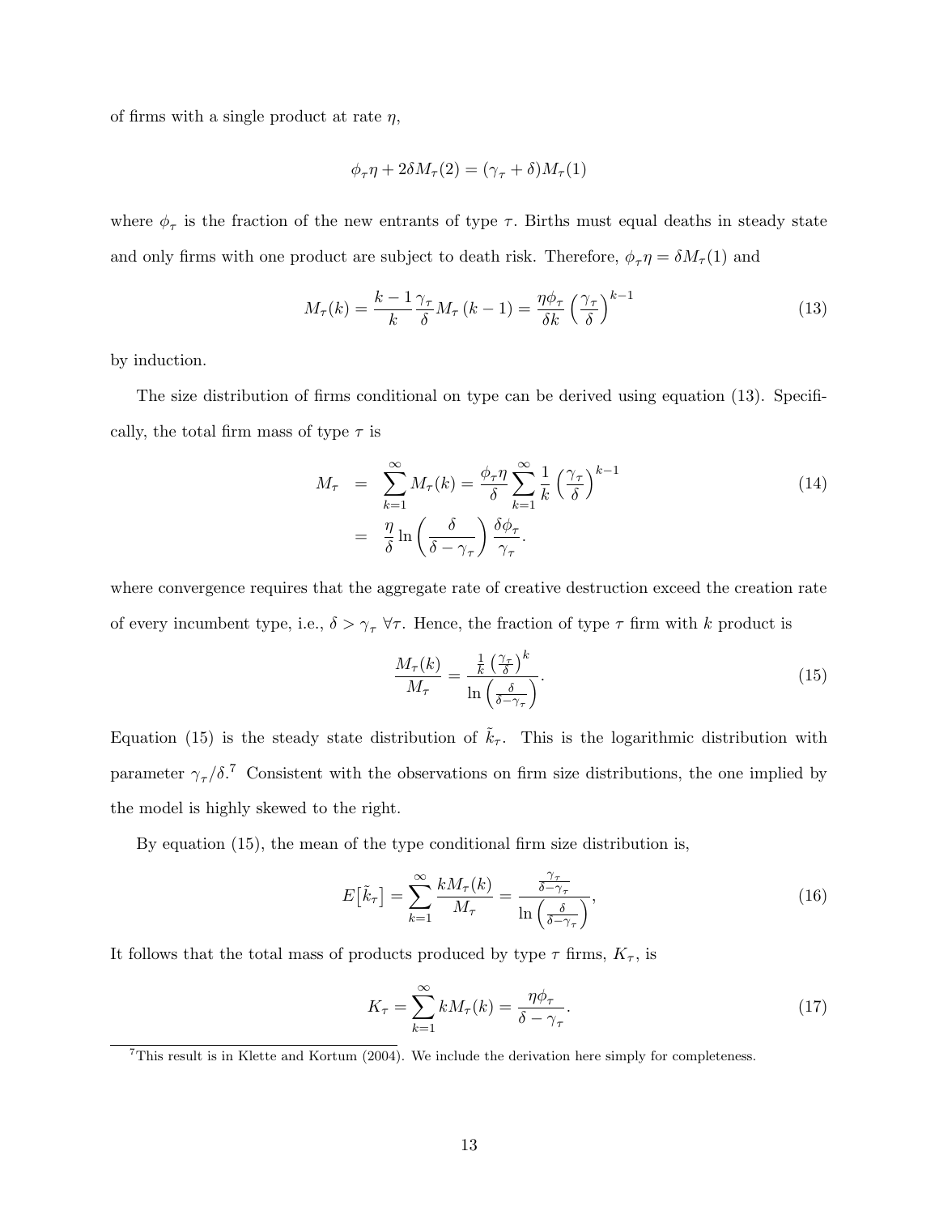of firms with a single product at rate $\eta$,

$$\phi_\tau \eta + 2\delta M_\tau(2) = (\gamma_\tau + \delta) M_\tau(1)$$

where $\phi_\tau$ is the fraction of the new entrants of type $\tau$. Births must equal deaths in steady state and only firms with one product are subject to death risk. Therefore, $\phi_\tau \eta = \delta M_\tau(1)$ and

$$M_\tau(k) = \frac{k-1}{k} \frac{\gamma_\tau}{\delta} M_\tau(k-1) = \frac{\eta \phi_\tau}{\delta k} \left(\frac{\gamma_\tau}{\delta}\right)^{k-1} \tag{13}$$

by induction.

The size distribution of firms conditional on type can be derived using equation (13). Specifically, the total firm mass of type $\tau$ is

$$\begin{aligned} M_\tau &= \sum_{k=1}^{\infty} M_\tau(k) = \frac{\phi_\tau \eta}{\delta} \sum_{k=1}^{\infty} \frac{1}{k} \left(\frac{\gamma_\tau}{\delta}\right)^{k-1} \\ &= \frac{\eta}{\delta} \ln\left(\frac{\delta}{\delta - \gamma_\tau}\right) \frac{\delta \phi_\tau}{\gamma_\tau}. \end{aligned} \tag{14}$$

where convergence requires that the aggregate rate of creative destruction exceed the creation rate of every incumbent type, i.e., $\delta > \gamma_\tau \ \forall \tau$. Hence, the fraction of type $\tau$ firm with $k$ product is

$$\frac{M_\tau(k)}{M_\tau} = \frac{\frac{1}{k}\left(\frac{\gamma_\tau}{\delta}\right)^k}{\ln\left(\frac{\delta}{\delta - \gamma_\tau}\right)}. \tag{15}$$

Equation (15) is the steady state distribution of $\tilde{k}_\tau$. This is the logarithmic distribution with parameter $\gamma_\tau/\delta$.[7] Consistent with the observations on firm size distributions, the one implied by the model is highly skewed to the right.

By equation (15), the mean of the type conditional firm size distribution is,

$$E\left[\tilde{k}_\tau\right] = \sum_{k=1}^{\infty} \frac{k M_\tau(k)}{M_\tau} = \frac{\frac{\gamma_\tau}{\delta - \gamma_\tau}}{\ln\left(\frac{\delta}{\delta - \gamma_\tau}\right)}, \tag{16}$$

It follows that the total mass of products produced by type $\tau$ firms, $K_\tau$, is

$$K_\tau = \sum_{k=1}^{\infty} k M_\tau(k) = \frac{\eta \phi_\tau}{\delta - \gamma_\tau}. \tag{17}$$

[7] This result is in Klette and Kortum (2004). We include the derivation here simply for completeness.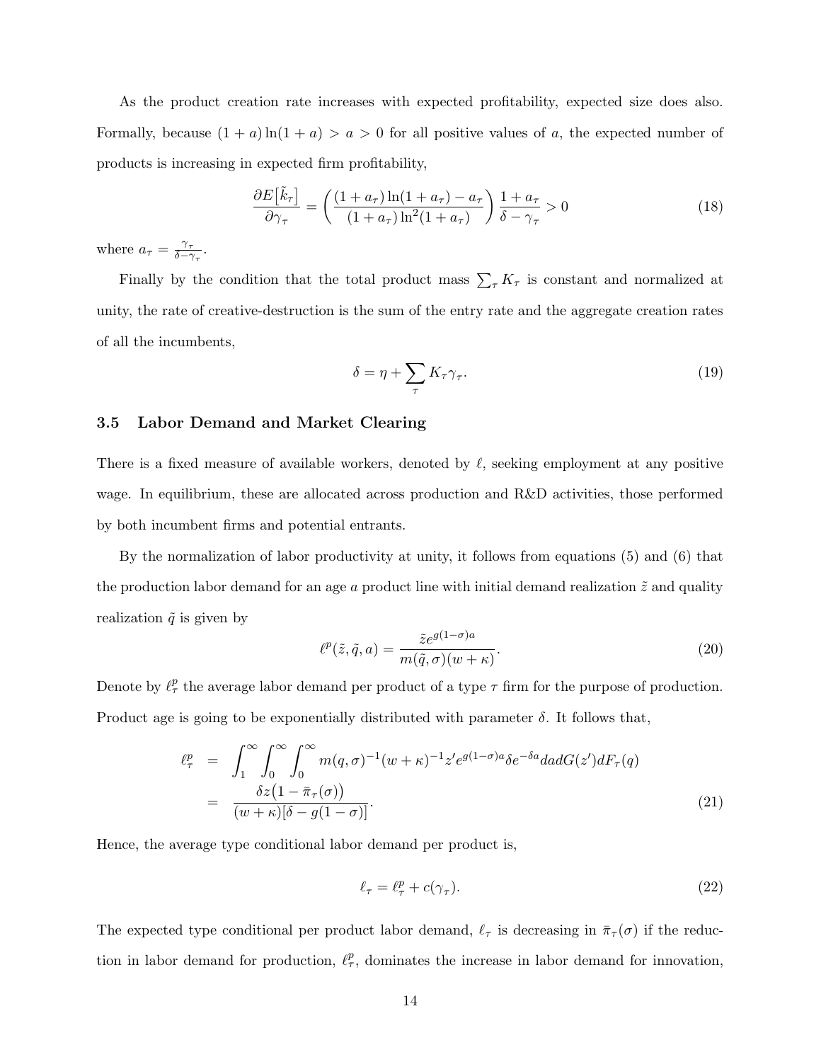As the product creation rate increases with expected profitability, expected size does also. Formally, because $(1+a)\ln(1+a) > a > 0$ for all positive values of $a$, the expected number of products is increasing in expected firm profitability,

$$\frac{\partial E\big[\tilde{k}_\tau\big]}{\partial \gamma_\tau} = \left(\frac{(1+a_\tau)\ln(1+a_\tau) - a_\tau}{(1+a_\tau)\ln^2(1+a_\tau)}\right)\frac{1+a_\tau}{\delta - \gamma_\tau} > 0 \tag{18}$$

where $a_\tau = \frac{\gamma_\tau}{\delta - \gamma_\tau}$.

Finally by the condition that the total product mass $\sum_\tau K_\tau$ is constant and normalized at unity, the rate of creative-destruction is the sum of the entry rate and the aggregate creation rates of all the incumbents,

$$\delta = \eta + \sum_\tau K_\tau \gamma_\tau. \tag{19}$$

### 3.5 Labor Demand and Market Clearing

There is a fixed measure of available workers, denoted by $\ell$, seeking employment at any positive wage. In equilibrium, these are allocated across production and R&D activities, those performed by both incumbent firms and potential entrants.

By the normalization of labor productivity at unity, it follows from equations (5) and (6) that the production labor demand for an age $a$ product line with initial demand realization $\tilde{z}$ and quality realization $\tilde{q}$ is given by

$$\ell^p(\tilde{z}, \tilde{q}, a) = \frac{\tilde{z}e^{g(1-\sigma)a}}{m(\tilde{q}, \sigma)(w+\kappa)}. \tag{20}$$

Denote by $\ell^p_\tau$ the average labor demand per product of a type $\tau$ firm for the purpose of production. Product age is going to be exponentially distributed with parameter $\delta$. It follows that,

$$\begin{aligned}
\ell^p_\tau &= \int_1^\infty \int_0^\infty \int_0^\infty m(q,\sigma)^{-1}(w+\kappa)^{-1} z' e^{g(1-\sigma)a}\delta e^{-\delta a} da dG(z') dF_\tau(q) \\
&= \frac{\delta z\big(1 - \bar{\pi}_\tau(\sigma)\big)}{(w+\kappa)[\delta - g(1-\sigma)]}.
\end{aligned} \tag{21}$$

Hence, the average type conditional labor demand per product is,

$$\ell_\tau = \ell^p_\tau + c(\gamma_\tau). \tag{22}$$

The expected type conditional per product labor demand, $\ell_\tau$ is decreasing in $\bar{\pi}_\tau(\sigma)$ if the reduction in labor demand for production, $\ell^p_\tau$, dominates the increase in labor demand for innovation,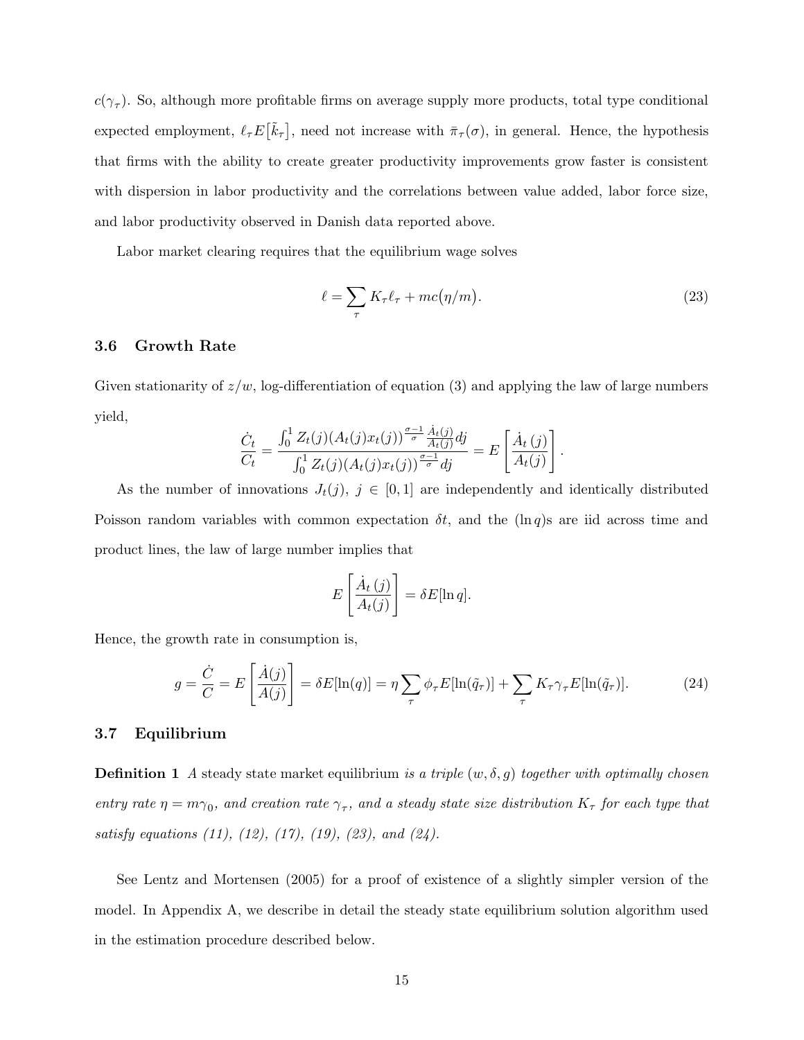$c(\gamma_\tau)$. So, although more profitable firms on average supply more products, total type conditional expected employment, $\ell_\tau E\big[\tilde{k}_\tau\big]$, need not increase with $\bar{\pi}_\tau(\sigma)$, in general. Hence, the hypothesis that firms with the ability to create greater productivity improvements grow faster is consistent with dispersion in labor productivity and the correlations between value added, labor force size, and labor productivity observed in Danish data reported above.

Labor market clearing requires that the equilibrium wage solves

$$\ell = \sum_\tau K_\tau \ell_\tau + mc\big(\eta/m\big). \tag{23}$$

### 3.6 Growth Rate

Given stationarity of $z/w$, log-differentiation of equation (3) and applying the law of large numbers yield,

$$\frac{\dot{C}_t}{C_t} = \frac{\int_0^1 Z_t(j)(A_t(j)x_t(j))^{\frac{\sigma-1}{\sigma}} \frac{\dot{A}_t(j)}{A_t(j)} dj}{\int_0^1 Z_t(j)(A_t(j)x_t(j))^{\frac{\sigma-1}{\sigma}} dj} = E\left[\frac{\dot{A}_t\,(j)}{A_t(j)}\right].$$

As the number of innovations $J_t(j),\ j \in [0,1]$ are independently and identically distributed Poisson random variables with common expectation $\delta t$, and the $(\ln q)$s are iid across time and product lines, the law of large number implies that

$$E\left[\frac{\dot{A}_t\,(j)}{A_t(j)}\right] = \delta E[\ln q].$$

Hence, the growth rate in consumption is,

$$g = \frac{\dot{C}}{C} = E\left[\frac{\dot{A}(j)}{A(j)}\right] = \delta E[\ln(q)] = \eta \sum_\tau \phi_\tau E[\ln(\tilde{q}_\tau)] + \sum_\tau K_\tau \gamma_\tau E[\ln(\tilde{q}_\tau)]. \tag{24}$$

### 3.7 Equilibrium

**Definition 1** *A* steady state market equilibrium *is a triple* $(w, \delta, g)$ *together with optimally chosen entry rate* $\eta = m\gamma_0$*, and creation rate* $\gamma_\tau$*, and a steady state size distribution* $K_\tau$ *for each type that satisfy equations (11), (12), (17), (19), (23), and (24).*

See Lentz and Mortensen (2005) for a proof of existence of a slightly simpler version of the model. In Appendix A, we describe in detail the steady state equilibrium solution algorithm used in the estimation procedure described below.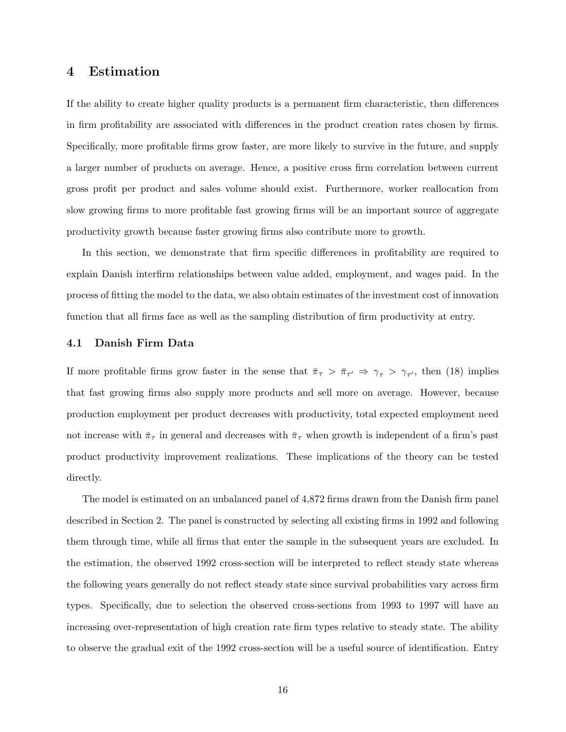# 4 Estimation

If the ability to create higher quality products is a permanent firm characteristic, then differences in firm profitability are associated with differences in the product creation rates chosen by firms. Specifically, more profitable firms grow faster, are more likely to survive in the future, and supply a larger number of products on average. Hence, a positive cross firm correlation between current gross profit per product and sales volume should exist. Furthermore, worker reallocation from slow growing firms to more profitable fast growing firms will be an important source of aggregate productivity growth because faster growing firms also contribute more to growth.

In this section, we demonstrate that firm specific differences in profitability are required to explain Danish interfirm relationships between value added, employment, and wages paid. In the process of fitting the model to the data, we also obtain estimates of the investment cost of innovation function that all firms face as well as the sampling distribution of firm productivity at entry.

## 4.1 Danish Firm Data

If more profitable firms grow faster in the sense that $\bar{\pi}_\tau > \bar{\pi}_{\tau'} \Rightarrow \gamma_\tau > \gamma_{\tau'}$, then (18) implies that fast growing firms also supply more products and sell more on average. However, because production employment per product decreases with productivity, total expected employment need not increase with $\bar{\pi}_\tau$ in general and decreases with $\bar{\pi}_\tau$ when growth is independent of a firm's past product productivity improvement realizations. These implications of the theory can be tested directly.

The model is estimated on an unbalanced panel of 4,872 firms drawn from the Danish firm panel described in Section 2. The panel is constructed by selecting all existing firms in 1992 and following them through time, while all firms that enter the sample in the subsequent years are excluded. In the estimation, the observed 1992 cross-section will be interpreted to reflect steady state whereas the following years generally do not reflect steady state since survival probabilities vary across firm types. Specifically, due to selection the observed cross-sections from 1993 to 1997 will have an increasing over-representation of high creation rate firm types relative to steady state. The ability to observe the gradual exit of the 1992 cross-section will be a useful source of identification. Entry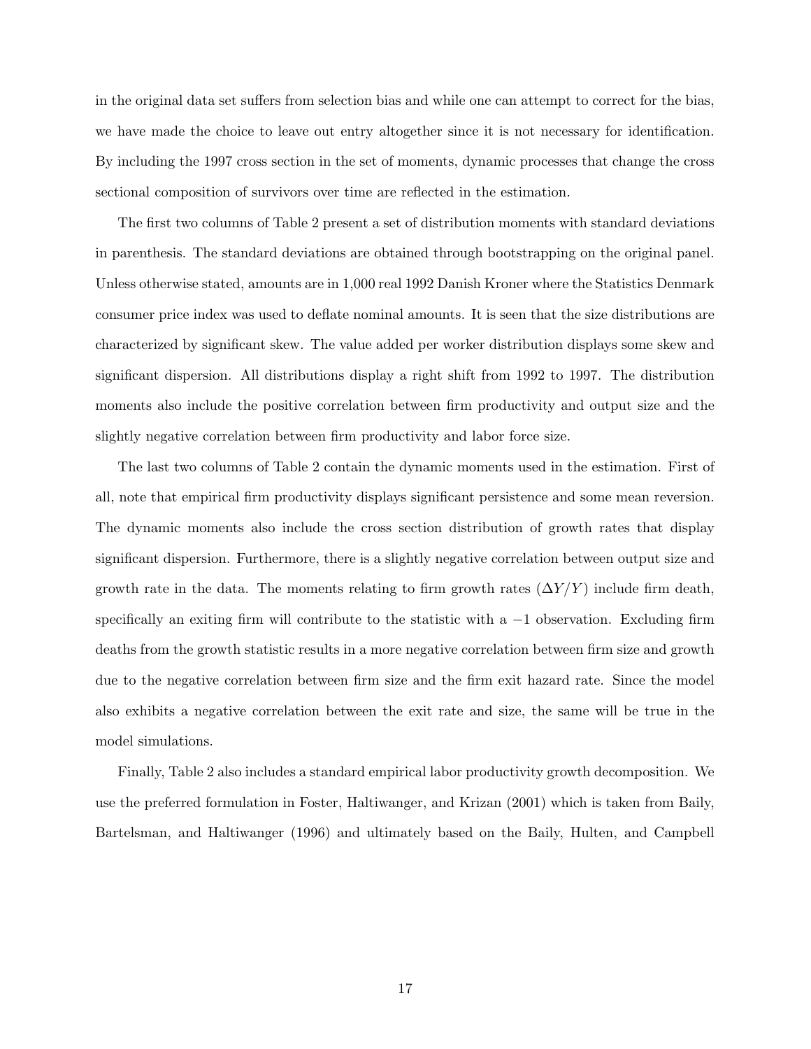in the original data set suffers from selection bias and while one can attempt to correct for the bias, we have made the choice to leave out entry altogether since it is not necessary for identification. By including the 1997 cross section in the set of moments, dynamic processes that change the cross sectional composition of survivors over time are reflected in the estimation.

The first two columns of Table 2 present a set of distribution moments with standard deviations in parenthesis. The standard deviations are obtained through bootstrapping on the original panel. Unless otherwise stated, amounts are in 1,000 real 1992 Danish Kroner where the Statistics Denmark consumer price index was used to deflate nominal amounts. It is seen that the size distributions are characterized by significant skew. The value added per worker distribution displays some skew and significant dispersion. All distributions display a right shift from 1992 to 1997. The distribution moments also include the positive correlation between firm productivity and output size and the slightly negative correlation between firm productivity and labor force size.

The last two columns of Table 2 contain the dynamic moments used in the estimation. First of all, note that empirical firm productivity displays significant persistence and some mean reversion. The dynamic moments also include the cross section distribution of growth rates that display significant dispersion. Furthermore, there is a slightly negative correlation between output size and growth rate in the data. The moments relating to firm growth rates ($\Delta Y/Y$) include firm death, specifically an exiting firm will contribute to the statistic with a $-1$ observation. Excluding firm deaths from the growth statistic results in a more negative correlation between firm size and growth due to the negative correlation between firm size and the firm exit hazard rate. Since the model also exhibits a negative correlation between the exit rate and size, the same will be true in the model simulations.

Finally, Table 2 also includes a standard empirical labor productivity growth decomposition. We use the preferred formulation in Foster, Haltiwanger, and Krizan (2001) which is taken from Baily, Bartelsman, and Haltiwanger (1996) and ultimately based on the Baily, Hulten, and Campbell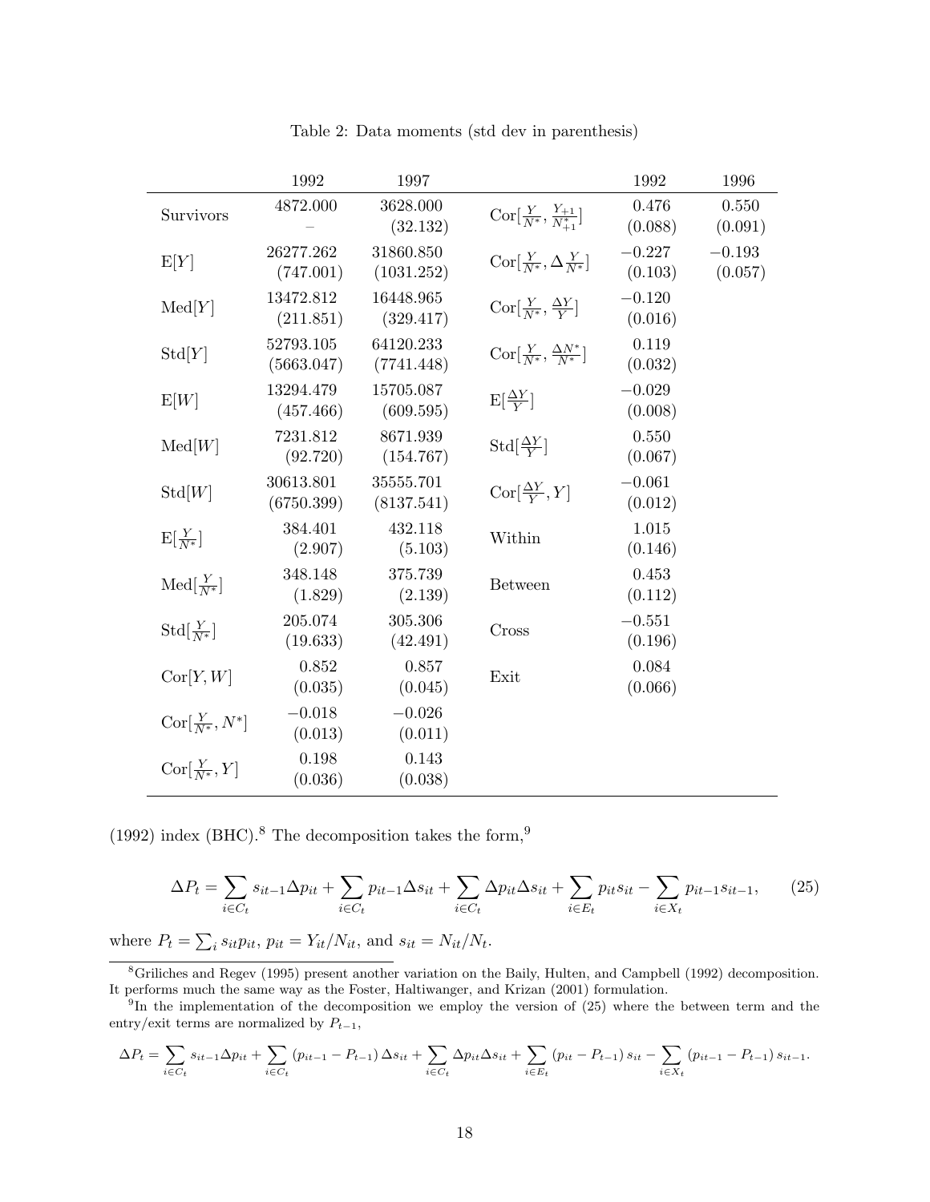Table 2: Data moments (std dev in parenthesis)

| | 1992 | 1997 | | 1992 | 1996 |
|---|---|---|---|---|---|
| Survivors | 4872.000 | 3628.000 | $\mathrm{Cor}[\frac{Y}{N^*}, \frac{Y_{+1}}{N^*_{+1}}]$ | 0.476 | 0.550 |
| | – | (32.132) | | (0.088) | (0.091) |
| $\mathrm{E}[Y]$ | 26277.262 | 31860.850 | $\mathrm{Cor}[\frac{Y}{N^*}, \Delta\frac{Y}{N^*}]$ | $-0.227$ | $-0.193$ |
| | (747.001) | (1031.252) | | (0.103) | (0.057) |
| $\mathrm{Med}[Y]$ | 13472.812 | 16448.965 | $\mathrm{Cor}[\frac{Y}{N^*}, \frac{\Delta Y}{Y}]$ | $-0.120$ | |
| | (211.851) | (329.417) | | (0.016) | |
| $\mathrm{Std}[Y]$ | 52793.105 | 64120.233 | $\mathrm{Cor}[\frac{Y}{N^*}, \frac{\Delta N^*}{N^*}]$ | 0.119 | |
| | (5663.047) | (7741.448) | | (0.032) | |
| $\mathrm{E}[W]$ | 13294.479 | 15705.087 | $\mathrm{E}[\frac{\Delta Y}{Y}]$ | $-0.029$ | |
| | (457.466) | (609.595) | | (0.008) | |
| $\mathrm{Med}[W]$ | 7231.812 | 8671.939 | $\mathrm{Std}[\frac{\Delta Y}{Y}]$ | 0.550 | |
| | (92.720) | (154.767) | | (0.067) | |
| $\mathrm{Std}[W]$ | 30613.801 | 35555.701 | $\mathrm{Cor}[\frac{\Delta Y}{Y}, Y]$ | $-0.061$ | |
| | (6750.399) | (8137.541) | | (0.012) | |
| $\mathrm{E}[\frac{Y}{N^*}]$ | 384.401 | 432.118 | Within | 1.015 | |
| | (2.907) | (5.103) | | (0.146) | |
| $\mathrm{Med}[\frac{Y}{N^*}]$ | 348.148 | 375.739 | Between | 0.453 | |
| | (1.829) | (2.139) | | (0.112) | |
| $\mathrm{Std}[\frac{Y}{N^*}]$ | 205.074 | 305.306 | Cross | $-0.551$ | |
| | (19.633) | (42.491) | | (0.196) | |
| $\mathrm{Cor}[Y, W]$ | 0.852 | 0.857 | Exit | 0.084 | |
| | (0.035) | (0.045) | | (0.066) | |
| $\mathrm{Cor}[\frac{Y}{N^*}, N^*]$ | $-0.018$ | $-0.026$ | | | |
| | (0.013) | (0.011) | | | |
| $\mathrm{Cor}[\frac{Y}{N^*}, Y]$ | 0.198 | 0.143 | | | |
| | (0.036) | (0.038) | | | |

(1992) index (BHC).[8] The decomposition takes the form,[9]

$$\Delta P_t = \sum_{i \in C_t} s_{it-1} \Delta p_{it} + \sum_{i \in C_t} p_{it-1} \Delta s_{it} + \sum_{i \in C_t} \Delta p_{it} \Delta s_{it} + \sum_{i \in E_t} p_{it} s_{it} - \sum_{i \in X_t} p_{it-1} s_{it-1}, \tag{25}$$

where $P_t = \sum_i s_{it} p_{it}$, $p_{it} = Y_{it}/N_{it}$, and $s_{it} = N_{it}/N_t$.

[8] Griliches and Regev (1995) present another variation on the Baily, Hulten, and Campbell (1992) decomposition. It performs much the same way as the Foster, Haltiwanger, and Krizan (2001) formulation.

[9] In the implementation of the decomposition we employ the version of (25) where the between term and the entry/exit terms are normalized by $P_{t-1}$,

$$\Delta P_t = \sum_{i \in C_t} s_{it-1} \Delta p_{it} + \sum_{i \in C_t} (p_{it-1} - P_{t-1}) \Delta s_{it} + \sum_{i \in C_t} \Delta p_{it} \Delta s_{it} + \sum_{i \in E_t} (p_{it} - P_{t-1}) s_{it} - \sum_{i \in X_t} (p_{it-1} - P_{t-1}) s_{it-1}.$$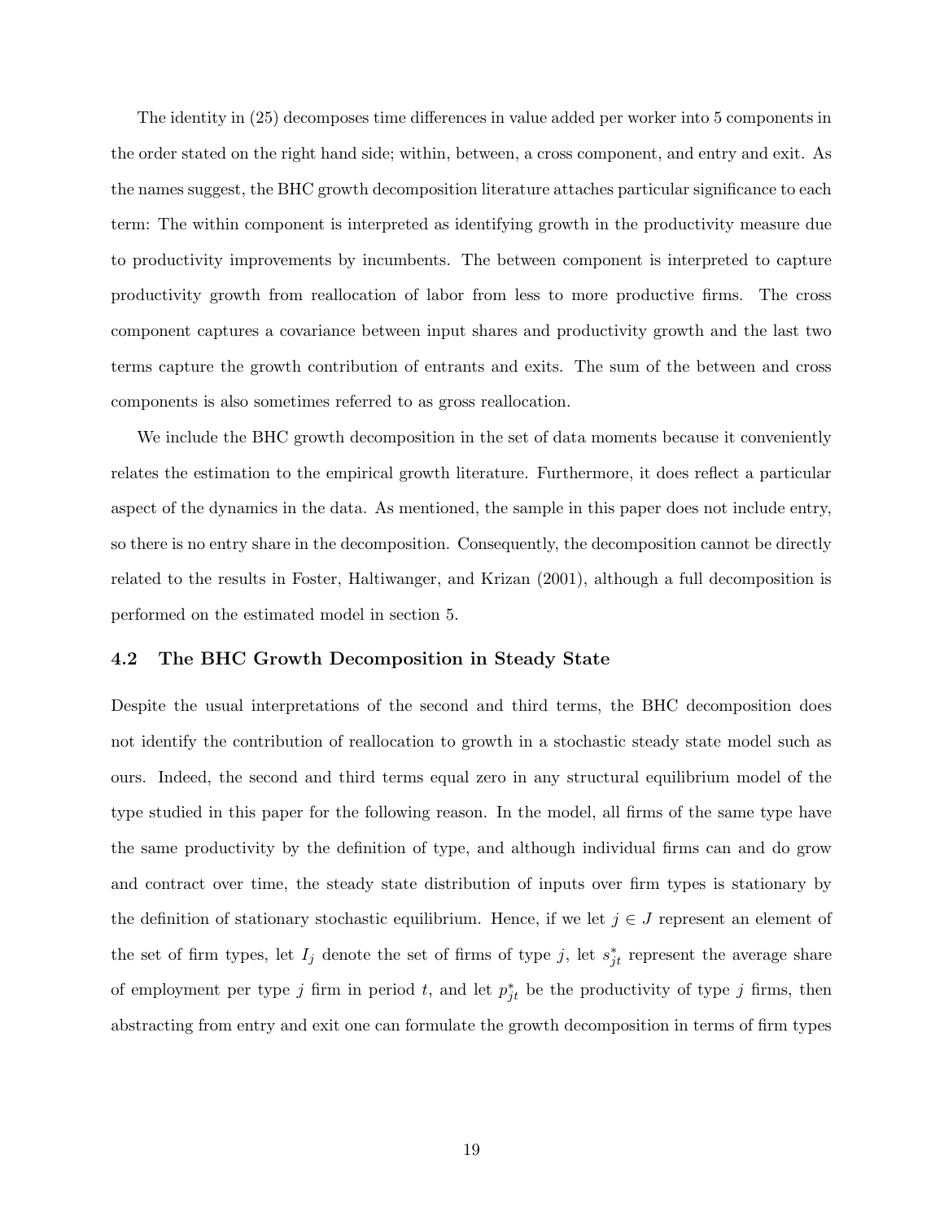The identity in (25) decomposes time differences in value added per worker into 5 components in the order stated on the right hand side; within, between, a cross component, and entry and exit. As the names suggest, the BHC growth decomposition literature attaches particular significance to each term: The within component is interpreted as identifying growth in the productivity measure due to productivity improvements by incumbents. The between component is interpreted to capture productivity growth from reallocation of labor from less to more productive firms. The cross component captures a covariance between input shares and productivity growth and the last two terms capture the growth contribution of entrants and exits. The sum of the between and cross components is also sometimes referred to as gross reallocation.

We include the BHC growth decomposition in the set of data moments because it conveniently relates the estimation to the empirical growth literature. Furthermore, it does reflect a particular aspect of the dynamics in the data. As mentioned, the sample in this paper does not include entry, so there is no entry share in the decomposition. Consequently, the decomposition cannot be directly related to the results in Foster, Haltiwanger, and Krizan (2001), although a full decomposition is performed on the estimated model in section 5.

### 4.2 The BHC Growth Decomposition in Steady State

Despite the usual interpretations of the second and third terms, the BHC decomposition does not identify the contribution of reallocation to growth in a stochastic steady state model such as ours. Indeed, the second and third terms equal zero in any structural equilibrium model of the type studied in this paper for the following reason. In the model, all firms of the same type have the same productivity by the definition of type, and although individual firms can and do grow and contract over time, the steady state distribution of inputs over firm types is stationary by the definition of stationary stochastic equilibrium. Hence, if we let $j \in J$ represent an element of the set of firm types, let $I_j$ denote the set of firms of type $j$, let $s^*_{jt}$ represent the average share of employment per type $j$ firm in period $t$, and let $p^*_{jt}$ be the productivity of type $j$ firms, then abstracting from entry and exit one can formulate the growth decomposition in terms of firm types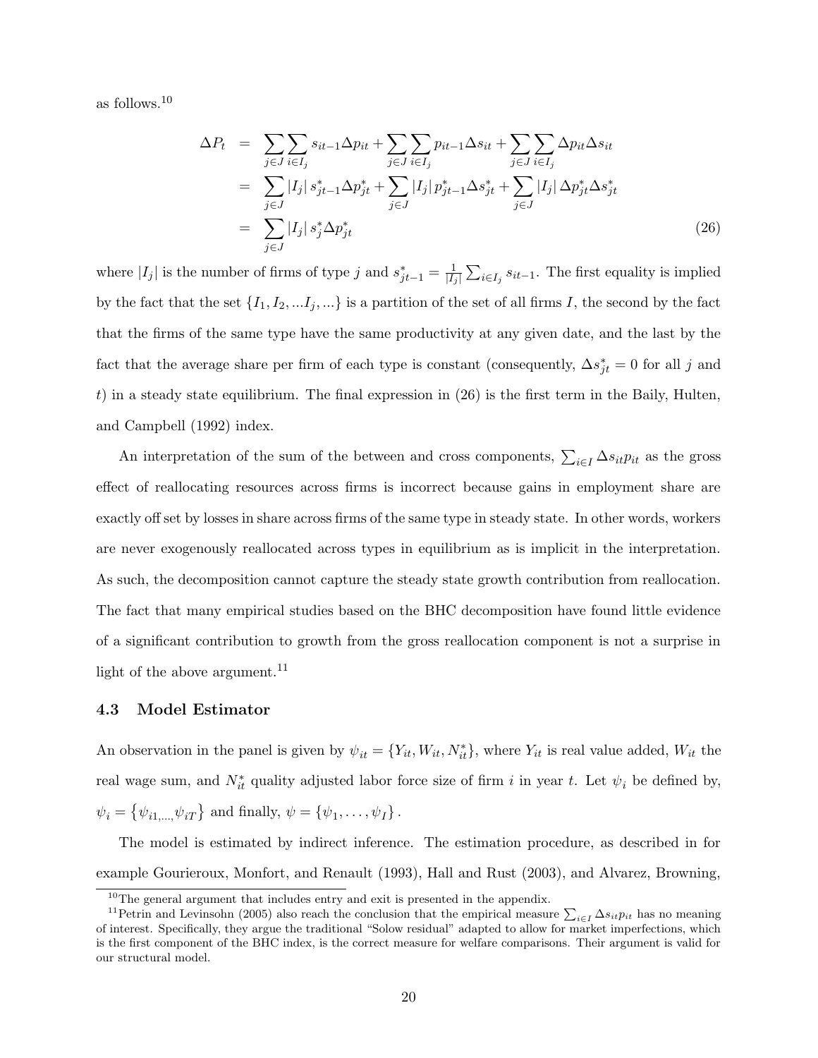as follows.[10]

$$
\begin{aligned}
\Delta P_t &= \sum_{j\in J}\sum_{i\in I_j} s_{it-1}\Delta p_{it} + \sum_{j\in J}\sum_{i\in I_j} p_{it-1}\Delta s_{it} + \sum_{j\in J}\sum_{i\in I_j} \Delta p_{it}\Delta s_{it} \\
&= \sum_{j\in J} |I_j|\, s^*_{jt-1}\Delta p^*_{jt} + \sum_{j\in J} |I_j|\, p^*_{jt-1}\Delta s^*_{jt} + \sum_{j\in J} |I_j|\, \Delta p^*_{jt}\Delta s^*_{jt} \\
&= \sum_{j\in J} |I_j|\, s^*_j \Delta p^*_{jt} \qquad (26)
\end{aligned}
$$

where $|I_j|$ is the number of firms of type $j$ and $s^*_{jt-1} = \frac{1}{|I_j|}\sum_{i\in I_j} s_{it-1}$. The first equality is implied by the fact that the set $\{I_1, I_2, ...I_j, ...\}$ is a partition of the set of all firms $I$, the second by the fact that the firms of the same type have the same productivity at any given date, and the last by the fact that the average share per firm of each type is constant (consequently, $\Delta s^*_{jt} = 0$ for all $j$ and $t$) in a steady state equilibrium. The final expression in (26) is the first term in the Baily, Hulten, and Campbell (1992) index.

An interpretation of the sum of the between and cross components, $\sum_{i\in I}\Delta s_{it}p_{it}$ as the gross effect of reallocating resources across firms is incorrect because gains in employment share are exactly off set by losses in share across firms of the same type in steady state. In other words, workers are never exogenously reallocated across types in equilibrium as is implicit in the interpretation. As such, the decomposition cannot capture the steady state growth contribution from reallocation. The fact that many empirical studies based on the BHC decomposition have found little evidence of a significant contribution to growth from the gross reallocation component is not a surprise in light of the above argument.[11]

### 4.3 Model Estimator

An observation in the panel is given by $\psi_{it} = \{Y_{it}, W_{it}, N^*_{it}\}$, where $Y_{it}$ is real value added, $W_{it}$ the real wage sum, and $N^*_{it}$ quality adjusted labor force size of firm $i$ in year $t$. Let $\psi_i$ be defined by, $\psi_i = \{\psi_{i1,...,}\psi_{iT}\}$ and finally, $\psi = \{\psi_1, \ldots, \psi_I\}$.

The model is estimated by indirect inference. The estimation procedure, as described in for example Gourieroux, Monfort, and Renault (1993), Hall and Rust (2003), and Alvarez, Browning,

[10] The general argument that includes entry and exit is presented in the appendix.

[11] Petrin and Levinsohn (2005) also reach the conclusion that the empirical measure $\sum_{i\in I}\Delta s_{it}p_{it}$ has no meaning of interest. Specifically, they argue the traditional "Solow residual" adapted to allow for market imperfections, which is the first component of the BHC index, is the correct measure for welfare comparisons. Their argument is valid for our structural model.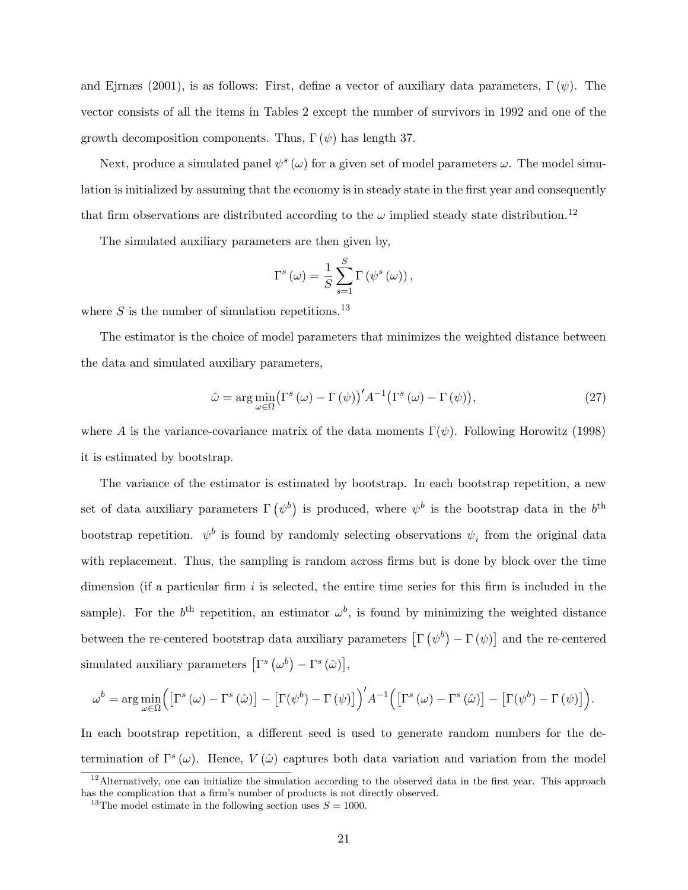and Ejrnæs (2001), is as follows: First, define a vector of auxiliary data parameters, $\Gamma(\psi)$. The vector consists of all the items in Tables 2 except the number of survivors in 1992 and one of the growth decomposition components. Thus, $\Gamma(\psi)$ has length 37.

Next, produce a simulated panel $\psi^s(\omega)$ for a given set of model parameters $\omega$. The model simulation is initialized by assuming that the economy is in steady state in the first year and consequently that firm observations are distributed according to the $\omega$ implied steady state distribution.[12]

The simulated auxiliary parameters are then given by,

$$\Gamma^s(\omega) = \frac{1}{S}\sum_{s=1}^{S} \Gamma(\psi^s(\omega)),$$

where $S$ is the number of simulation repetitions.[13]

The estimator is the choice of model parameters that minimizes the weighted distance between the data and simulated auxiliary parameters,

$$\hat{\omega} = \arg\min_{\omega\in\Omega} \big(\Gamma^s(\omega) - \Gamma(\psi)\big)' A^{-1} \big(\Gamma^s(\omega) - \Gamma(\psi)\big), \tag{27}$$

where $A$ is the variance-covariance matrix of the data moments $\Gamma(\psi)$. Following Horowitz (1998) it is estimated by bootstrap.

The variance of the estimator is estimated by bootstrap. In each bootstrap repetition, a new set of data auxiliary parameters $\Gamma(\psi^b)$ is produced, where $\psi^b$ is the bootstrap data in the $b^{\text{th}}$ bootstrap repetition. $\psi^b$ is found by randomly selecting observations $\psi_i$ from the original data with replacement. Thus, the sampling is random across firms but is done by block over the time dimension (if a particular firm $i$ is selected, the entire time series for this firm is included in the sample). For the $b^{\text{th}}$ repetition, an estimator $\omega^b$, is found by minimizing the weighted distance between the re-centered bootstrap data auxiliary parameters $\left[\Gamma(\psi^b) - \Gamma(\psi)\right]$ and the re-centered simulated auxiliary parameters $\left[\Gamma^s(\omega^b) - \Gamma^s(\hat{\omega})\right]$,

$$\omega^b = \arg\min_{\omega\in\Omega} \Big(\left[\Gamma^s(\omega) - \Gamma^s(\hat{\omega})\right] - \left[\Gamma(\psi^b) - \Gamma(\psi)\right]\Big)' A^{-1} \Big(\left[\Gamma^s(\omega) - \Gamma^s(\hat{\omega})\right] - \left[\Gamma(\psi^b) - \Gamma(\psi)\right]\Big).$$

In each bootstrap repetition, a different seed is used to generate random numbers for the determination of $\Gamma^s(\omega)$. Hence, $V(\hat{\omega})$ captures both data variation and variation from the model

[12] Alternatively, one can initialize the simulation according to the observed data in the first year. This approach has the complication that a firm's number of products is not directly observed.

[13] The model estimate in the following section uses $S = 1000$.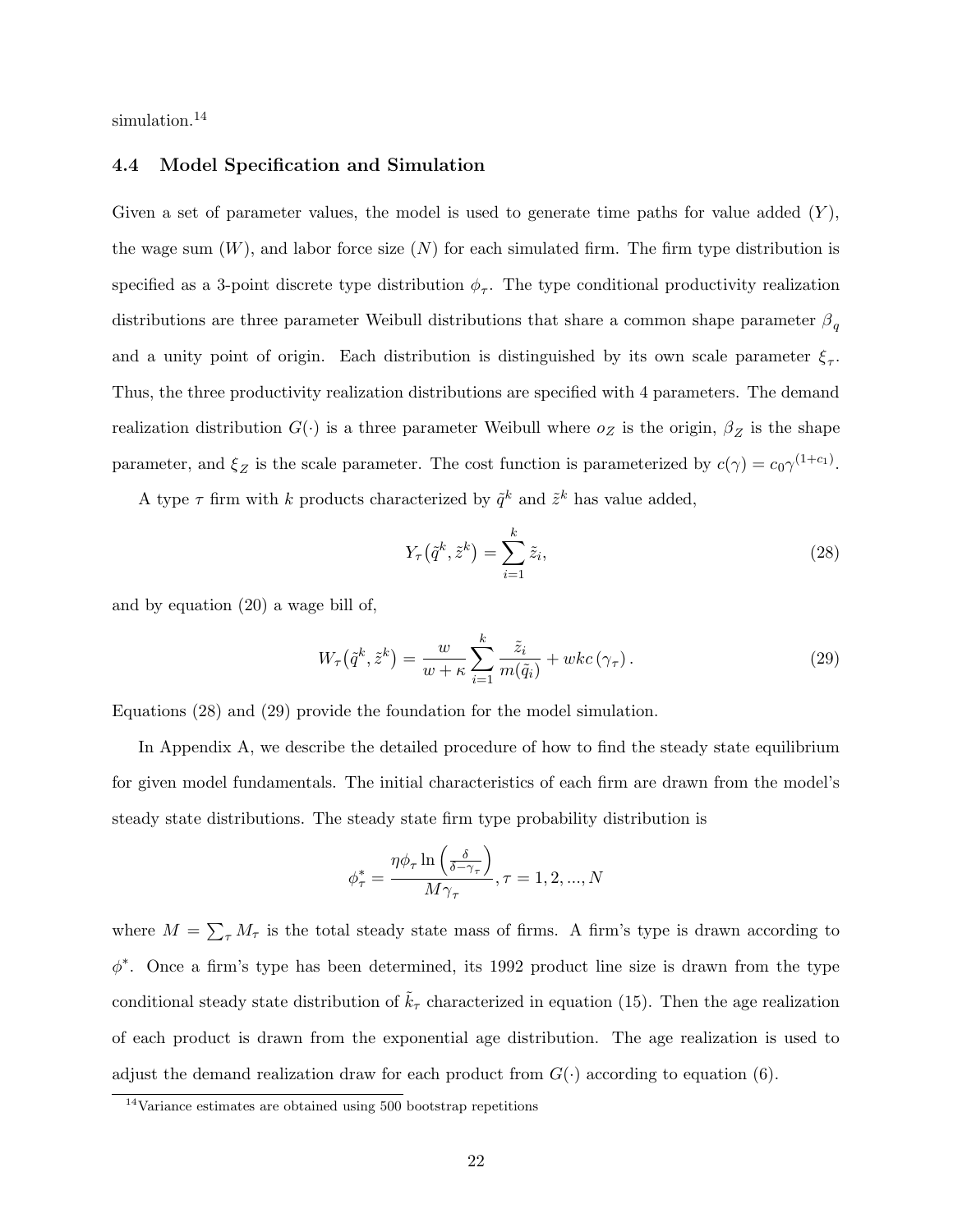simulation.[14]

### 4.4 Model Specification and Simulation

Given a set of parameter values, the model is used to generate time paths for value added ($Y$), the wage sum ($W$), and labor force size ($N$) for each simulated firm. The firm type distribution is specified as a 3-point discrete type distribution $\phi_\tau$. The type conditional productivity realization distributions are three parameter Weibull distributions that share a common shape parameter $\beta_q$ and a unity point of origin. Each distribution is distinguished by its own scale parameter $\xi_\tau$. Thus, the three productivity realization distributions are specified with 4 parameters. The demand realization distribution $G(\cdot)$ is a three parameter Weibull where $o_Z$ is the origin, $\beta_Z$ is the shape parameter, and $\xi_Z$ is the scale parameter. The cost function is parameterized by $c(\gamma) = c_0\gamma^{(1+c_1)}$.

A type $\tau$ firm with $k$ products characterized by $\tilde{q}^k$ and $\tilde{z}^k$ has value added,

$$Y_\tau(\tilde{q}^k, \tilde{z}^k) = \sum_{i=1}^{k} \tilde{z}_i, \tag{28}$$

and by equation (20) a wage bill of,

$$W_\tau(\tilde{q}^k, \tilde{z}^k) = \frac{w}{w+\kappa}\sum_{i=1}^{k}\frac{\tilde{z}_i}{m(\tilde{q}_i)} + wkc(\gamma_\tau). \tag{29}$$

Equations (28) and (29) provide the foundation for the model simulation.

In Appendix A, we describe the detailed procedure of how to find the steady state equilibrium for given model fundamentals. The initial characteristics of each firm are drawn from the model's steady state distributions. The steady state firm type probability distribution is

$$\phi_\tau^* = \frac{\eta\phi_\tau \ln\left(\frac{\delta}{\delta-\gamma_\tau}\right)}{M\gamma_\tau}, \tau = 1, 2, ..., N$$

where $M = \sum_\tau M_\tau$ is the total steady state mass of firms. A firm's type is drawn according to $\phi^*$. Once a firm's type has been determined, its 1992 product line size is drawn from the type conditional steady state distribution of $\tilde{k}_\tau$ characterized in equation (15). Then the age realization of each product is drawn from the exponential age distribution. The age realization is used to adjust the demand realization draw for each product from $G(\cdot)$ according to equation (6).

[14] Variance estimates are obtained using 500 bootstrap repetitions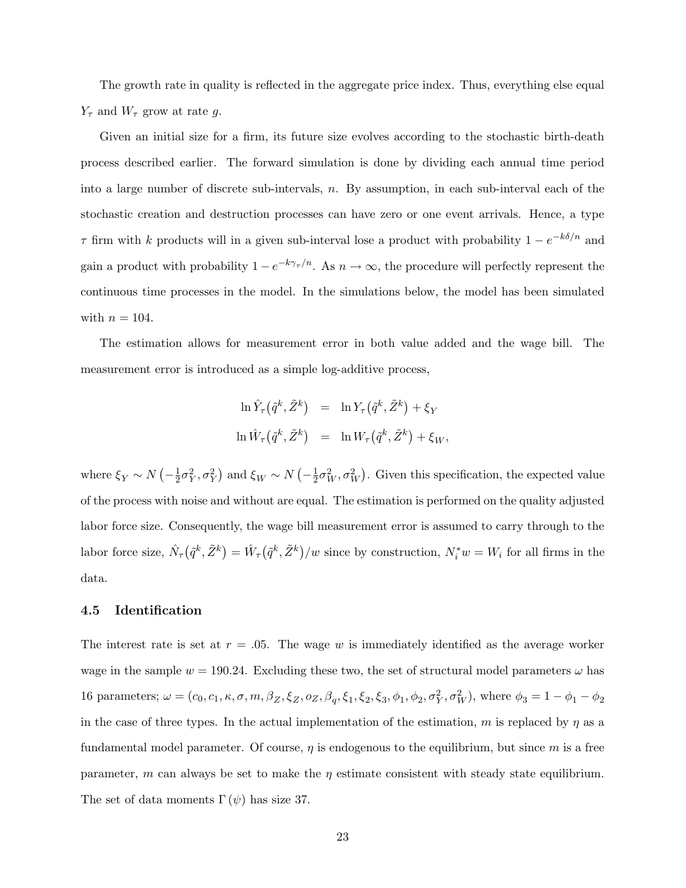The growth rate in quality is reflected in the aggregate price index. Thus, everything else equal $Y_\tau$ and $W_\tau$ grow at rate $g$.

Given an initial size for a firm, its future size evolves according to the stochastic birth-death process described earlier. The forward simulation is done by dividing each annual time period into a large number of discrete sub-intervals, $n$. By assumption, in each sub-interval each of the stochastic creation and destruction processes can have zero or one event arrivals. Hence, a type $\tau$ firm with $k$ products will in a given sub-interval lose a product with probability $1 - e^{-k\delta/n}$ and gain a product with probability $1 - e^{-k\gamma_\tau/n}$. As $n \to \infty$, the procedure will perfectly represent the continuous time processes in the model. In the simulations below, the model has been simulated with $n = 104$.

The estimation allows for measurement error in both value added and the wage bill. The measurement error is introduced as a simple log-additive process,

$$
\begin{aligned}
\ln \hat{Y}_\tau\left(\tilde{q}^k, \tilde{Z}^k\right) &= \ln Y_\tau\left(\tilde{q}^k, \tilde{Z}^k\right) + \xi_Y \\
\ln \hat{W}_\tau\left(\tilde{q}^k, \tilde{Z}^k\right) &= \ln W_\tau\left(\tilde{q}^k, \tilde{Z}^k\right) + \xi_W,
\end{aligned}
$$

where $\xi_Y \sim N\left(-\frac{1}{2}\sigma_Y^2, \sigma_Y^2\right)$ and $\xi_W \sim N\left(-\frac{1}{2}\sigma_W^2, \sigma_W^2\right)$. Given this specification, the expected value of the process with noise and without are equal. The estimation is performed on the quality adjusted labor force size. Consequently, the wage bill measurement error is assumed to carry through to the labor force size, $\hat{N}_\tau\left(\tilde{q}^k, \tilde{Z}^k\right) = \hat{W}_\tau\left(\tilde{q}^k, \tilde{Z}^k\right)/w$ since by construction, $N_i^* w = W_i$ for all firms in the data.

### 4.5 Identification

The interest rate is set at $r = .05$. The wage $w$ is immediately identified as the average worker wage in the sample $w = 190.24$. Excluding these two, the set of structural model parameters $\omega$ has 16 parameters; $\omega = (c_0, c_1, \kappa, \sigma, m, \beta_Z, \xi_Z, o_Z, \beta_q, \xi_1, \xi_2, \xi_3, \phi_1, \phi_2, \sigma_Y^2, \sigma_W^2)$, where $\phi_3 = 1 - \phi_1 - \phi_2$ in the case of three types. In the actual implementation of the estimation, $m$ is replaced by $\eta$ as a fundamental model parameter. Of course, $\eta$ is endogenous to the equilibrium, but since $m$ is a free parameter, $m$ can always be set to make the $\eta$ estimate consistent with steady state equilibrium. The set of data moments $\Gamma(\psi)$ has size 37.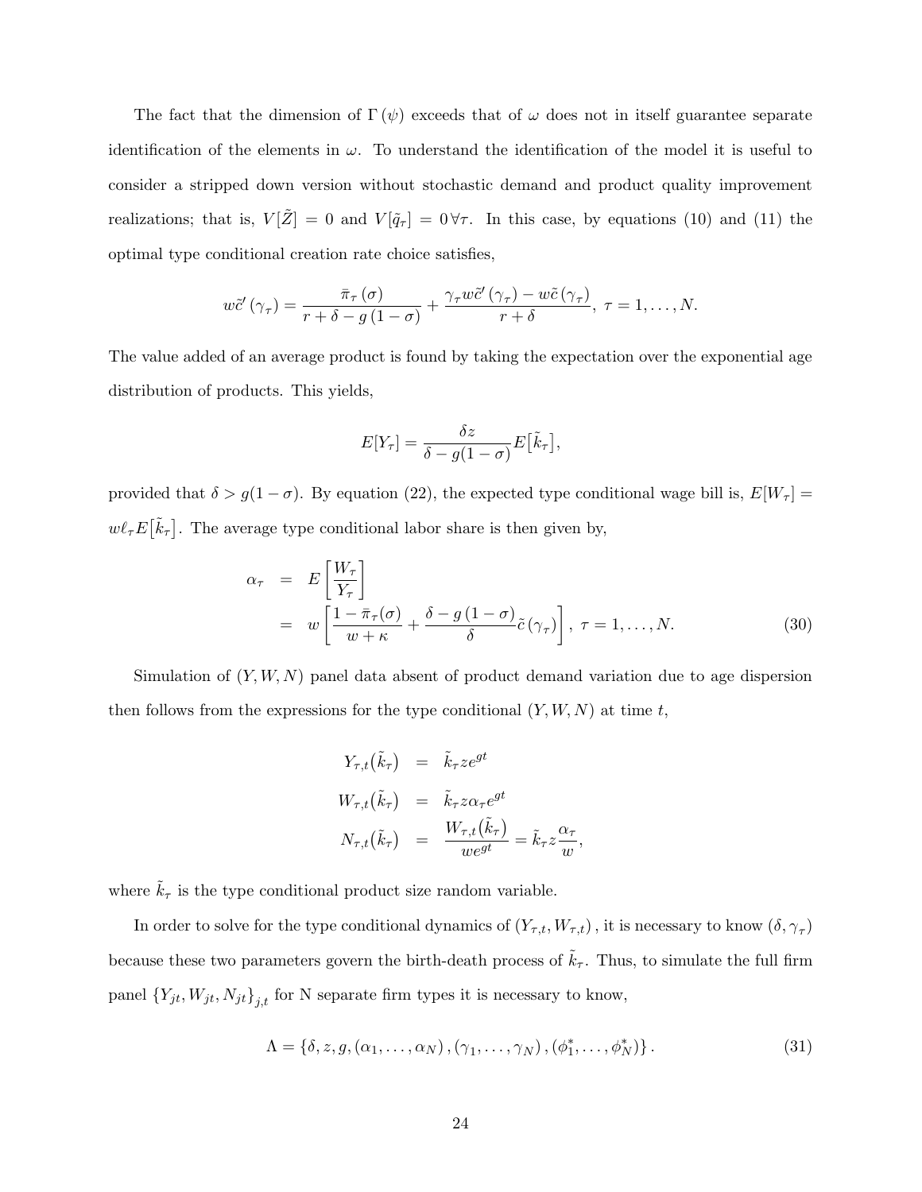The fact that the dimension of $\Gamma(\psi)$ exceeds that of $\omega$ does not in itself guarantee separate identification of the elements in $\omega$. To understand the identification of the model it is useful to consider a stripped down version without stochastic demand and product quality improvement realizations; that is, $V[\tilde{Z}] = 0$ and $V[\tilde{q}_\tau] = 0 \, \forall \tau$. In this case, by equations (10) and (11) the optimal type conditional creation rate choice satisfies,

$$w\tilde{c}'(\gamma_\tau) = \frac{\bar{\pi}_\tau(\sigma)}{r + \delta - g(1-\sigma)} + \frac{\gamma_\tau w\tilde{c}'(\gamma_\tau) - w\tilde{c}(\gamma_\tau)}{r + \delta}, \; \tau = 1, \ldots, N.$$

The value added of an average product is found by taking the expectation over the exponential age distribution of products. This yields,

$$E[Y_\tau] = \frac{\delta z}{\delta - g(1-\sigma)} E\big[\tilde{k}_\tau\big],$$

provided that $\delta > g(1-\sigma)$. By equation (22), the expected type conditional wage bill is, $E[W_\tau] = w\ell_\tau E\big[\tilde{k}_\tau\big]$. The average type conditional labor share is then given by,

$$\begin{aligned} \alpha_\tau &= E\left[\frac{W_\tau}{Y_\tau}\right] \\ &= w\left[\frac{1 - \bar{\pi}_\tau(\sigma)}{w + \kappa} + \frac{\delta - g(1-\sigma)}{\delta}\tilde{c}(\gamma_\tau)\right], \; \tau = 1, \ldots, N. \end{aligned} \tag{30}$$

Simulation of $(Y, W, N)$ panel data absent of product demand variation due to age dispersion then follows from the expressions for the type conditional $(Y, W, N)$ at time $t$,

$$\begin{aligned} Y_{\tau,t}\big(\tilde{k}_\tau\big) &= \tilde{k}_\tau z e^{gt} \\ W_{\tau,t}\big(\tilde{k}_\tau\big) &= \tilde{k}_\tau z \alpha_\tau e^{gt} \\ N_{\tau,t}\big(\tilde{k}_\tau\big) &= \frac{W_{\tau,t}\big(\tilde{k}_\tau\big)}{we^{gt}} = \tilde{k}_\tau z \frac{\alpha_\tau}{w}, \end{aligned}$$

where $\tilde{k}_\tau$ is the type conditional product size random variable.

In order to solve for the type conditional dynamics of $(Y_{\tau,t}, W_{\tau,t})$, it is necessary to know $(\delta, \gamma_\tau)$ because these two parameters govern the birth-death process of $\tilde{k}_\tau$. Thus, to simulate the full firm panel $\{Y_{jt}, W_{jt}, N_{jt}\}_{j,t}$ for N separate firm types it is necessary to know,

$$\Lambda = \{\delta, z, g, (\alpha_1, \ldots, \alpha_N), (\gamma_1, \ldots, \gamma_N), (\phi_1^*, \ldots, \phi_N^*)\}. \tag{31}$$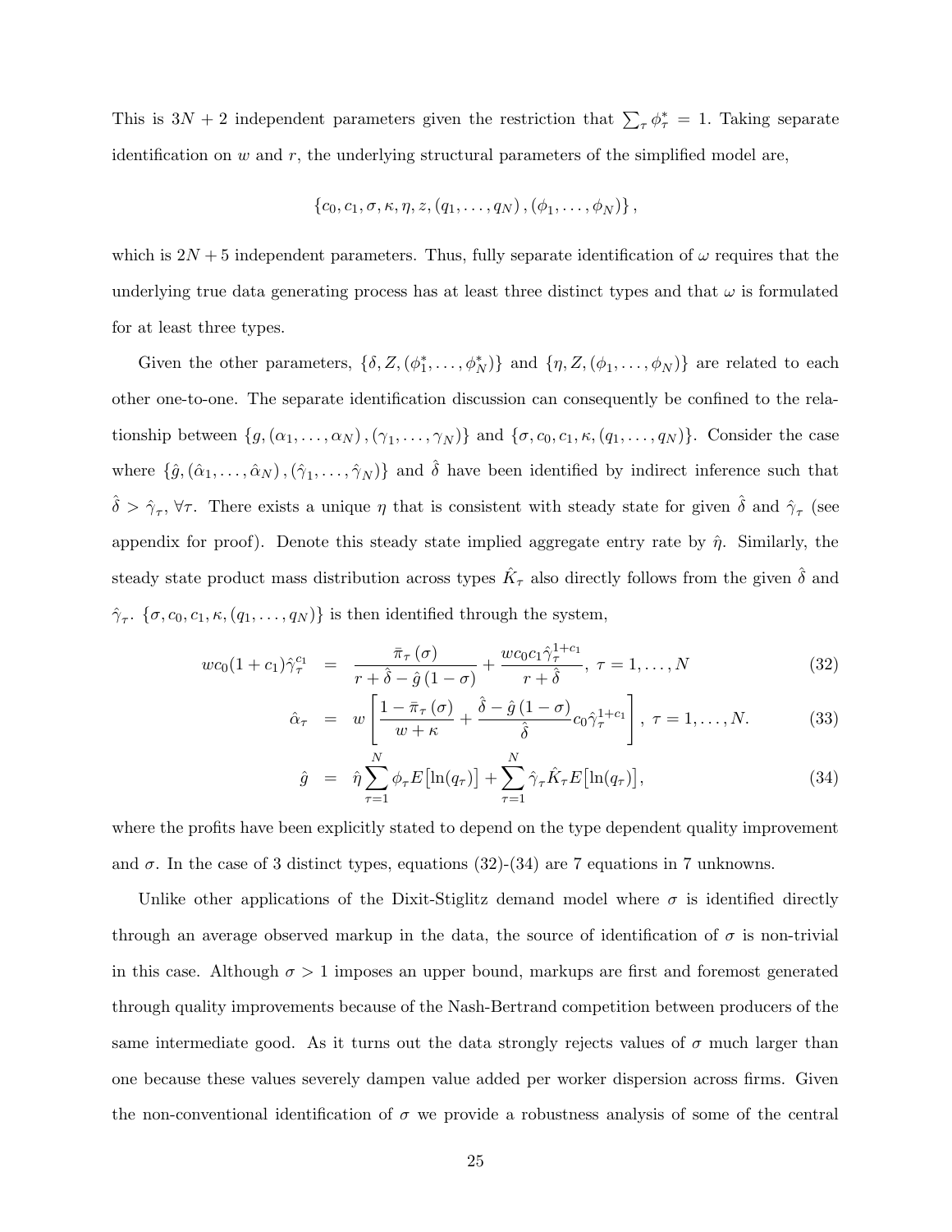This is $3N+2$ independent parameters given the restriction that $\sum_\tau \phi^*_\tau = 1$. Taking separate identification on $w$ and $r$, the underlying structural parameters of the simplified model are,

$$\left\{c_0, c_1, \sigma, \kappa, \eta, z, (q_1, \ldots, q_N), (\phi_1, \ldots, \phi_N)\right\},$$

which is $2N+5$ independent parameters. Thus, fully separate identification of $\omega$ requires that the underlying true data generating process has at least three distinct types and that $\omega$ is formulated for at least three types.

Given the other parameters, $\{\delta, Z, (\phi^*_1, \ldots, \phi^*_N)\}$ and $\{\eta, Z, (\phi_1, \ldots, \phi_N)\}$ are related to each other one-to-one. The separate identification discussion can consequently be confined to the relationship between $\{g, (\alpha_1, \ldots, \alpha_N), (\gamma_1, \ldots, \gamma_N)\}$ and $\{\sigma, c_0, c_1, \kappa, (q_1, \ldots, q_N)\}$. Consider the case where $\{\hat{g}, (\hat{\alpha}_1, \ldots, \hat{\alpha}_N), (\hat{\gamma}_1, \ldots, \hat{\gamma}_N)\}$ and $\hat{\delta}$ have been identified by indirect inference such that $\hat{\delta} > \hat{\gamma}_\tau$, $\forall \tau$. There exists a unique $\eta$ that is consistent with steady state for given $\hat{\delta}$ and $\hat{\gamma}_\tau$ (see appendix for proof). Denote this steady state implied aggregate entry rate by $\hat{\eta}$. Similarly, the steady state product mass distribution across types $\hat{K}_\tau$ also directly follows from the given $\hat{\delta}$ and $\hat{\gamma}_\tau$. $\{\sigma, c_0, c_1, \kappa, (q_1, \ldots, q_N)\}$ is then identified through the system,

$$wc_0(1+c_1)\hat{\gamma}_\tau^{c_1} = \frac{\bar{\pi}_\tau(\sigma)}{r+\hat{\delta}-\hat{g}(1-\sigma)} + \frac{wc_0c_1\hat{\gamma}_\tau^{1+c_1}}{r+\hat{\delta}}, \; \tau = 1, \ldots, N \tag{32}$$

$$\hat{\alpha}_\tau = w\left[\frac{1-\bar{\pi}_\tau(\sigma)}{w+\kappa} + \frac{\hat{\delta}-\hat{g}(1-\sigma)}{\hat{\delta}}c_0\hat{\gamma}_\tau^{1+c_1}\right], \; \tau = 1, \ldots, N. \tag{33}$$

$$\hat{g} = \hat{\eta}\sum_{\tau=1}^{N}\phi_\tau E\big[\ln(q_\tau)\big] + \sum_{\tau=1}^{N}\hat{\gamma}_\tau\hat{K}_\tau E\big[\ln(q_\tau)\big], \tag{34}$$

where the profits have been explicitly stated to depend on the type dependent quality improvement and $\sigma$. In the case of 3 distinct types, equations (32)-(34) are 7 equations in 7 unknowns.

Unlike other applications of the Dixit-Stiglitz demand model where $\sigma$ is identified directly through an average observed markup in the data, the source of identification of $\sigma$ is non-trivial in this case. Although $\sigma > 1$ imposes an upper bound, markups are first and foremost generated through quality improvements because of the Nash-Bertrand competition between producers of the same intermediate good. As it turns out the data strongly rejects values of $\sigma$ much larger than one because these values severely dampen value added per worker dispersion across firms. Given the non-conventional identification of $\sigma$ we provide a robustness analysis of some of the central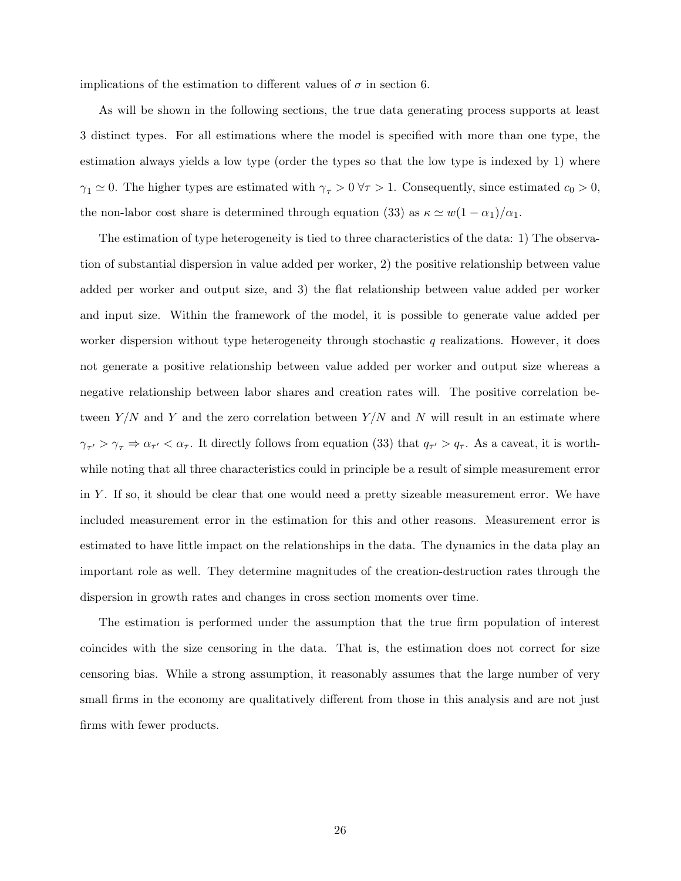implications of the estimation to different values of $\sigma$ in section 6.

As will be shown in the following sections, the true data generating process supports at least 3 distinct types. For all estimations where the model is specified with more than one type, the estimation always yields a low type (order the types so that the low type is indexed by 1) where $\gamma_1 \simeq 0$. The higher types are estimated with $\gamma_\tau > 0 \; \forall \tau > 1$. Consequently, since estimated $c_0 > 0$, the non-labor cost share is determined through equation (33) as $\kappa \simeq w(1-\alpha_1)/\alpha_1$.

The estimation of type heterogeneity is tied to three characteristics of the data: 1) The observation of substantial dispersion in value added per worker, 2) the positive relationship between value added per worker and output size, and 3) the flat relationship between value added per worker and input size. Within the framework of the model, it is possible to generate value added per worker dispersion without type heterogeneity through stochastic $q$ realizations. However, it does not generate a positive relationship between value added per worker and output size whereas a negative relationship between labor shares and creation rates will. The positive correlation between $Y/N$ and $Y$ and the zero correlation between $Y/N$ and $N$ will result in an estimate where $\gamma_{\tau'} > \gamma_\tau \Rightarrow \alpha_{\tau'} < \alpha_\tau$. It directly follows from equation (33) that $q_{\tau'} > q_\tau$. As a caveat, it is worthwhile noting that all three characteristics could in principle be a result of simple measurement error in $Y$. If so, it should be clear that one would need a pretty sizeable measurement error. We have included measurement error in the estimation for this and other reasons. Measurement error is estimated to have little impact on the relationships in the data. The dynamics in the data play an important role as well. They determine magnitudes of the creation-destruction rates through the dispersion in growth rates and changes in cross section moments over time.

The estimation is performed under the assumption that the true firm population of interest coincides with the size censoring in the data. That is, the estimation does not correct for size censoring bias. While a strong assumption, it reasonably assumes that the large number of very small firms in the economy are qualitatively different from those in this analysis and are not just firms with fewer products.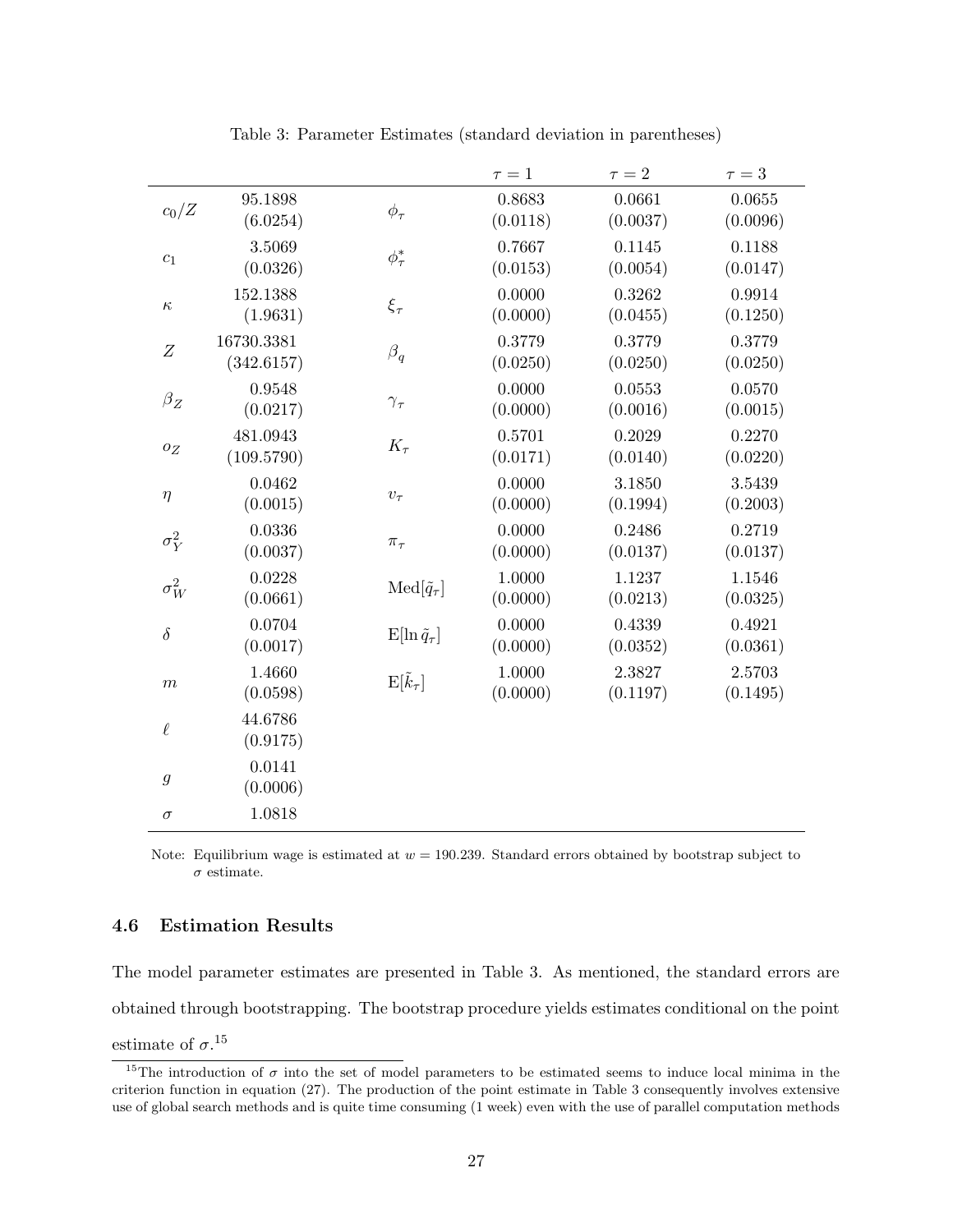Table 3: Parameter Estimates (standard deviation in parentheses)

| | | | $\tau = 1$ | $\tau = 2$ | $\tau = 3$ |
|---|---|---|---|---|---|
| $c_0/Z$ | 95.1898 (6.0254) | $\phi_\tau$ | 0.8683 (0.0118) | 0.0661 (0.0037) | 0.0655 (0.0096) |
| $c_1$ | 3.5069 (0.0326) | $\phi^*_\tau$ | 0.7667 (0.0153) | 0.1145 (0.0054) | 0.1188 (0.0147) |
| $\kappa$ | 152.1388 (1.9631) | $\xi_\tau$ | 0.0000 (0.0000) | 0.3262 (0.0455) | 0.9914 (0.1250) |
| $Z$ | 16730.3381 (342.6157) | $\beta_q$ | 0.3779 (0.0250) | 0.3779 (0.0250) | 0.3779 (0.0250) |
| $\beta_Z$ | 0.9548 (0.0217) | $\gamma_\tau$ | 0.0000 (0.0000) | 0.0553 (0.0016) | 0.0570 (0.0015) |
| $o_Z$ | 481.0943 (109.5790) | $K_\tau$ | 0.5701 (0.0171) | 0.2029 (0.0140) | 0.2270 (0.0220) |
| $\eta$ | 0.0462 (0.0015) | $\upsilon_\tau$ | 0.0000 (0.0000) | 3.1850 (0.1994) | 3.5439 (0.2003) |
| $\sigma^2_Y$ | 0.0336 (0.0037) | $\pi_\tau$ | 0.0000 (0.0000) | 0.2486 (0.0137) | 0.2719 (0.0137) |
| $\sigma^2_W$ | 0.0228 (0.0661) | $\text{Med}[\tilde{q}_\tau]$ | 1.0000 (0.0000) | 1.1237 (0.0213) | 1.1546 (0.0325) |
| $\delta$ | 0.0704 (0.0017) | $\text{E}[\ln \tilde{q}_\tau]$ | 0.0000 (0.0000) | 0.4339 (0.0352) | 0.4921 (0.0361) |
| $m$ | 1.4660 (0.0598) | $\text{E}[\tilde{k}_\tau]$ | 1.0000 (0.0000) | 2.3827 (0.1197) | 2.5703 (0.1495) |
| $\ell$ | 44.6786 (0.9175) | | | | |
| $g$ | 0.0141 (0.0006) | | | | |
| $\sigma$ | 1.0818 | | | | |

Note: Equilibrium wage is estimated at $w = 190.239$. Standard errors obtained by bootstrap subject to $\sigma$ estimate.

### 4.6 Estimation Results

The model parameter estimates are presented in Table 3. As mentioned, the standard errors are obtained through bootstrapping. The bootstrap procedure yields estimates conditional on the point estimate of $\sigma$.[15]

[15] The introduction of $\sigma$ into the set of model parameters to be estimated seems to induce local minima in the criterion function in equation (27). The production of the point estimate in Table 3 consequently involves extensive use of global search methods and is quite time consuming (1 week) even with the use of parallel computation methods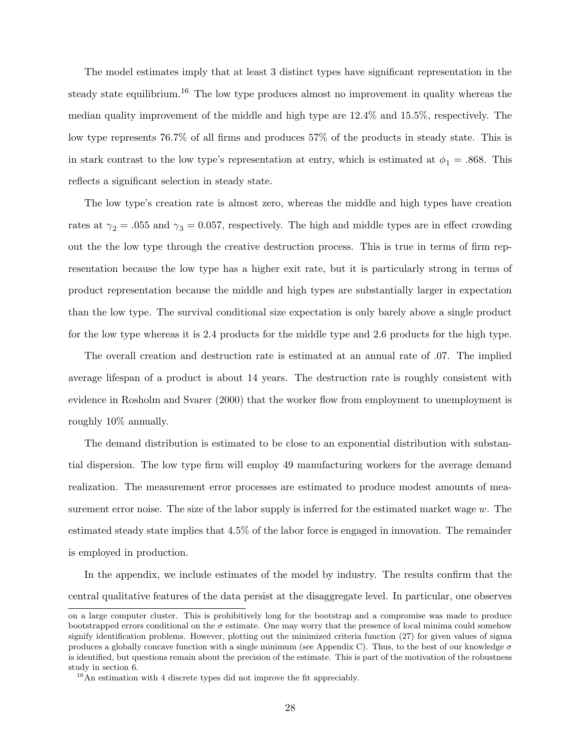The model estimates imply that at least 3 distinct types have significant representation in the steady state equilibrium.[16] The low type produces almost no improvement in quality whereas the median quality improvement of the middle and high type are 12.4% and 15.5%, respectively. The low type represents 76.7% of all firms and produces 57% of the products in steady state. This is in stark contrast to the low type's representation at entry, which is estimated at $\phi_1 = .868$. This reflects a significant selection in steady state.

The low type's creation rate is almost zero, whereas the middle and high types have creation rates at $\gamma_2 = .055$ and $\gamma_3 = 0.057$, respectively. The high and middle types are in effect crowding out the the low type through the creative destruction process. This is true in terms of firm representation because the low type has a higher exit rate, but it is particularly strong in terms of product representation because the middle and high types are substantially larger in expectation than the low type. The survival conditional size expectation is only barely above a single product for the low type whereas it is 2.4 products for the middle type and 2.6 products for the high type.

The overall creation and destruction rate is estimated at an annual rate of .07. The implied average lifespan of a product is about 14 years. The destruction rate is roughly consistent with evidence in Rosholm and Svarer (2000) that the worker flow from employment to unemployment is roughly 10% annually.

The demand distribution is estimated to be close to an exponential distribution with substantial dispersion. The low type firm will employ 49 manufacturing workers for the average demand realization. The measurement error processes are estimated to produce modest amounts of measurement error noise. The size of the labor supply is inferred for the estimated market wage $w$. The estimated steady state implies that 4.5% of the labor force is engaged in innovation. The remainder is employed in production.

In the appendix, we include estimates of the model by industry. The results confirm that the central qualitative features of the data persist at the disaggregate level. In particular, one observes

on a large computer cluster. This is prohibitively long for the bootstrap and a compromise was made to produce bootstrapped errors conditional on the $\sigma$ estimate. One may worry that the presence of local minima could somehow signify identification problems. However, plotting out the minimized criteria function (27) for given values of sigma produces a globally concave function with a single minimum (see Appendix C). Thus, to the best of our knowledge $\sigma$ is identified, but questions remain about the precision of the estimate. This is part of the motivation of the robustness study in section 6.

[16] An estimation with 4 discrete types did not improve the fit appreciably.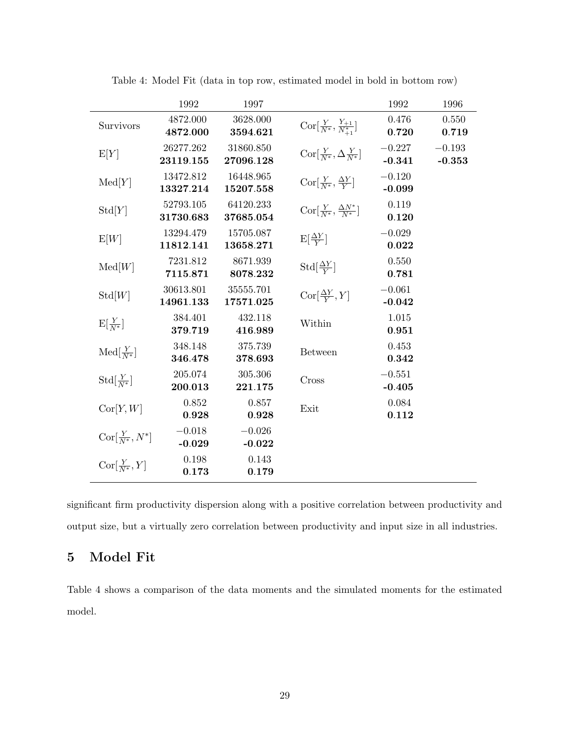Table 4: Model Fit (data in top row, estimated model in bold in bottom row)

| | 1992 | 1997 | | 1992 | 1996 |
|---|---|---|---|---|---|
| Survivors | 4872.000 | 3628.000 | $\text{Cor}[\frac{Y}{N^*}, \frac{Y_{+1}}{N^*_{+1}}]$ | 0.476 | 0.550 |
| | **4872.000** | **3594.621** | | **0.720** | **0.719** |
| $\text{E}[Y]$ | 26277.262 | 31860.850 | $\text{Cor}[\frac{Y}{N^*}, \Delta\frac{Y}{N^*}]$ | $-0.227$ | $-0.193$ |
| | **23119.155** | **27096.128** | | **-0.341** | **-0.353** |
| $\text{Med}[Y]$ | 13472.812 | 16448.965 | $\text{Cor}[\frac{Y}{N^*}, \frac{\Delta Y}{Y}]$ | $-0.120$ | |
| | **13327.214** | **15207.558** | | **-0.099** | |
| $\text{Std}[Y]$ | 52793.105 | 64120.233 | $\text{Cor}[\frac{Y}{N^*}, \frac{\Delta N^*}{N^*}]$ | 0.119 | |
| | **31730.683** | **37685.054** | | **0.120** | |
| $\text{E}[W]$ | 13294.479 | 15705.087 | $\text{E}[\frac{\Delta Y}{Y}]$ | $-0.029$ | |
| | **11812.141** | **13658.271** | | **0.022** | |
| $\text{Med}[W]$ | 7231.812 | 8671.939 | $\text{Std}[\frac{\Delta Y}{Y}]$ | 0.550 | |
| | **7115.871** | **8078.232** | | **0.781** | |
| $\text{Std}[W]$ | 30613.801 | 35555.701 | $\text{Cor}[\frac{\Delta Y}{Y}, Y]$ | $-0.061$ | |
| | **14961.133** | **17571.025** | | **-0.042** | |
| $\text{E}[\frac{Y}{N^*}]$ | 384.401 | 432.118 | Within | 1.015 | |
| | **379.719** | **416.989** | | **0.951** | |
| $\text{Med}[\frac{Y}{N^*}]$ | 348.148 | 375.739 | Between | 0.453 | |
| | **346.478** | **378.693** | | **0.342** | |
| $\text{Std}[\frac{Y}{N^*}]$ | 205.074 | 305.306 | Cross | $-0.551$ | |
| | **200.013** | **221.175** | | **-0.405** | |
| $\text{Cor}[Y, W]$ | 0.852 | 0.857 | Exit | 0.084 | |
| | **0.928** | **0.928** | | **0.112** | |
| $\text{Cor}[\frac{Y}{N^*}, N^*]$ | $-0.018$ | $-0.026$ | | | |
| | **-0.029** | **-0.022** | | | |
| $\text{Cor}[\frac{Y}{N^*}, Y]$ | 0.198 | 0.143 | | | |
| | **0.173** | **0.179** | | | |

significant firm productivity dispersion along with a positive correlation between productivity and output size, but a virtually zero correlation between productivity and input size in all industries.

# 5 Model Fit

Table 4 shows a comparison of the data moments and the simulated moments for the estimated model.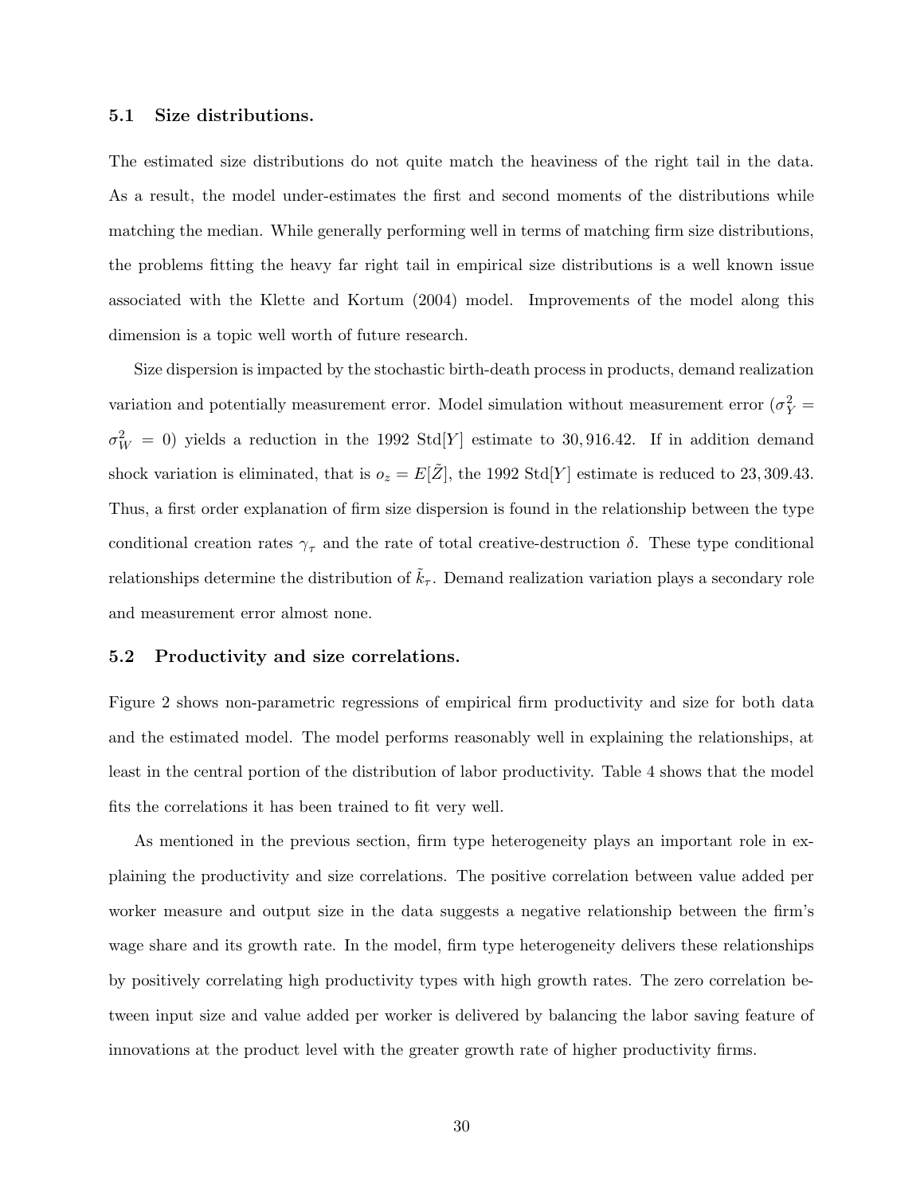### 5.1 Size distributions.

The estimated size distributions do not quite match the heaviness of the right tail in the data. As a result, the model under-estimates the first and second moments of the distributions while matching the median. While generally performing well in terms of matching firm size distributions, the problems fitting the heavy far right tail in empirical size distributions is a well known issue associated with the Klette and Kortum (2004) model. Improvements of the model along this dimension is a topic well worth of future research.

Size dispersion is impacted by the stochastic birth-death process in products, demand realization variation and potentially measurement error. Model simulation without measurement error ($\sigma_Y^2 = \sigma_W^2 = 0$) yields a reduction in the 1992 Std[$Y$] estimate to 30,916.42. If in addition demand shock variation is eliminated, that is $o_z = E[\tilde{Z}]$, the 1992 Std[$Y$] estimate is reduced to 23,309.43. Thus, a first order explanation of firm size dispersion is found in the relationship between the type conditional creation rates $\gamma_\tau$ and the rate of total creative-destruction $\delta$. These type conditional relationships determine the distribution of $\tilde{k}_\tau$. Demand realization variation plays a secondary role and measurement error almost none.

### 5.2 Productivity and size correlations.

Figure 2 shows non-parametric regressions of empirical firm productivity and size for both data and the estimated model. The model performs reasonably well in explaining the relationships, at least in the central portion of the distribution of labor productivity. Table 4 shows that the model fits the correlations it has been trained to fit very well.

As mentioned in the previous section, firm type heterogeneity plays an important role in explaining the productivity and size correlations. The positive correlation between value added per worker measure and output size in the data suggests a negative relationship between the firm's wage share and its growth rate. In the model, firm type heterogeneity delivers these relationships by positively correlating high productivity types with high growth rates. The zero correlation between input size and value added per worker is delivered by balancing the labor saving feature of innovations at the product level with the greater growth rate of higher productivity firms.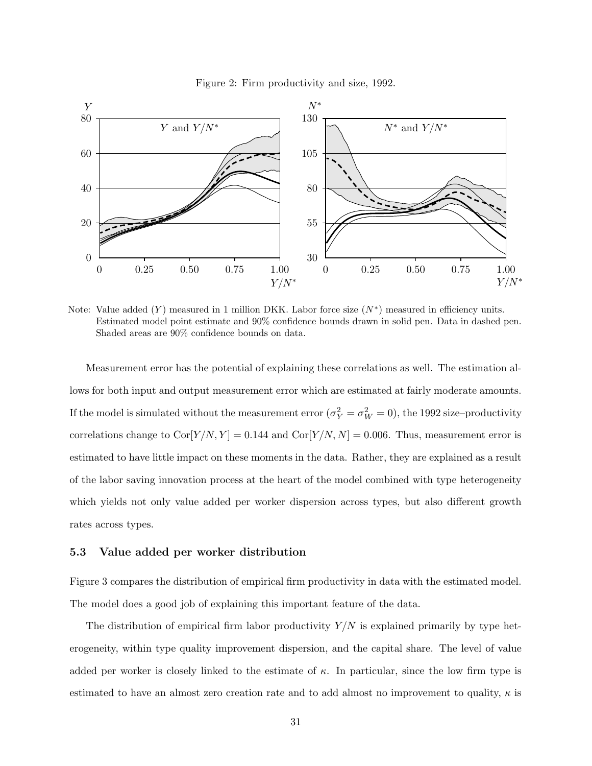Figure 2: Firm productivity and size, 1992.

Note: Value added ($Y$) measured in 1 million DKK. Labor force size ($N^*$) measured in efficiency units. Estimated model point estimate and 90% confidence bounds drawn in solid pen. Data in dashed pen. Shaded areas are 90% confidence bounds on data.

Measurement error has the potential of explaining these correlations as well. The estimation allows for both input and output measurement error which are estimated at fairly moderate amounts. If the model is simulated without the measurement error ($\sigma_Y^2 = \sigma_W^2 = 0$), the 1992 size–productivity correlations change to $\text{Cor}[Y/N, Y] = 0.144$ and $\text{Cor}[Y/N, N] = 0.006$. Thus, measurement error is estimated to have little impact on these moments in the data. Rather, they are explained as a result of the labor saving innovation process at the heart of the model combined with type heterogeneity which yields not only value added per worker dispersion across types, but also different growth rates across types.

### 5.3 Value added per worker distribution

Figure 3 compares the distribution of empirical firm productivity in data with the estimated model. The model does a good job of explaining this important feature of the data.

The distribution of empirical firm labor productivity $Y/N$ is explained primarily by type heterogeneity, within type quality improvement dispersion, and the capital share. The level of value added per worker is closely linked to the estimate of $\kappa$. In particular, since the low firm type is estimated to have an almost zero creation rate and to add almost no improvement to quality, $\kappa$ is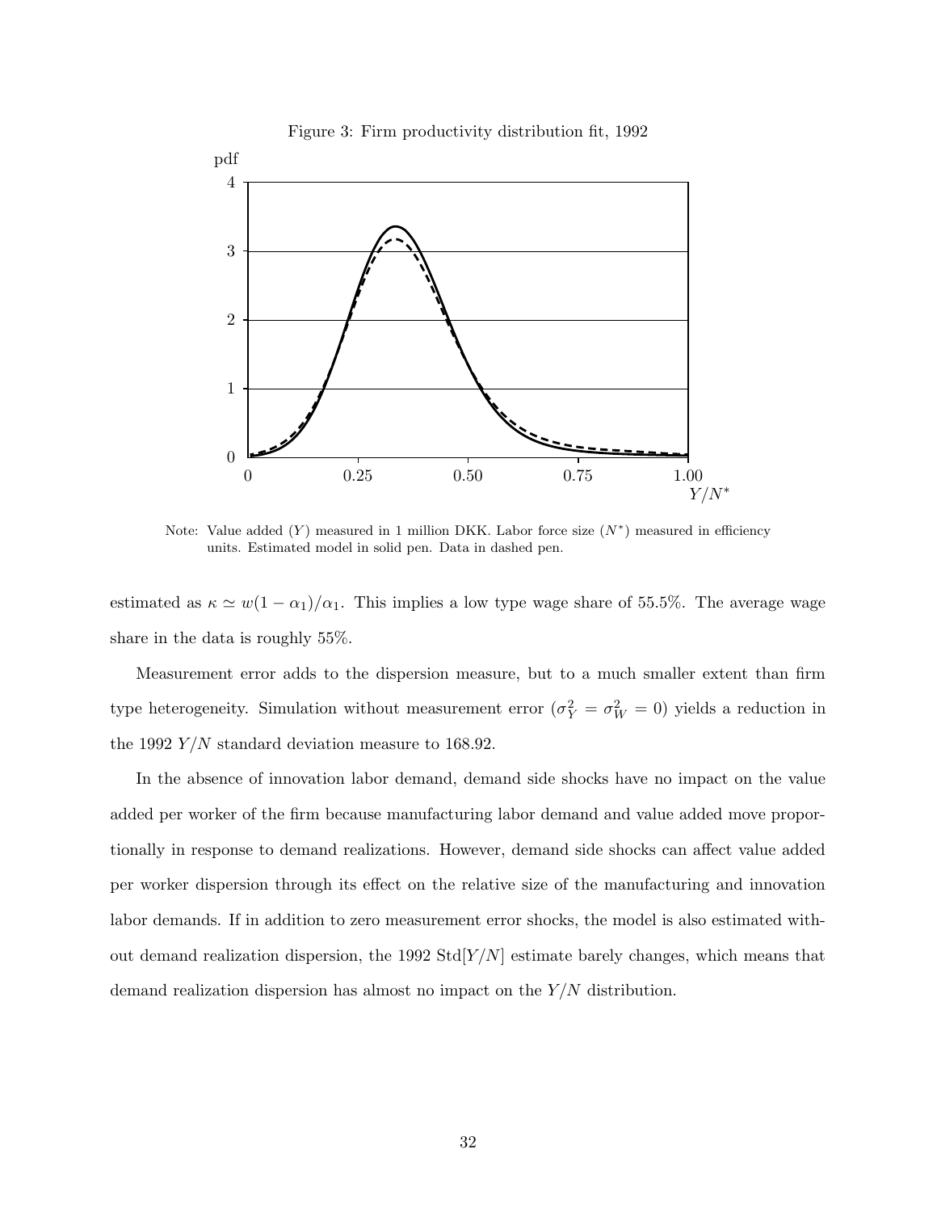Figure 3: Firm productivity distribution fit, 1992

Note: Value added ($Y$) measured in 1 million DKK. Labor force size ($N^*$) measured in efficiency units. Estimated model in solid pen. Data in dashed pen.

estimated as $\kappa \simeq w(1 - \alpha_1)/\alpha_1$. This implies a low type wage share of 55.5%. The average wage share in the data is roughly 55%.

Measurement error adds to the dispersion measure, but to a much smaller extent than firm type heterogeneity. Simulation without measurement error ($\sigma_Y^2 = \sigma_W^2 = 0$) yields a reduction in the 1992 $Y/N$ standard deviation measure to 168.92.

In the absence of innovation labor demand, demand side shocks have no impact on the value added per worker of the firm because manufacturing labor demand and value added move proportionally in response to demand realizations. However, demand side shocks can affect value added per worker dispersion through its effect on the relative size of the manufacturing and innovation labor demands. If in addition to zero measurement error shocks, the model is also estimated without demand realization dispersion, the 1992 Std$[Y/N]$ estimate barely changes, which means that demand realization dispersion has almost no impact on the $Y/N$ distribution.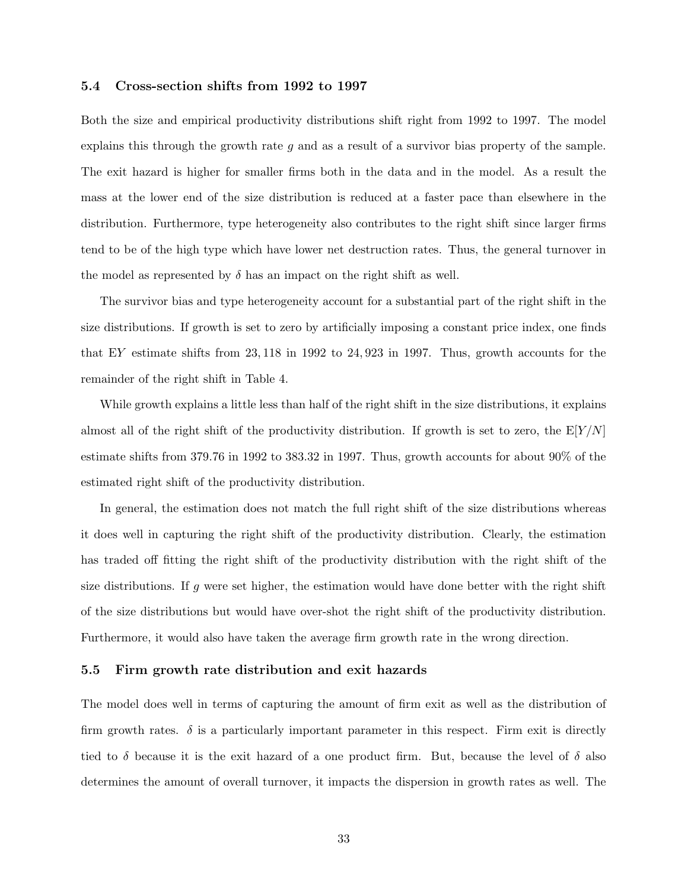### 5.4 Cross-section shifts from 1992 to 1997

Both the size and empirical productivity distributions shift right from 1992 to 1997. The model explains this through the growth rate $g$ and as a result of a survivor bias property of the sample. The exit hazard is higher for smaller firms both in the data and in the model. As a result the mass at the lower end of the size distribution is reduced at a faster pace than elsewhere in the distribution. Furthermore, type heterogeneity also contributes to the right shift since larger firms tend to be of the high type which have lower net destruction rates. Thus, the general turnover in the model as represented by $\delta$ has an impact on the right shift as well.

The survivor bias and type heterogeneity account for a substantial part of the right shift in the size distributions. If growth is set to zero by artificially imposing a constant price index, one finds that $\mathrm{E}Y$ estimate shifts from 23,118 in 1992 to 24,923 in 1997. Thus, growth accounts for the remainder of the right shift in Table 4.

While growth explains a little less than half of the right shift in the size distributions, it explains almost all of the right shift of the productivity distribution. If growth is set to zero, the $\mathrm{E}[Y/N]$ estimate shifts from 379.76 in 1992 to 383.32 in 1997. Thus, growth accounts for about 90% of the estimated right shift of the productivity distribution.

In general, the estimation does not match the full right shift of the size distributions whereas it does well in capturing the right shift of the productivity distribution. Clearly, the estimation has traded off fitting the right shift of the productivity distribution with the right shift of the size distributions. If $g$ were set higher, the estimation would have done better with the right shift of the size distributions but would have over-shot the right shift of the productivity distribution. Furthermore, it would also have taken the average firm growth rate in the wrong direction.

### 5.5 Firm growth rate distribution and exit hazards

The model does well in terms of capturing the amount of firm exit as well as the distribution of firm growth rates. $\delta$ is a particularly important parameter in this respect. Firm exit is directly tied to $\delta$ because it is the exit hazard of a one product firm. But, because the level of $\delta$ also determines the amount of overall turnover, it impacts the dispersion in growth rates as well. The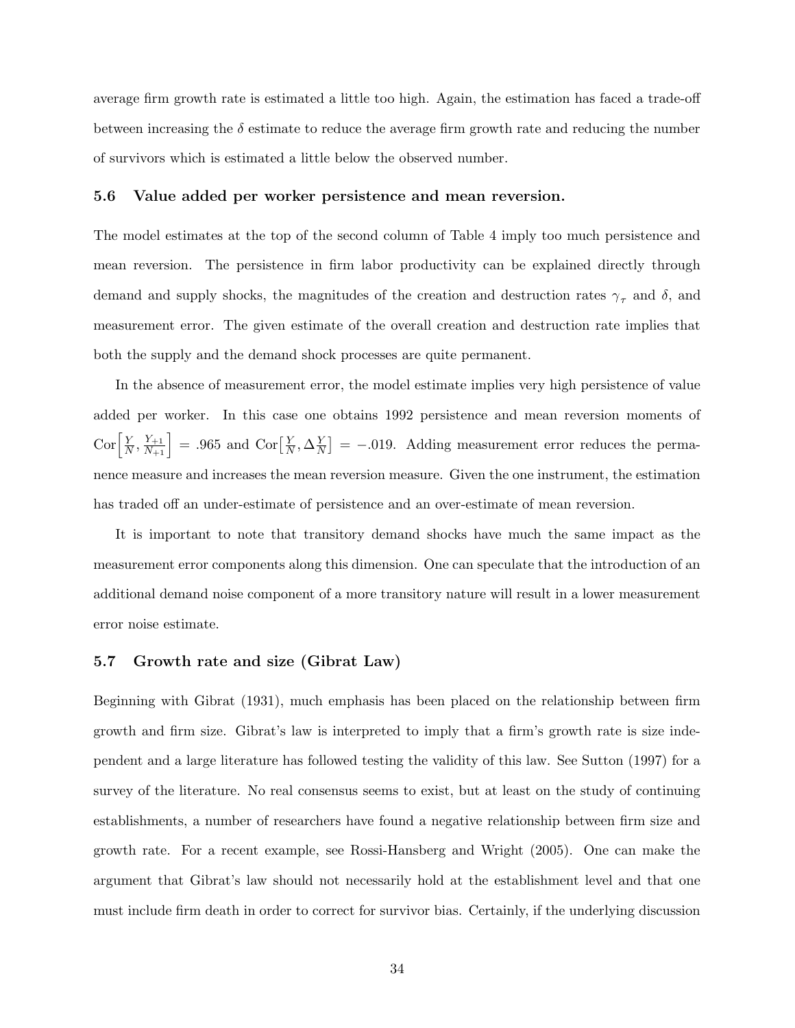average firm growth rate is estimated a little too high. Again, the estimation has faced a trade-off between increasing the $\delta$ estimate to reduce the average firm growth rate and reducing the number of survivors which is estimated a little below the observed number.

### 5.6 Value added per worker persistence and mean reversion.

The model estimates at the top of the second column of Table 4 imply too much persistence and mean reversion. The persistence in firm labor productivity can be explained directly through demand and supply shocks, the magnitudes of the creation and destruction rates $\gamma_\tau$ and $\delta$, and measurement error. The given estimate of the overall creation and destruction rate implies that both the supply and the demand shock processes are quite permanent.

In the absence of measurement error, the model estimate implies very high persistence of value added per worker. In this case one obtains 1992 persistence and mean reversion moments of $\mathrm{Cor}\left[\frac{Y}{N}, \frac{Y_{+1}}{N_{+1}}\right] = .965$ and $\mathrm{Cor}\left[\frac{Y}{N}, \Delta\frac{Y}{N}\right] = -.019$. Adding measurement error reduces the permanence measure and increases the mean reversion measure. Given the one instrument, the estimation has traded off an under-estimate of persistence and an over-estimate of mean reversion.

It is important to note that transitory demand shocks have much the same impact as the measurement error components along this dimension. One can speculate that the introduction of an additional demand noise component of a more transitory nature will result in a lower measurement error noise estimate.

### 5.7 Growth rate and size (Gibrat Law)

Beginning with Gibrat (1931), much emphasis has been placed on the relationship between firm growth and firm size. Gibrat's law is interpreted to imply that a firm's growth rate is size independent and a large literature has followed testing the validity of this law. See Sutton (1997) for a survey of the literature. No real consensus seems to exist, but at least on the study of continuing establishments, a number of researchers have found a negative relationship between firm size and growth rate. For a recent example, see Rossi-Hansberg and Wright (2005). One can make the argument that Gibrat's law should not necessarily hold at the establishment level and that one must include firm death in order to correct for survivor bias. Certainly, if the underlying discussion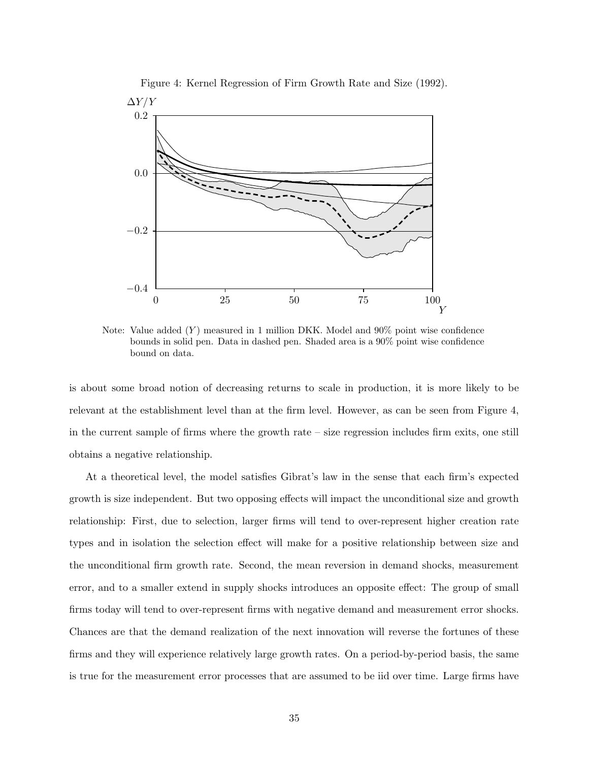Figure 4: Kernel Regression of Firm Growth Rate and Size (1992).

Note: Value added ($Y$) measured in 1 million DKK. Model and 90% point wise confidence bounds in solid pen. Data in dashed pen. Shaded area is a 90% point wise confidence bound on data.

is about some broad notion of decreasing returns to scale in production, it is more likely to be relevant at the establishment level than at the firm level. However, as can be seen from Figure 4, in the current sample of firms where the growth rate – size regression includes firm exits, one still obtains a negative relationship.

At a theoretical level, the model satisfies Gibrat's law in the sense that each firm's expected growth is size independent. But two opposing effects will impact the unconditional size and growth relationship: First, due to selection, larger firms will tend to over-represent higher creation rate types and in isolation the selection effect will make for a positive relationship between size and the unconditional firm growth rate. Second, the mean reversion in demand shocks, measurement error, and to a smaller extend in supply shocks introduces an opposite effect: The group of small firms today will tend to over-represent firms with negative demand and measurement error shocks. Chances are that the demand realization of the next innovation will reverse the fortunes of these firms and they will experience relatively large growth rates. On a period-by-period basis, the same is true for the measurement error processes that are assumed to be iid over time. Large firms have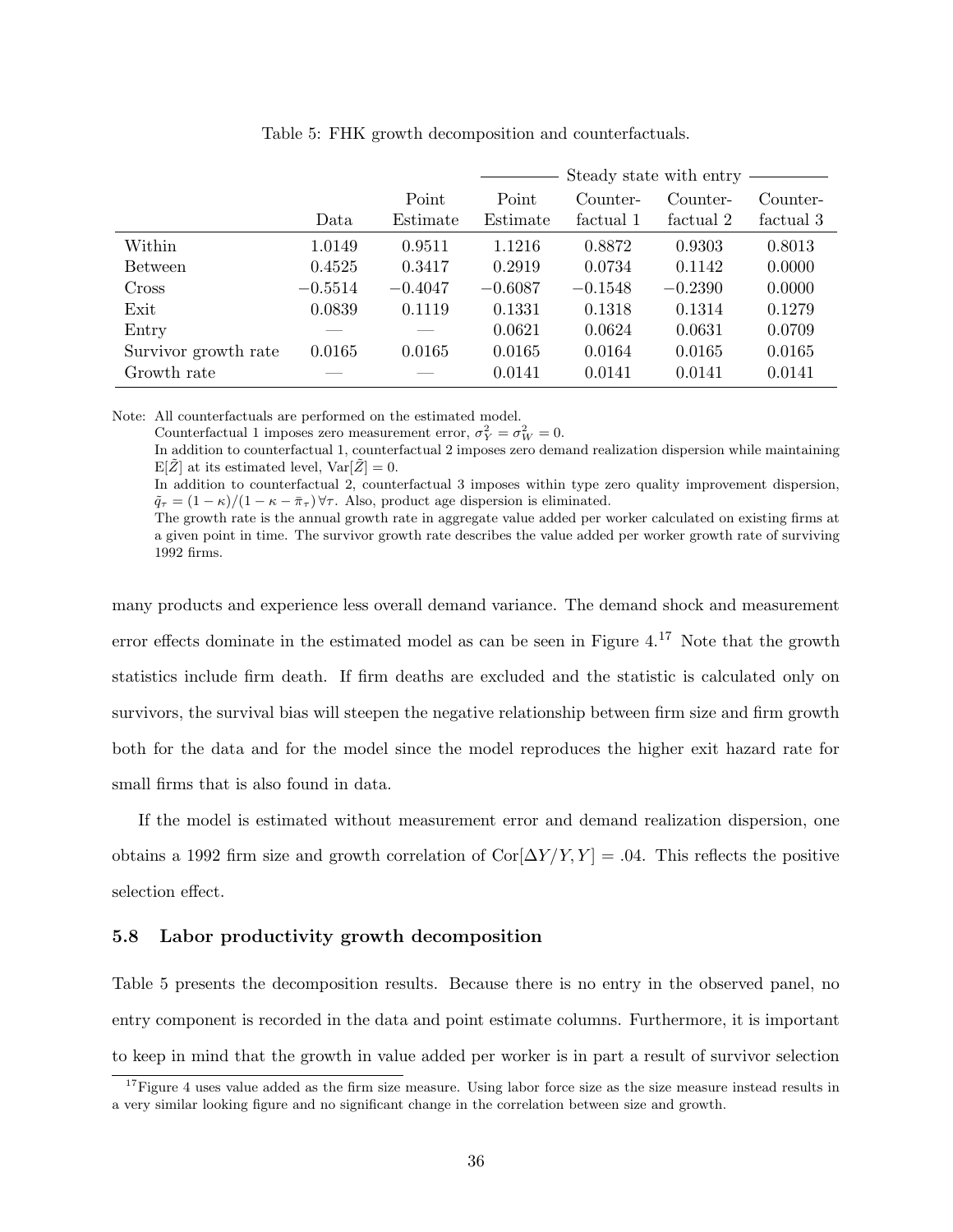Table 5: FHK growth decomposition and counterfactuals.

| | | | Steady state with entry | | | |
|---|---|---|---|---|---|---|
| | Data | Point Estimate | Point Estimate | Counter-factual 1 | Counter-factual 2 | Counter-factual 3 |
| Within | 1.0149 | 0.9511 | 1.1216 | 0.8872 | 0.9303 | 0.8013 |
| Between | 0.4525 | 0.3417 | 0.2919 | 0.0734 | 0.1142 | 0.0000 |
| Cross | −0.5514 | −0.4047 | −0.6087 | −0.1548 | −0.2390 | 0.0000 |
| Exit | 0.0839 | 0.1119 | 0.1331 | 0.1318 | 0.1314 | 0.1279 |
| Entry | — | — | 0.0621 | 0.0624 | 0.0631 | 0.0709 |
| Survivor growth rate | 0.0165 | 0.0165 | 0.0165 | 0.0164 | 0.0165 | 0.0165 |
| Growth rate | — | — | 0.0141 | 0.0141 | 0.0141 | 0.0141 |

Note: All counterfactuals are performed on the estimated model.
Counterfactual 1 imposes zero measurement error, $\sigma_Y^2 = \sigma_W^2 = 0$.
In addition to counterfactual 1, counterfactual 2 imposes zero demand realization dispersion while maintaining $\mathrm{E}[\tilde{Z}]$ at its estimated level, $\mathrm{Var}[\tilde{Z}] = 0$.
In addition to counterfactual 2, counterfactual 3 imposes within type zero quality improvement dispersion, $\tilde{q}_\tau = (1-\kappa)/(1-\kappa-\bar{\pi}_\tau)\,\forall\tau$. Also, product age dispersion is eliminated.
The growth rate is the annual growth rate in aggregate value added per worker calculated on existing firms at a given point in time. The survivor growth rate describes the value added per worker growth rate of surviving 1992 firms.

many products and experience less overall demand variance. The demand shock and measurement error effects dominate in the estimated model as can be seen in Figure 4.[17] Note that the growth statistics include firm death. If firm deaths are excluded and the statistic is calculated only on survivors, the survival bias will steepen the negative relationship between firm size and firm growth both for the data and for the model since the model reproduces the higher exit hazard rate for small firms that is also found in data.

If the model is estimated without measurement error and demand realization dispersion, one obtains a 1992 firm size and growth correlation of $\mathrm{Cor}[\Delta Y/Y, Y] = .04$. This reflects the positive selection effect.

### 5.8 Labor productivity growth decomposition

Table 5 presents the decomposition results. Because there is no entry in the observed panel, no entry component is recorded in the data and point estimate columns. Furthermore, it is important to keep in mind that the growth in value added per worker is in part a result of survivor selection

[17] Figure 4 uses value added as the firm size measure. Using labor force size as the size measure instead results in a very similar looking figure and no significant change in the correlation between size and growth.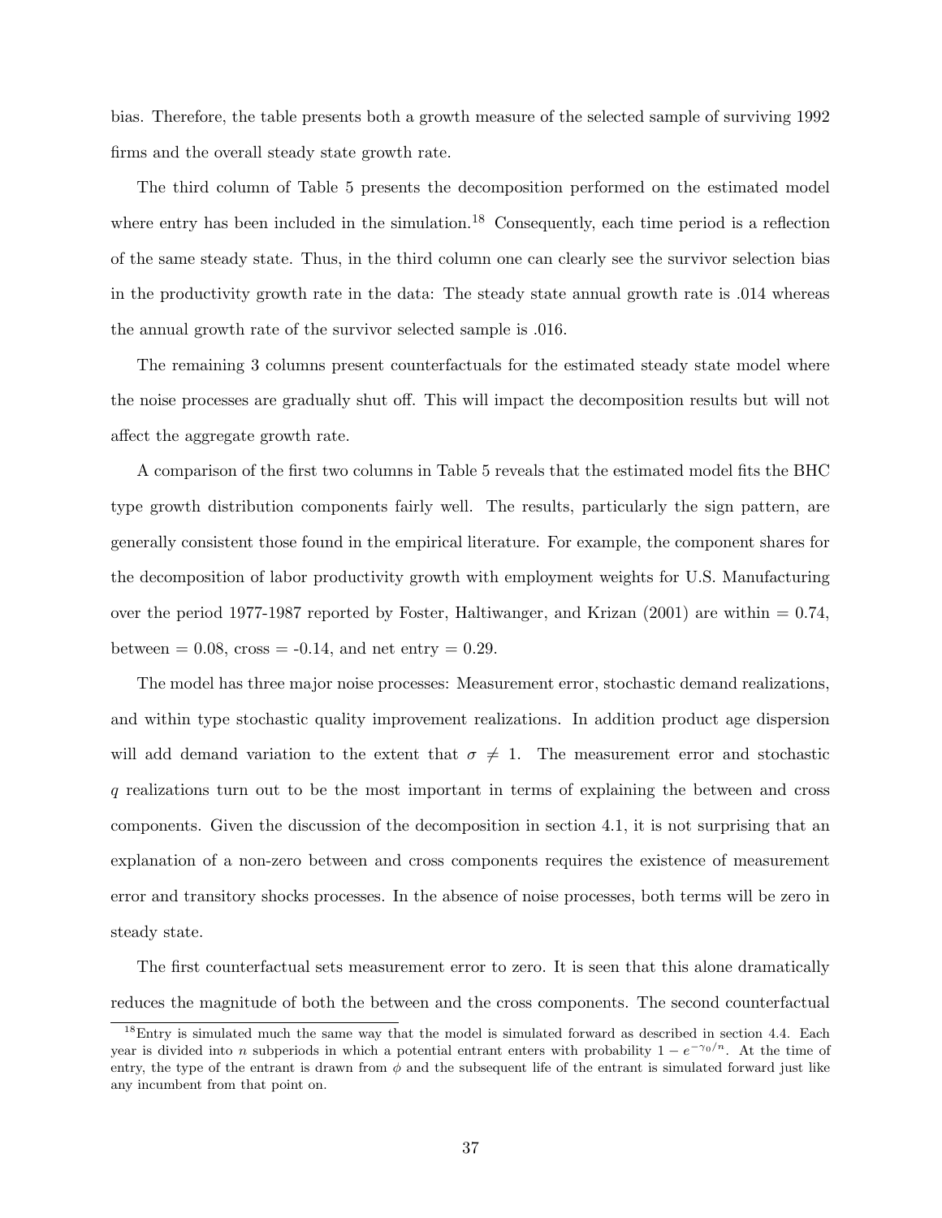bias. Therefore, the table presents both a growth measure of the selected sample of surviving 1992 firms and the overall steady state growth rate.

The third column of Table 5 presents the decomposition performed on the estimated model where entry has been included in the simulation.[18] Consequently, each time period is a reflection of the same steady state. Thus, in the third column one can clearly see the survivor selection bias in the productivity growth rate in the data: The steady state annual growth rate is .014 whereas the annual growth rate of the survivor selected sample is .016.

The remaining 3 columns present counterfactuals for the estimated steady state model where the noise processes are gradually shut off. This will impact the decomposition results but will not affect the aggregate growth rate.

A comparison of the first two columns in Table 5 reveals that the estimated model fits the BHC type growth distribution components fairly well. The results, particularly the sign pattern, are generally consistent those found in the empirical literature. For example, the component shares for the decomposition of labor productivity growth with employment weights for U.S. Manufacturing over the period 1977-1987 reported by Foster, Haltiwanger, and Krizan (2001) are within = 0.74, between = 0.08, cross = -0.14, and net entry = 0.29.

The model has three major noise processes: Measurement error, stochastic demand realizations, and within type stochastic quality improvement realizations. In addition product age dispersion will add demand variation to the extent that $\sigma \neq 1$. The measurement error and stochastic $q$ realizations turn out to be the most important in terms of explaining the between and cross components. Given the discussion of the decomposition in section 4.1, it is not surprising that an explanation of a non-zero between and cross components requires the existence of measurement error and transitory shocks processes. In the absence of noise processes, both terms will be zero in steady state.

The first counterfactual sets measurement error to zero. It is seen that this alone dramatically reduces the magnitude of both the between and the cross components. The second counterfactual

[18] Entry is simulated much the same way that the model is simulated forward as described in section 4.4. Each year is divided into $n$ subperiods in which a potential entrant enters with probability $1 - e^{-\gamma_0/n}$. At the time of entry, the type of the entrant is drawn from $\phi$ and the subsequent life of the entrant is simulated forward just like any incumbent from that point on.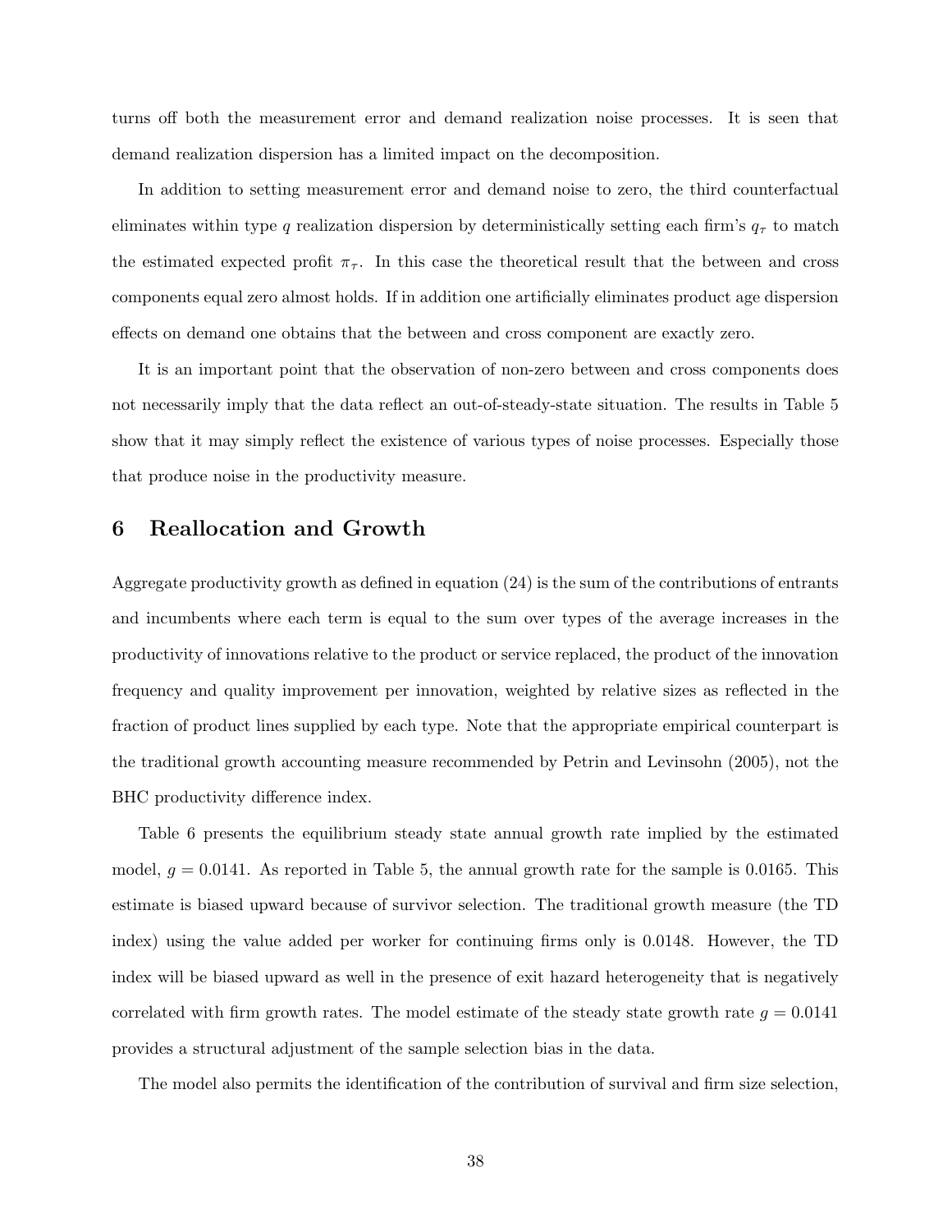turns off both the measurement error and demand realization noise processes. It is seen that demand realization dispersion has a limited impact on the decomposition.

In addition to setting measurement error and demand noise to zero, the third counterfactual eliminates within type $q$ realization dispersion by deterministically setting each firm's $q_\tau$ to match the estimated expected profit $\pi_\tau$. In this case the theoretical result that the between and cross components equal zero almost holds. If in addition one artificially eliminates product age dispersion effects on demand one obtains that the between and cross component are exactly zero.

It is an important point that the observation of non-zero between and cross components does not necessarily imply that the data reflect an out-of-steady-state situation. The results in Table 5 show that it may simply reflect the existence of various types of noise processes. Especially those that produce noise in the productivity measure.

# 6 Reallocation and Growth

Aggregate productivity growth as defined in equation (24) is the sum of the contributions of entrants and incumbents where each term is equal to the sum over types of the average increases in the productivity of innovations relative to the product or service replaced, the product of the innovation frequency and quality improvement per innovation, weighted by relative sizes as reflected in the fraction of product lines supplied by each type. Note that the appropriate empirical counterpart is the traditional growth accounting measure recommended by Petrin and Levinsohn (2005), not the BHC productivity difference index.

Table 6 presents the equilibrium steady state annual growth rate implied by the estimated model, $g = 0.0141$. As reported in Table 5, the annual growth rate for the sample is 0.0165. This estimate is biased upward because of survivor selection. The traditional growth measure (the TD index) using the value added per worker for continuing firms only is 0.0148. However, the TD index will be biased upward as well in the presence of exit hazard heterogeneity that is negatively correlated with firm growth rates. The model estimate of the steady state growth rate $g = 0.0141$ provides a structural adjustment of the sample selection bias in the data.

The model also permits the identification of the contribution of survival and firm size selection,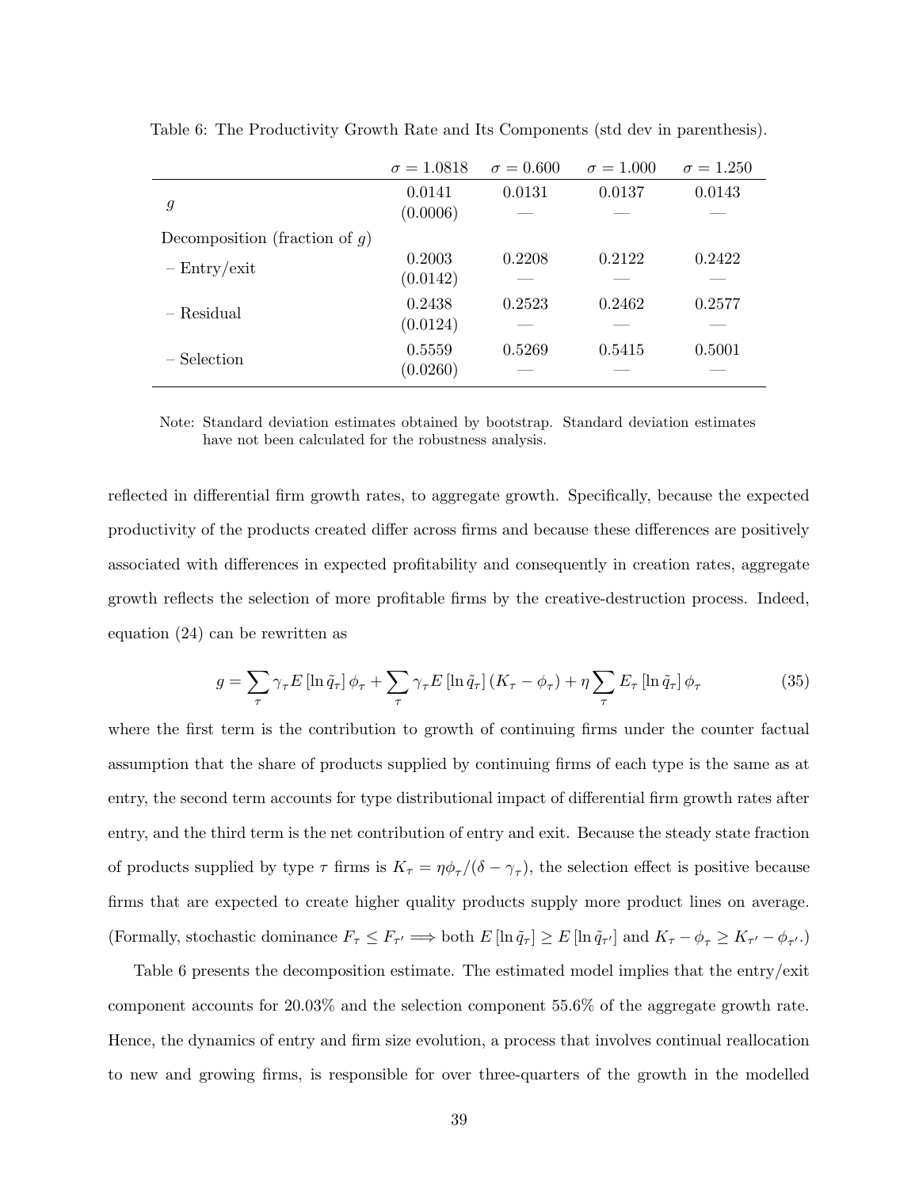Table 6: The Productivity Growth Rate and Its Components (std dev in parenthesis).

| | $\sigma = 1.0818$ | $\sigma = 0.600$ | $\sigma = 1.000$ | $\sigma = 1.250$ |
|---|---|---|---|---|
| $g$ | 0.0141 | 0.0131 | 0.0137 | 0.0143 |
| | (0.0006) | — | — | — |
| Decomposition (fraction of $g$) | | | | |
| – Entry/exit | 0.2003 | 0.2208 | 0.2122 | 0.2422 |
| | (0.0142) | — | — | — |
| – Residual | 0.2438 | 0.2523 | 0.2462 | 0.2577 |
| | (0.0124) | — | — | — |
| – Selection | 0.5559 | 0.5269 | 0.5415 | 0.5001 |
| | (0.0260) | — | — | — |

Note: Standard deviation estimates obtained by bootstrap. Standard deviation estimates have not been calculated for the robustness analysis.

reflected in differential firm growth rates, to aggregate growth. Specifically, because the expected productivity of the products created differ across firms and because these differences are positively associated with differences in expected profitability and consequently in creation rates, aggregate growth reflects the selection of more profitable firms by the creative-destruction process. Indeed, equation (24) can be rewritten as

$$g = \sum_{\tau} \gamma_{\tau} E\left[\ln \tilde{q}_{\tau}\right] \phi_{\tau} + \sum_{\tau} \gamma_{\tau} E\left[\ln \tilde{q}_{\tau}\right] \left(K_{\tau} - \phi_{\tau}\right) + \eta \sum_{\tau} E_{\tau}\left[\ln \tilde{q}_{\tau}\right] \phi_{\tau} \tag{35}$$

where the first term is the contribution to growth of continuing firms under the counter factual assumption that the share of products supplied by continuing firms of each type is the same as at entry, the second term accounts for type distributional impact of differential firm growth rates after entry, and the third term is the net contribution of entry and exit. Because the steady state fraction of products supplied by type $\tau$ firms is $K_{\tau} = \eta\phi_{\tau}/(\delta - \gamma_{\tau})$, the selection effect is positive because firms that are expected to create higher quality products supply more product lines on average. (Formally, stochastic dominance $F_{\tau} \leq F_{\tau'} \Longrightarrow$ both $E\left[\ln \tilde{q}_{\tau}\right] \geq E\left[\ln \tilde{q}_{\tau'}\right]$ and $K_{\tau} - \phi_{\tau} \geq K_{\tau'} - \phi_{\tau'}$.)

Table 6 presents the decomposition estimate. The estimated model implies that the entry/exit component accounts for 20.03% and the selection component 55.6% of the aggregate growth rate. Hence, the dynamics of entry and firm size evolution, a process that involves continual reallocation to new and growing firms, is responsible for over three-quarters of the growth in the modelled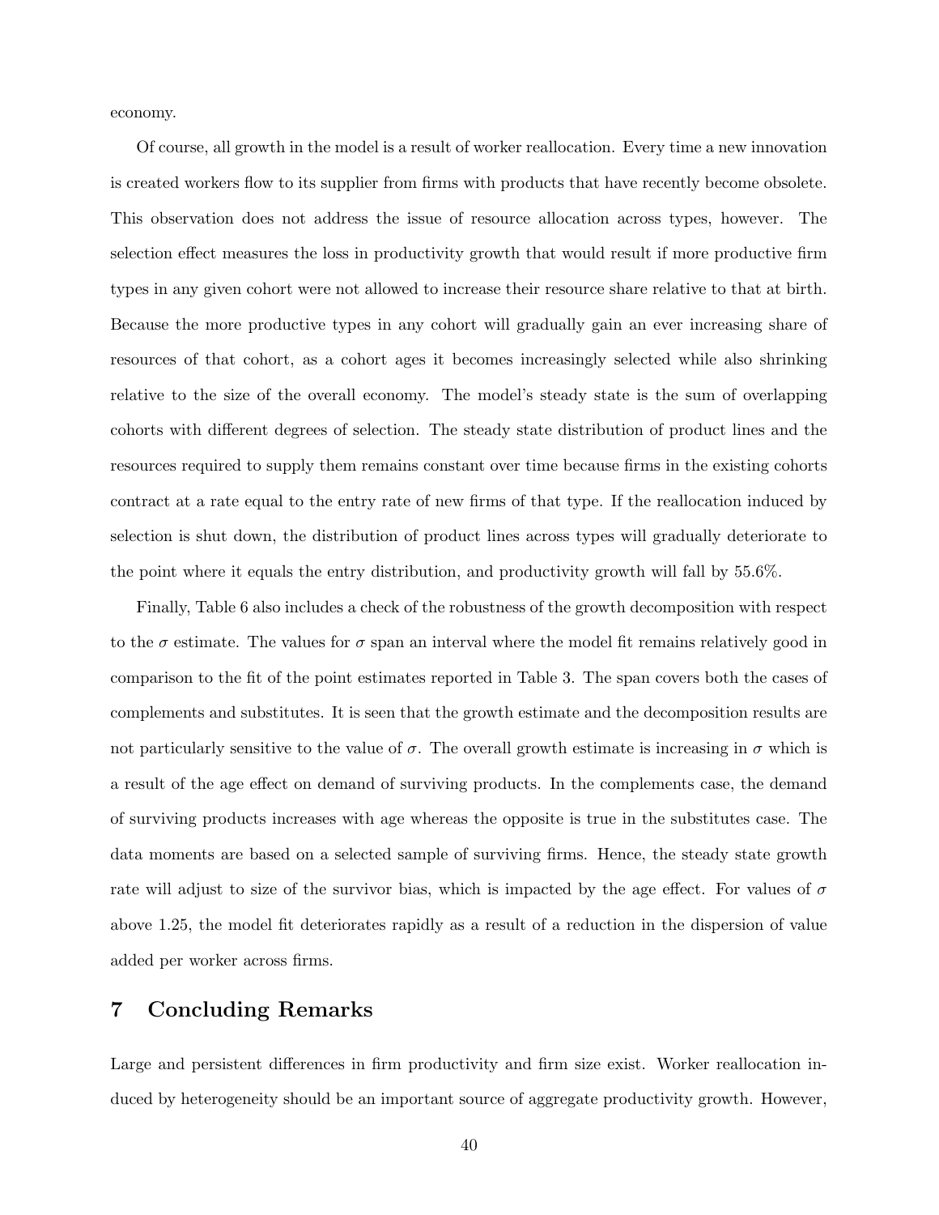economy.

Of course, all growth in the model is a result of worker reallocation. Every time a new innovation is created workers flow to its supplier from firms with products that have recently become obsolete. This observation does not address the issue of resource allocation across types, however. The selection effect measures the loss in productivity growth that would result if more productive firm types in any given cohort were not allowed to increase their resource share relative to that at birth. Because the more productive types in any cohort will gradually gain an ever increasing share of resources of that cohort, as a cohort ages it becomes increasingly selected while also shrinking relative to the size of the overall economy. The model's steady state is the sum of overlapping cohorts with different degrees of selection. The steady state distribution of product lines and the resources required to supply them remains constant over time because firms in the existing cohorts contract at a rate equal to the entry rate of new firms of that type. If the reallocation induced by selection is shut down, the distribution of product lines across types will gradually deteriorate to the point where it equals the entry distribution, and productivity growth will fall by 55.6%.

Finally, Table 6 also includes a check of the robustness of the growth decomposition with respect to the $\sigma$ estimate. The values for $\sigma$ span an interval where the model fit remains relatively good in comparison to the fit of the point estimates reported in Table 3. The span covers both the cases of complements and substitutes. It is seen that the growth estimate and the decomposition results are not particularly sensitive to the value of $\sigma$. The overall growth estimate is increasing in $\sigma$ which is a result of the age effect on demand of surviving products. In the complements case, the demand of surviving products increases with age whereas the opposite is true in the substitutes case. The data moments are based on a selected sample of surviving firms. Hence, the steady state growth rate will adjust to size of the survivor bias, which is impacted by the age effect. For values of $\sigma$ above 1.25, the model fit deteriorates rapidly as a result of a reduction in the dispersion of value added per worker across firms.

## 7 Concluding Remarks

Large and persistent differences in firm productivity and firm size exist. Worker reallocation induced by heterogeneity should be an important source of aggregate productivity growth. However,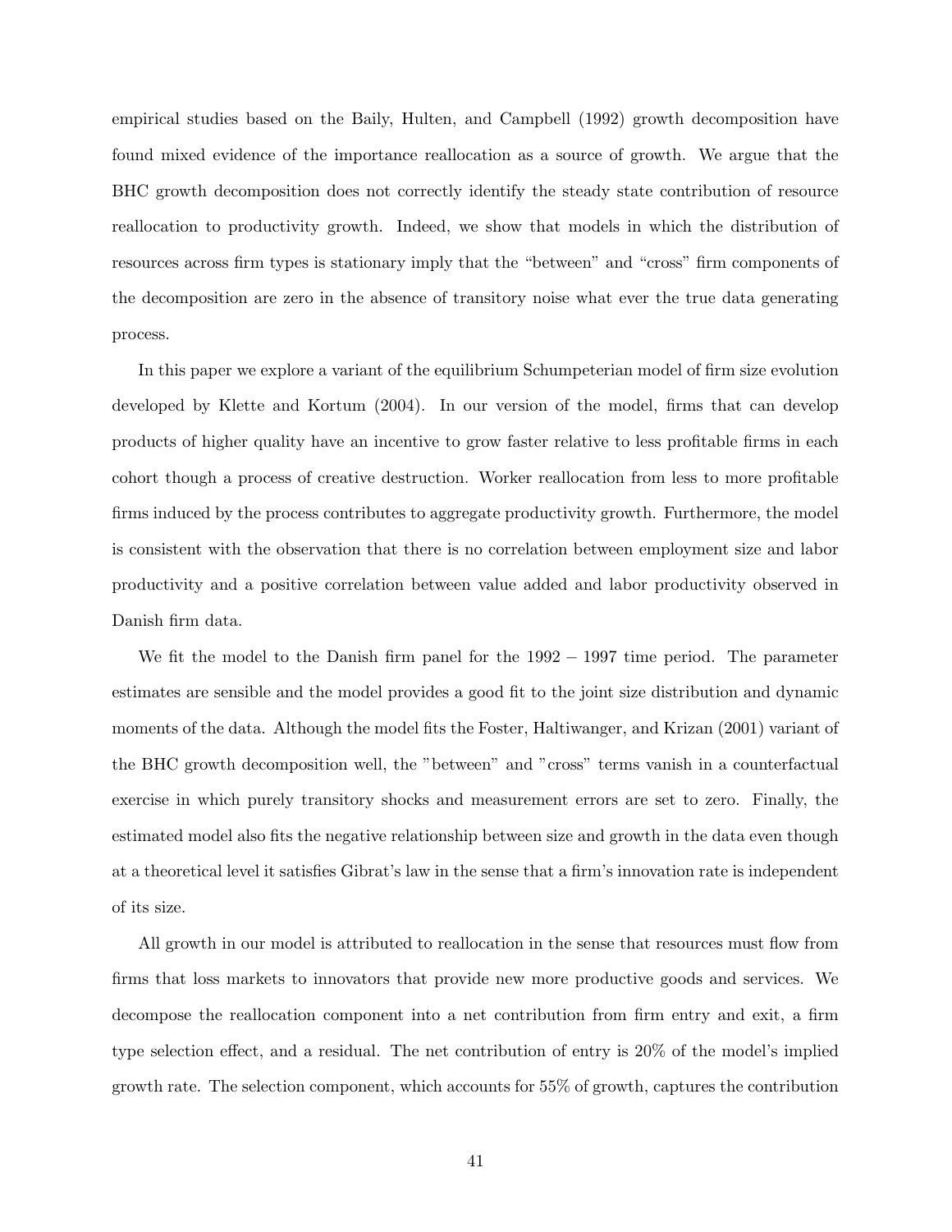empirical studies based on the Baily, Hulten, and Campbell (1992) growth decomposition have found mixed evidence of the importance reallocation as a source of growth. We argue that the BHC growth decomposition does not correctly identify the steady state contribution of resource reallocation to productivity growth. Indeed, we show that models in which the distribution of resources across firm types is stationary imply that the "between" and "cross" firm components of the decomposition are zero in the absence of transitory noise what ever the true data generating process.

In this paper we explore a variant of the equilibrium Schumpeterian model of firm size evolution developed by Klette and Kortum (2004). In our version of the model, firms that can develop products of higher quality have an incentive to grow faster relative to less profitable firms in each cohort though a process of creative destruction. Worker reallocation from less to more profitable firms induced by the process contributes to aggregate productivity growth. Furthermore, the model is consistent with the observation that there is no correlation between employment size and labor productivity and a positive correlation between value added and labor productivity observed in Danish firm data.

We fit the model to the Danish firm panel for the $1992-1997$ time period. The parameter estimates are sensible and the model provides a good fit to the joint size distribution and dynamic moments of the data. Although the model fits the Foster, Haltiwanger, and Krizan (2001) variant of the BHC growth decomposition well, the "between" and "cross" terms vanish in a counterfactual exercise in which purely transitory shocks and measurement errors are set to zero. Finally, the estimated model also fits the negative relationship between size and growth in the data even though at a theoretical level it satisfies Gibrat's law in the sense that a firm's innovation rate is independent of its size.

All growth in our model is attributed to reallocation in the sense that resources must flow from firms that loss markets to innovators that provide new more productive goods and services. We decompose the reallocation component into a net contribution from firm entry and exit, a firm type selection effect, and a residual. The net contribution of entry is 20% of the model's implied growth rate. The selection component, which accounts for 55% of growth, captures the contribution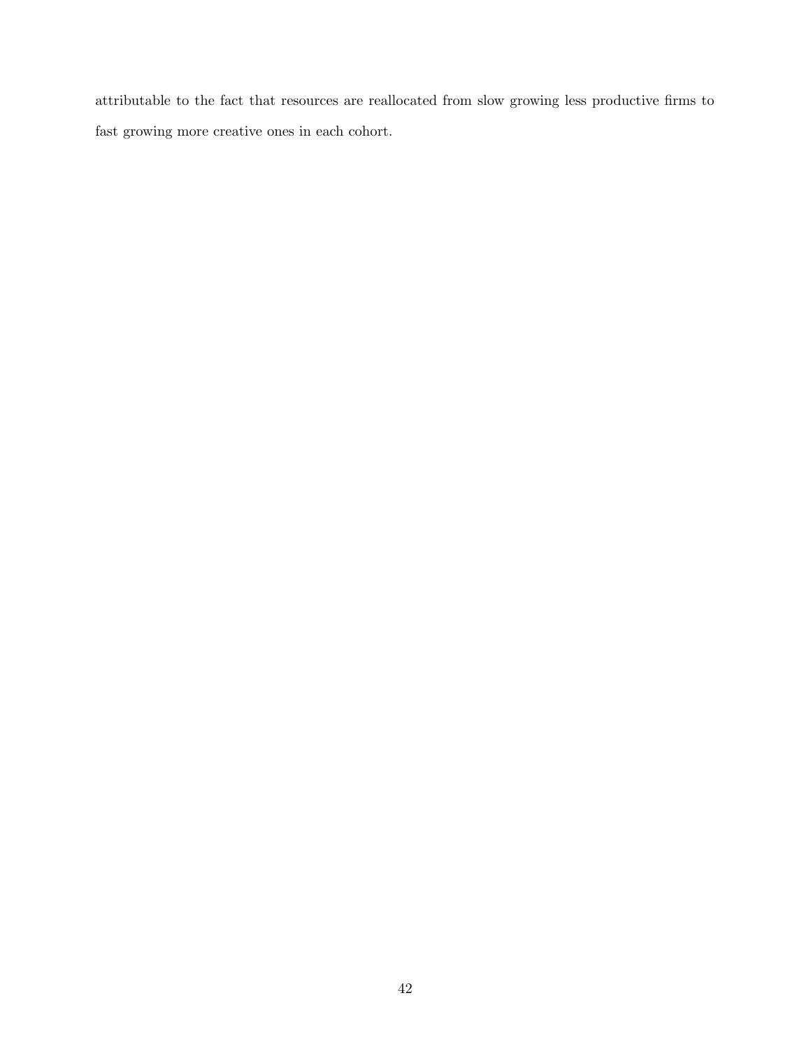attributable to the fact that resources are reallocated from slow growing less productive firms to fast growing more creative ones in each cohort.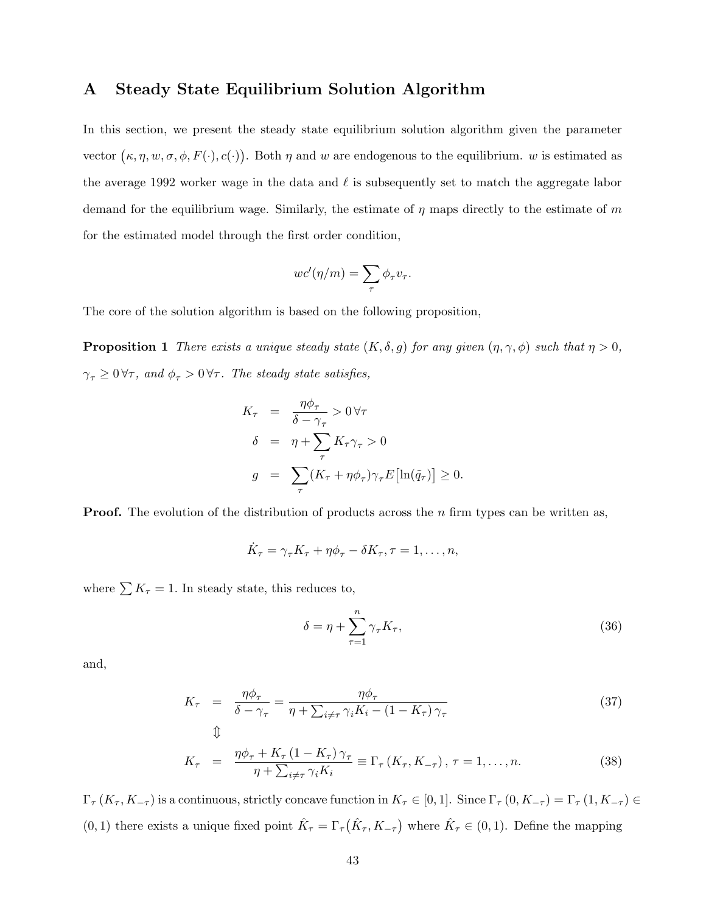# A Steady State Equilibrium Solution Algorithm

In this section, we present the steady state equilibrium solution algorithm given the parameter vector $\big(\kappa, \eta, w, \sigma, \phi, F(\cdot), c(\cdot)\big)$. Both $\eta$ and $w$ are endogenous to the equilibrium. $w$ is estimated as the average 1992 worker wage in the data and $\ell$ is subsequently set to match the aggregate labor demand for the equilibrium wage. Similarly, the estimate of $\eta$ maps directly to the estimate of $m$ for the estimated model through the first order condition,

$$wc'(\eta/m) = \sum_{\tau} \phi_\tau v_\tau.$$

The core of the solution algorithm is based on the following proposition,

**Proposition 1** *There exists a unique steady state $(K, \delta, g)$ for any given $(\eta, \gamma, \phi)$ such that $\eta > 0$, $\gamma_\tau \geq 0\,\forall\tau$, and $\phi_\tau > 0\,\forall\tau$. The steady state satisfies,*

$$\begin{aligned}
K_\tau &= \frac{\eta\phi_\tau}{\delta - \gamma_\tau} > 0\,\forall\tau \\
\delta &= \eta + \sum_\tau K_\tau\gamma_\tau > 0 \\
g &= \sum_\tau (K_\tau + \eta\phi_\tau)\gamma_\tau E\big[\ln(\tilde{q}_\tau)\big] \geq 0.
\end{aligned}$$

**Proof.** The evolution of the distribution of products across the $n$ firm types can be written as,

$$\dot{K}_\tau = \gamma_\tau K_\tau + \eta\phi_\tau - \delta K_\tau, \tau = 1, \ldots, n,$$

where $\sum K_\tau = 1$. In steady state, this reduces to,

$$\delta = \eta + \sum_{\tau=1}^{n} \gamma_\tau K_\tau, \tag{36}$$

and,

$$\begin{aligned}
K_\tau &= \frac{\eta\phi_\tau}{\delta - \gamma_\tau} = \frac{\eta\phi_\tau}{\eta + \sum_{i\neq\tau}\gamma_i K_i - (1 - K_\tau)\gamma_\tau} &(37)\\
&\Updownarrow \\
K_\tau &= \frac{\eta\phi_\tau + K_\tau(1 - K_\tau)\gamma_\tau}{\eta + \sum_{i\neq\tau}\gamma_i K_i} \equiv \Gamma_\tau(K_\tau, K_{-\tau}), \; \tau = 1, \ldots, n. &(38)
\end{aligned}$$

$\Gamma_\tau(K_\tau, K_{-\tau})$ is a continuous, strictly concave function in $K_\tau \in [0, 1]$. Since $\Gamma_\tau(0, K_{-\tau}) = \Gamma_\tau(1, K_{-\tau}) \in (0, 1)$ there exists a unique fixed point $\hat{K}_\tau = \Gamma_\tau\big(\hat{K}_\tau, K_{-\tau}\big)$ where $\hat{K}_\tau \in (0, 1)$. Define the mapping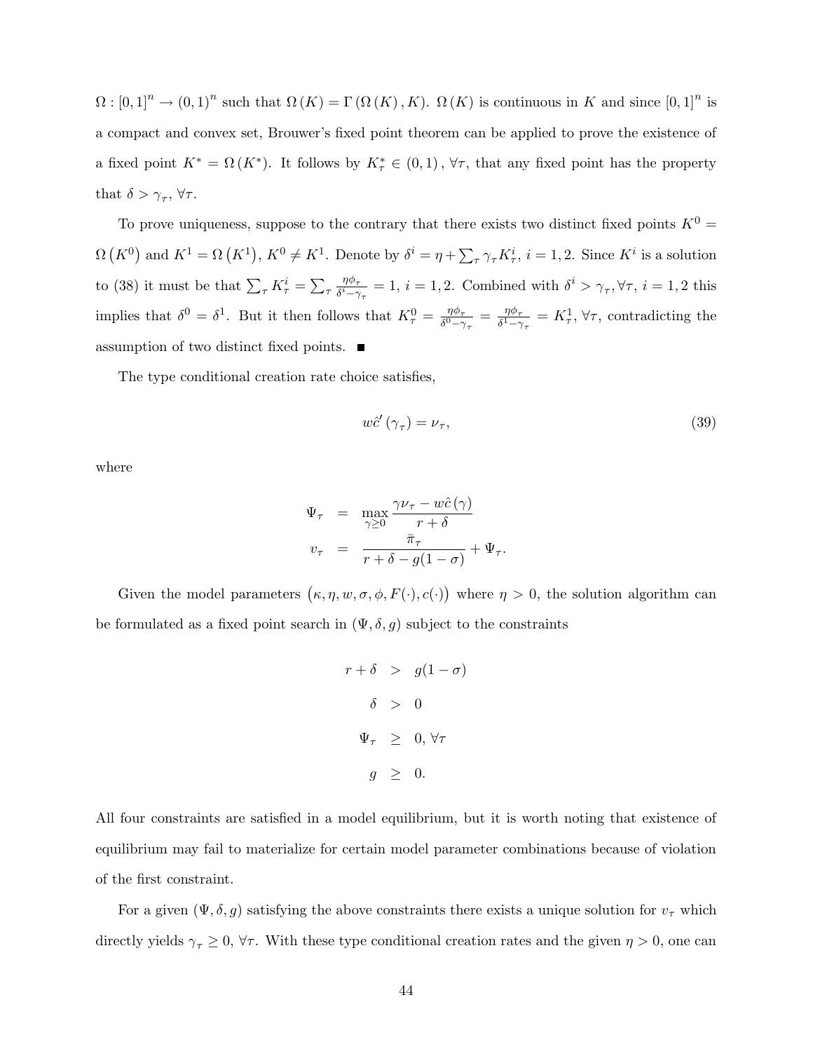$\Omega : [0,1]^n \to (0,1)^n$ such that $\Omega(K) = \Gamma(\Omega(K), K)$. $\Omega(K)$ is continuous in $K$ and since $[0,1]^n$ is a compact and convex set, Brouwer's fixed point theorem can be applied to prove the existence of a fixed point $K^* = \Omega(K^*)$. It follows by $K^*_\tau \in (0,1)$, $\forall\tau$, that any fixed point has the property that $\delta > \gamma_\tau$, $\forall\tau$.

To prove uniqueness, suppose to the contrary that there exists two distinct fixed points $K^0 = \Omega(K^0)$ and $K^1 = \Omega(K^1)$, $K^0 \neq K^1$. Denote by $\delta^i = \eta + \sum_\tau \gamma_\tau K^i_\tau$, $i = 1,2$. Since $K^i$ is a solution to (38) it must be that $\sum_\tau K^i_\tau = \sum_\tau \frac{\eta\phi_\tau}{\delta^i - \gamma_\tau} = 1$, $i = 1,2$. Combined with $\delta^i > \gamma_\tau, \forall\tau$, $i = 1,2$ this implies that $\delta^0 = \delta^1$. But it then follows that $K^0_\tau = \frac{\eta\phi_\tau}{\delta^0 - \gamma_\tau} = \frac{\eta\phi_\tau}{\delta^1 - \gamma_\tau} = K^1_\tau$, $\forall\tau$, contradicting the assumption of two distinct fixed points. ■

The type conditional creation rate choice satisfies,

$$w\hat{c}'(\gamma_\tau) = \nu_\tau, \tag{39}$$

where

$$\begin{aligned}
\Psi_\tau &= \max_{\gamma \geq 0} \frac{\gamma\nu_\tau - w\hat{c}(\gamma)}{r+\delta} \\
v_\tau &= \frac{\bar{\pi}_\tau}{r+\delta-g(1-\sigma)} + \Psi_\tau.
\end{aligned}$$

Given the model parameters $(\kappa, \eta, w, \sigma, \phi, F(\cdot), c(\cdot))$ where $\eta > 0$, the solution algorithm can be formulated as a fixed point search in $(\Psi, \delta, g)$ subject to the constraints

$$\begin{aligned}
r+\delta &> g(1-\sigma) \\
\delta &> 0 \\
\Psi_\tau &\geq 0, \; \forall\tau \\
g &\geq 0.
\end{aligned}$$

All four constraints are satisfied in a model equilibrium, but it is worth noting that existence of equilibrium may fail to materialize for certain model parameter combinations because of violation of the first constraint.

For a given $(\Psi, \delta, g)$ satisfying the above constraints there exists a unique solution for $v_\tau$ which directly yields $\gamma_\tau \geq 0$, $\forall\tau$. With these type conditional creation rates and the given $\eta > 0$, one can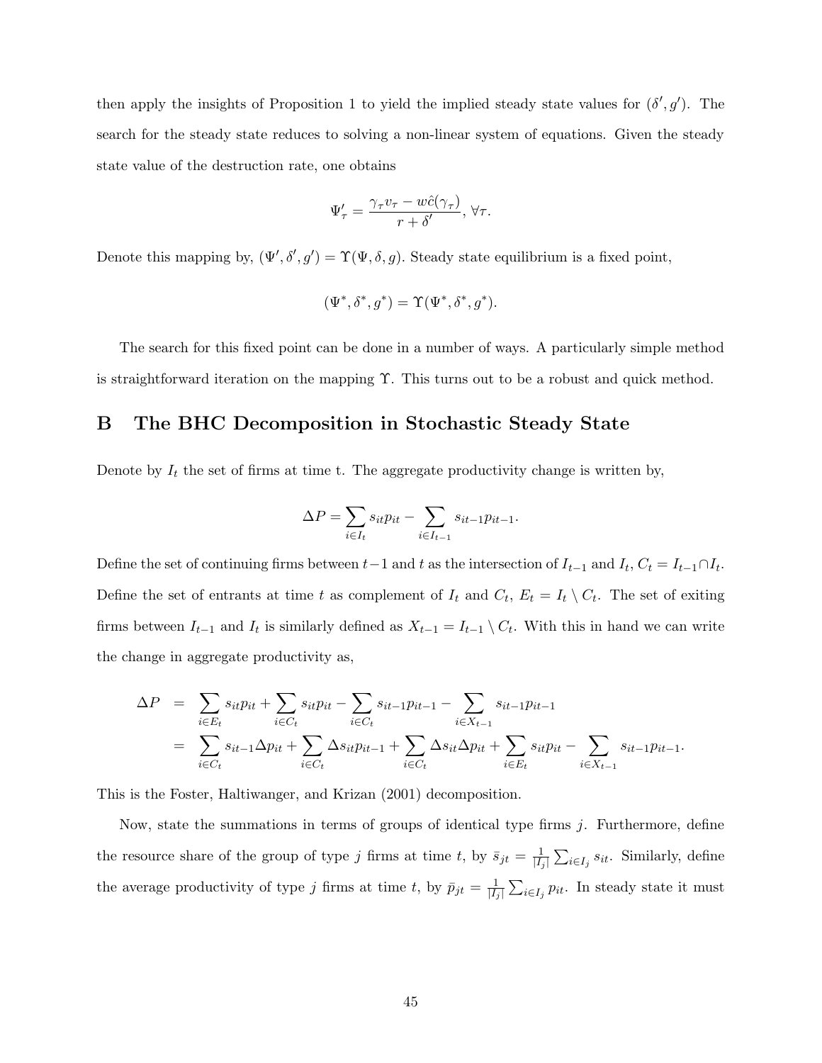then apply the insights of Proposition 1 to yield the implied steady state values for $(\delta', g')$. The search for the steady state reduces to solving a non-linear system of equations. Given the steady state value of the destruction rate, one obtains

$$\Psi'_\tau = \frac{\gamma_\tau v_\tau - w\hat{c}(\gamma_\tau)}{r + \delta'}, \; \forall \tau.$$

Denote this mapping by, $(\Psi', \delta', g') = \Upsilon(\Psi, \delta, g)$. Steady state equilibrium is a fixed point,

$$(\Psi^*, \delta^*, g^*) = \Upsilon(\Psi^*, \delta^*, g^*).$$

The search for this fixed point can be done in a number of ways. A particularly simple method is straightforward iteration on the mapping $\Upsilon$. This turns out to be a robust and quick method.

## B The BHC Decomposition in Stochastic Steady State

Denote by $I_t$ the set of firms at time t. The aggregate productivity change is written by,

$$\Delta P = \sum_{i \in I_t} s_{it} p_{it} - \sum_{i \in I_{t-1}} s_{it-1} p_{it-1}.$$

Define the set of continuing firms between $t-1$ and $t$ as the intersection of $I_{t-1}$ and $I_t$, $C_t = I_{t-1} \cap I_t$. Define the set of entrants at time $t$ as complement of $I_t$ and $C_t$, $E_t = I_t \setminus C_t$. The set of exiting firms between $I_{t-1}$ and $I_t$ is similarly defined as $X_{t-1} = I_{t-1} \setminus C_t$. With this in hand we can write the change in aggregate productivity as,

$$\begin{aligned}
\Delta P &= \sum_{i \in E_t} s_{it} p_{it} + \sum_{i \in C_t} s_{it} p_{it} - \sum_{i \in C_t} s_{it-1} p_{it-1} - \sum_{i \in X_{t-1}} s_{it-1} p_{it-1} \\
&= \sum_{i \in C_t} s_{it-1} \Delta p_{it} + \sum_{i \in C_t} \Delta s_{it} p_{it-1} + \sum_{i \in C_t} \Delta s_{it} \Delta p_{it} + \sum_{i \in E_t} s_{it} p_{it} - \sum_{i \in X_{t-1}} s_{it-1} p_{it-1}.
\end{aligned}$$

This is the Foster, Haltiwanger, and Krizan (2001) decomposition.

Now, state the summations in terms of groups of identical type firms $j$. Furthermore, define the resource share of the group of type $j$ firms at time $t$, by $\bar{s}_{jt} = \frac{1}{|I_j|} \sum_{i \in I_j} s_{it}$. Similarly, define the average productivity of type $j$ firms at time $t$, by $\bar{p}_{jt} = \frac{1}{|I_j|} \sum_{i \in I_j} p_{it}$. In steady state it must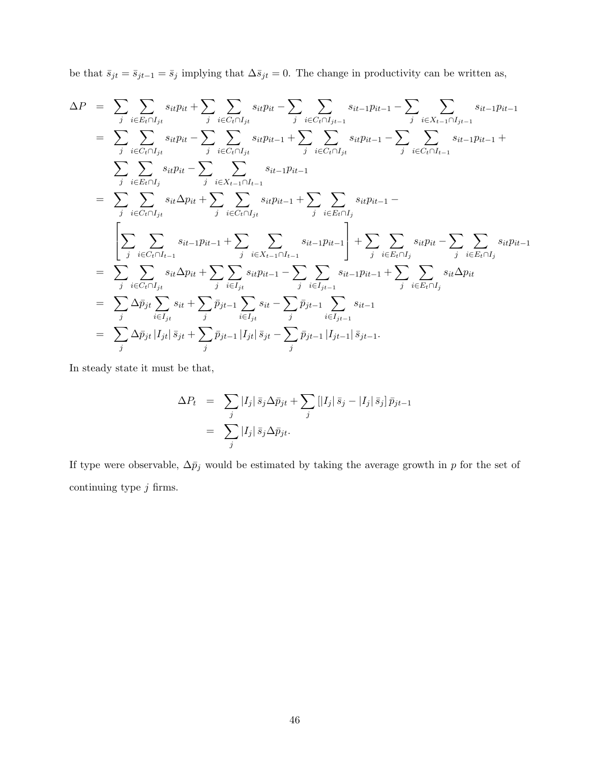be that $\bar{s}_{jt} = \bar{s}_{jt-1} = \bar{s}_j$ implying that $\Delta \bar{s}_{jt} = 0$. The change in productivity can be written as,

$$
\begin{aligned}
\Delta P &= \sum_j \sum_{i \in E_t \cap I_{jt}} s_{it} p_{it} + \sum_j \sum_{i \in C_t \cap I_{jt}} s_{it} p_{it} - \sum_j \sum_{i \in C_t \cap I_{jt-1}} s_{it-1} p_{it-1} - \sum_j \sum_{i \in X_{t-1} \cap I_{jt-1}} s_{it-1} p_{it-1} \\
&= \sum_j \sum_{i \in C_t \cap I_{jt}} s_{it} p_{it} - \sum_j \sum_{i \in C_t \cap I_{jt}} s_{it} p_{it-1} + \sum_j \sum_{i \in C_t \cap I_{jt}} s_{it} p_{it-1} - \sum_j \sum_{i \in C_t \cap I_{t-1}} s_{it-1} p_{it-1} + \\
&\quad \sum_j \sum_{i \in E_t \cap I_j} s_{it} p_{it} - \sum_j \sum_{i \in X_{t-1} \cap I_{t-1}} s_{it-1} p_{it-1} \\
&= \sum_j \sum_{i \in C_t \cap I_{jt}} s_{it} \Delta p_{it} + \sum_j \sum_{i \in C_t \cap I_{jt}} s_{it} p_{it-1} + \sum_j \sum_{i \in E_t \cap I_j} s_{it} p_{it-1} - \\
&\quad \left[ \sum_j \sum_{i \in C_t \cap I_{t-1}} s_{it-1} p_{it-1} + \sum_j \sum_{i \in X_{t-1} \cap I_{t-1}} s_{it-1} p_{it-1} \right] + \sum_j \sum_{i \in E_t \cap I_j} s_{it} p_{it} - \sum_j \sum_{i \in E_t \cap I_j} s_{it} p_{it-1} \\
&= \sum_j \sum_{i \in C_t \cap I_{jt}} s_{it} \Delta p_{it} + \sum_j \sum_{i \in I_{jt}} s_{it} p_{it-1} - \sum_j \sum_{i \in I_{jt-1}} s_{it-1} p_{it-1} + \sum_j \sum_{i \in E_t \cap I_j} s_{it} \Delta p_{it} \\
&= \sum_j \Delta \bar{p}_{jt} \sum_{i \in I_{jt}} s_{it} + \sum_j \bar{p}_{jt-1} \sum_{i \in I_{jt}} s_{it} - \sum_j \bar{p}_{jt-1} \sum_{i \in I_{jt-1}} s_{it-1} \\
&= \sum_j \Delta \bar{p}_{jt} \left| I_{jt} \right| \bar{s}_{jt} + \sum_j \bar{p}_{jt-1} \left| I_{jt} \right| \bar{s}_{jt} - \sum_j \bar{p}_{jt-1} \left| I_{jt-1} \right| \bar{s}_{jt-1}.
\end{aligned}
$$

In steady state it must be that,

$$
\begin{aligned}
\Delta P_t &= \sum_j \left| I_j \right| \bar{s}_j \Delta \bar{p}_{jt} + \sum_j \left[ \left| I_j \right| \bar{s}_j - \left| I_j \right| \bar{s}_j \right] \bar{p}_{jt-1} \\
&= \sum_j \left| I_j \right| \bar{s}_j \Delta \bar{p}_{jt}.
\end{aligned}
$$

If type were observable, $\Delta \bar{p}_j$ would be estimated by taking the average growth in $p$ for the set of continuing type $j$ firms.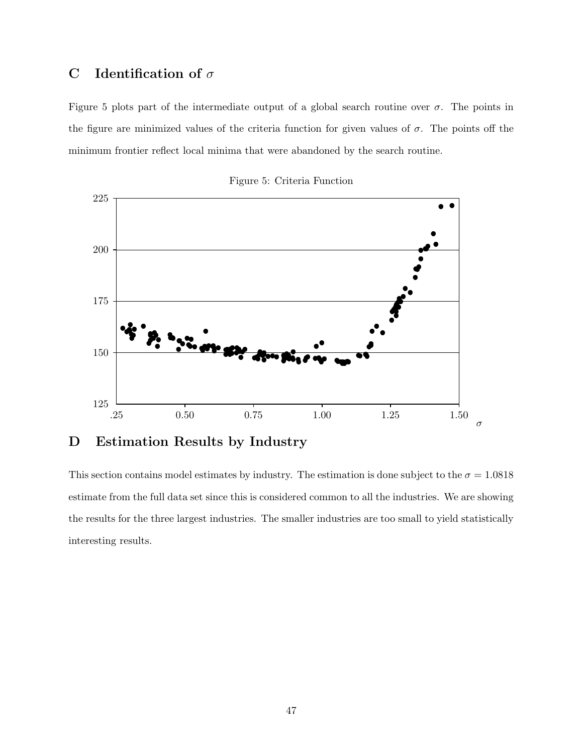## C Identification of $\sigma$

Figure 5 plots part of the intermediate output of a global search routine over $\sigma$. The points in the figure are minimized values of the criteria function for given values of $\sigma$. The points off the minimum frontier reflect local minima that were abandoned by the search routine.

Figure 5: Criteria Function

## D Estimation Results by Industry

This section contains model estimates by industry. The estimation is done subject to the $\sigma = 1.0818$ estimate from the full data set since this is considered common to all the industries. We are showing the results for the three largest industries. The smaller industries are too small to yield statistically interesting results.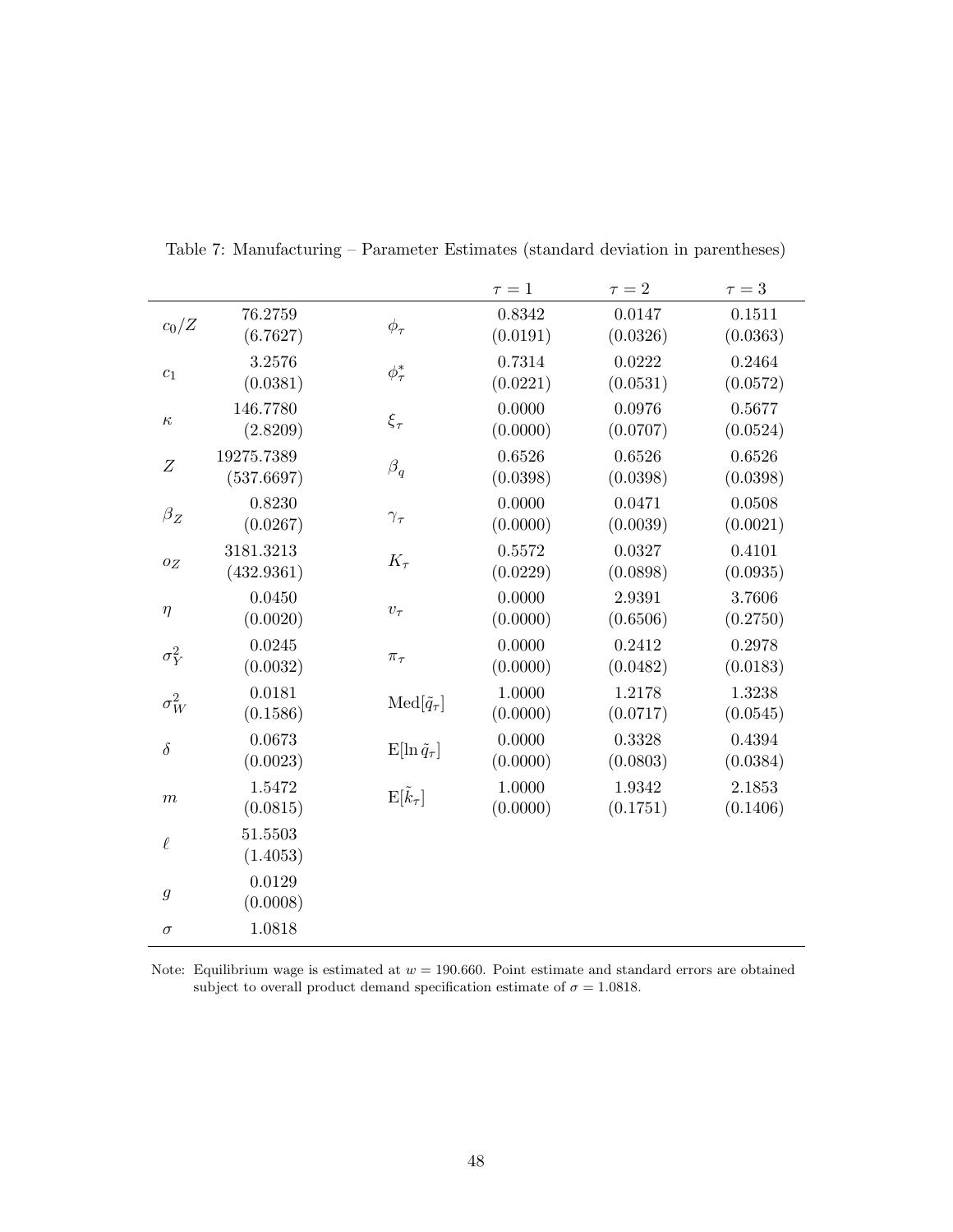Table 7: Manufacturing – Parameter Estimates (standard deviation in parentheses)

| | | | $\tau = 1$ | $\tau = 2$ | $\tau = 3$ |
|---|---|---|---|---|---|
| $c_0/Z$ | 76.2759 (6.7627) | $\phi_\tau$ | 0.8342 (0.0191) | 0.0147 (0.0326) | 0.1511 (0.0363) |
| $c_1$ | 3.2576 (0.0381) | $\phi^*_\tau$ | 0.7314 (0.0221) | 0.0222 (0.0531) | 0.2464 (0.0572) |
| $\kappa$ | 146.7780 (2.8209) | $\xi_\tau$ | 0.0000 (0.0000) | 0.0976 (0.0707) | 0.5677 (0.0524) |
| $Z$ | 19275.7389 (537.6697) | $\beta_q$ | 0.6526 (0.0398) | 0.6526 (0.0398) | 0.6526 (0.0398) |
| $\beta_Z$ | 0.8230 (0.0267) | $\gamma_\tau$ | 0.0000 (0.0000) | 0.0471 (0.0039) | 0.0508 (0.0021) |
| $o_Z$ | 3181.3213 (432.9361) | $K_\tau$ | 0.5572 (0.0229) | 0.0327 (0.0898) | 0.4101 (0.0935) |
| $\eta$ | 0.0450 (0.0020) | $\upsilon_\tau$ | 0.0000 (0.0000) | 2.9391 (0.6506) | 3.7606 (0.2750) |
| $\sigma^2_Y$ | 0.0245 (0.0032) | $\pi_\tau$ | 0.0000 (0.0000) | 0.2412 (0.0482) | 0.2978 (0.0183) |
| $\sigma^2_W$ | 0.0181 (0.1586) | $\text{Med}[\tilde{q}_\tau]$ | 1.0000 (0.0000) | 1.2178 (0.0717) | 1.3238 (0.0545) |
| $\delta$ | 0.0673 (0.0023) | $\text{E}[\ln \tilde{q}_\tau]$ | 0.0000 (0.0000) | 0.3328 (0.0803) | 0.4394 (0.0384) |
| $m$ | 1.5472 (0.0815) | $\text{E}[\tilde{k}_\tau]$ | 1.0000 (0.0000) | 1.9342 (0.1751) | 2.1853 (0.1406) |
| $\ell$ | 51.5503 (1.4053) | | | | |
| $g$ | 0.0129 (0.0008) | | | | |
| $\sigma$ | 1.0818 | | | | |

Note: Equilibrium wage is estimated at $w = 190.660$. Point estimate and standard errors are obtained subject to overall product demand specification estimate of $\sigma = 1.0818$.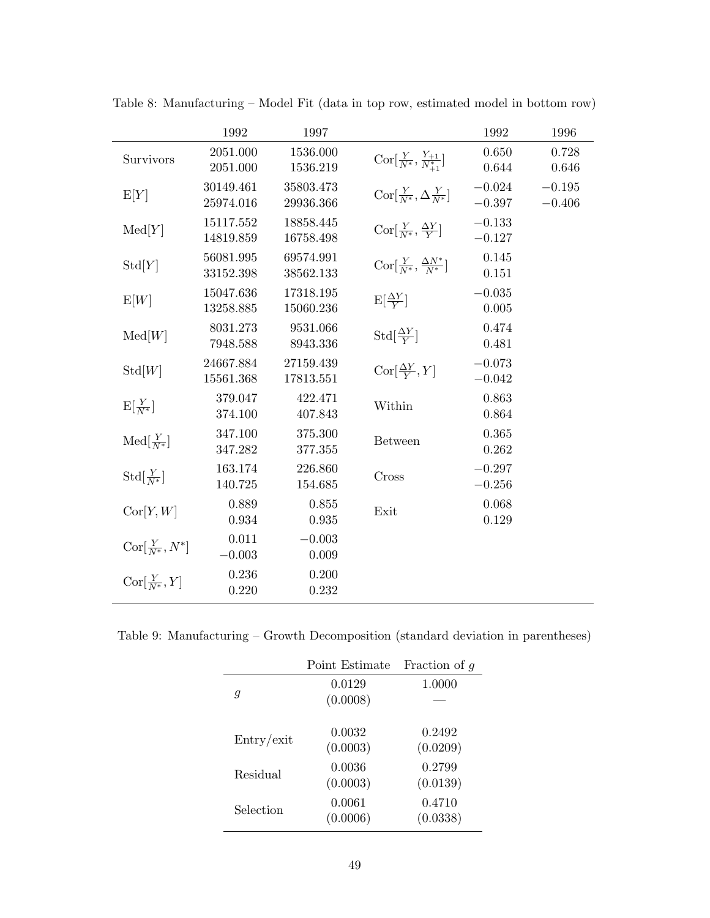Table 8: Manufacturing – Model Fit (data in top row, estimated model in bottom row)

| | 1992 | 1997 | | 1992 | 1996 |
|---|---|---|---|---|---|
| Survivors | 2051.000 | 1536.000 | $\mathrm{Cor}[\frac{Y}{N^*}, \frac{Y_{+1}}{N^*_{+1}}]$ | 0.650 | 0.728 |
| | 2051.000 | 1536.219 | | 0.644 | 0.646 |
| $\mathrm{E}[Y]$ | 30149.461 | 35803.473 | $\mathrm{Cor}[\frac{Y}{N^*}, \Delta\frac{Y}{N^*}]$ | $-0.024$ | $-0.195$ |
| | 25974.016 | 29936.366 | | $-0.397$ | $-0.406$ |
| $\mathrm{Med}[Y]$ | 15117.552 | 18858.445 | $\mathrm{Cor}[\frac{Y}{N^*}, \frac{\Delta Y}{Y}]$ | $-0.133$ | |
| | 14819.859 | 16758.498 | | $-0.127$ | |
| $\mathrm{Std}[Y]$ | 56081.995 | 69574.991 | $\mathrm{Cor}[\frac{Y}{N^*}, \frac{\Delta N^*}{N^*}]$ | 0.145 | |
| | 33152.398 | 38562.133 | | 0.151 | |
| $\mathrm{E}[W]$ | 15047.636 | 17318.195 | $\mathrm{E}[\frac{\Delta Y}{Y}]$ | $-0.035$ | |
| | 13258.885 | 15060.236 | | 0.005 | |
| $\mathrm{Med}[W]$ | 8031.273 | 9531.066 | $\mathrm{Std}[\frac{\Delta Y}{Y}]$ | 0.474 | |
| | 7948.588 | 8943.336 | | 0.481 | |
| $\mathrm{Std}[W]$ | 24667.884 | 27159.439 | $\mathrm{Cor}[\frac{\Delta Y}{Y}, Y]$ | $-0.073$ | |
| | 15561.368 | 17813.551 | | $-0.042$ | |
| $\mathrm{E}[\frac{Y}{N^*}]$ | 379.047 | 422.471 | Within | 0.863 | |
| | 374.100 | 407.843 | | 0.864 | |
| $\mathrm{Med}[\frac{Y}{N^*}]$ | 347.100 | 375.300 | Between | 0.365 | |
| | 347.282 | 377.355 | | 0.262 | |
| $\mathrm{Std}[\frac{Y}{N^*}]$ | 163.174 | 226.860 | Cross | $-0.297$ | |
| | 140.725 | 154.685 | | $-0.256$ | |
| $\mathrm{Cor}[Y, W]$ | 0.889 | 0.855 | Exit | 0.068 | |
| | 0.934 | 0.935 | | 0.129 | |
| $\mathrm{Cor}[\frac{Y}{N^*}, N^*]$ | 0.011 | $-0.003$ | | | |
| | $-0.003$ | 0.009 | | | |
| $\mathrm{Cor}[\frac{Y}{N^*}, Y]$ | 0.236 | 0.200 | | | |
| | 0.220 | 0.232 | | | |

Table 9: Manufacturing – Growth Decomposition (standard deviation in parentheses)

| | Point Estimate | Fraction of $g$ |
|---|---|---|
| $g$ | 0.0129 | 1.0000 |
| | (0.0008) | — |
| Entry/exit | 0.0032 | 0.2492 |
| | (0.0003) | (0.0209) |
| Residual | 0.0036 | 0.2799 |
| | (0.0003) | (0.0139) |
| Selection | 0.0061 | 0.4710 |
| | (0.0006) | (0.0338) |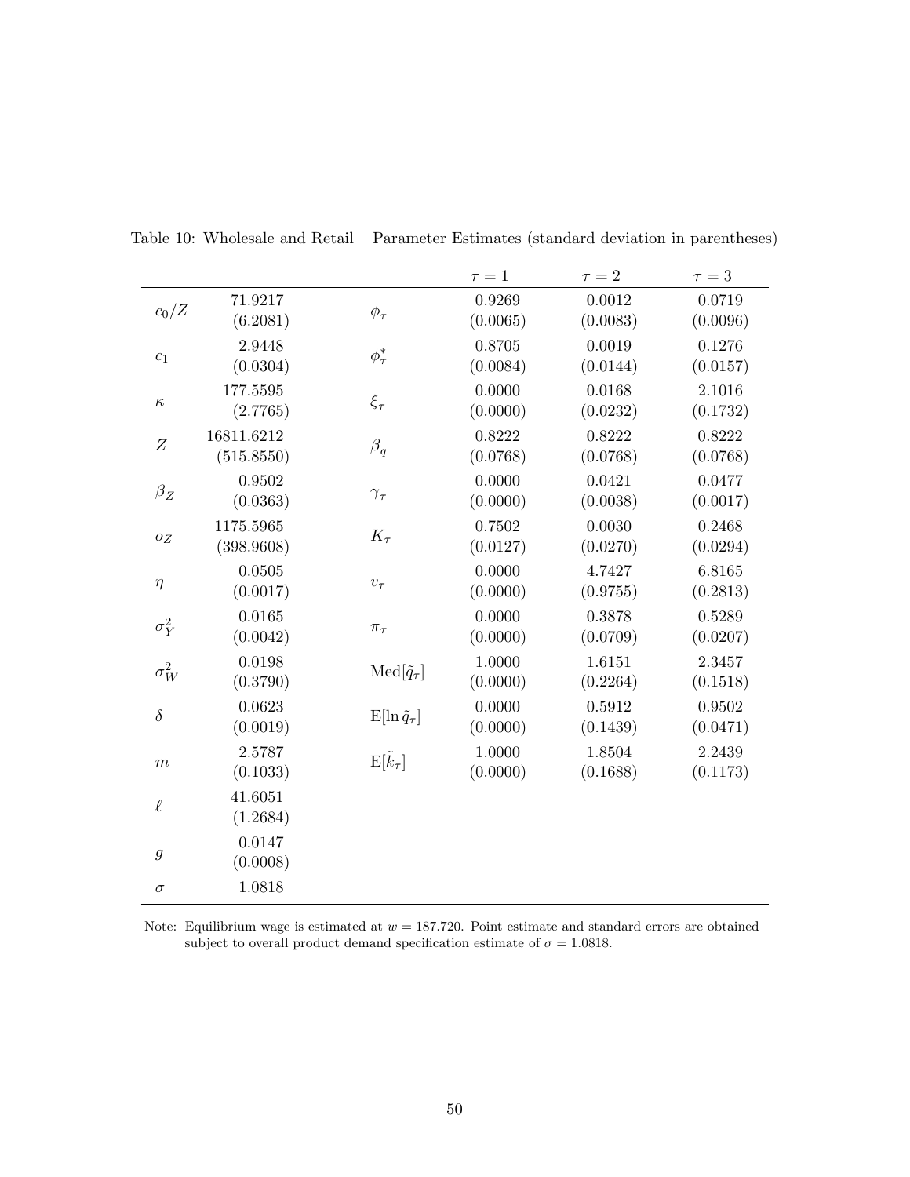Table 10: Wholesale and Retail – Parameter Estimates (standard deviation in parentheses)

| | | | $\tau = 1$ | $\tau = 2$ | $\tau = 3$ |
|---|---|---|---|---|---|
| $c_0/Z$ | 71.9217 (6.2081) | $\phi_\tau$ | 0.9269 (0.0065) | 0.0012 (0.0083) | 0.0719 (0.0096) |
| $c_1$ | 2.9448 (0.0304) | $\phi^*_\tau$ | 0.8705 (0.0084) | 0.0019 (0.0144) | 0.1276 (0.0157) |
| $\kappa$ | 177.5595 (2.7765) | $\xi_\tau$ | 0.0000 (0.0000) | 0.0168 (0.0232) | 2.1016 (0.1732) |
| $Z$ | 16811.6212 (515.8550) | $\beta_q$ | 0.8222 (0.0768) | 0.8222 (0.0768) | 0.8222 (0.0768) |
| $\beta_Z$ | 0.9502 (0.0363) | $\gamma_\tau$ | 0.0000 (0.0000) | 0.0421 (0.0038) | 0.0477 (0.0017) |
| $o_Z$ | 1175.5965 (398.9608) | $K_\tau$ | 0.7502 (0.0127) | 0.0030 (0.0270) | 0.2468 (0.0294) |
| $\eta$ | 0.0505 (0.0017) | $\upsilon_\tau$ | 0.0000 (0.0000) | 4.7427 (0.9755) | 6.8165 (0.2813) |
| $\sigma^2_Y$ | 0.0165 (0.0042) | $\pi_\tau$ | 0.0000 (0.0000) | 0.3878 (0.0709) | 0.5289 (0.0207) |
| $\sigma^2_W$ | 0.0198 (0.3790) | $\text{Med}[\tilde{q}_\tau]$ | 1.0000 (0.0000) | 1.6151 (0.2264) | 2.3457 (0.1518) |
| $\delta$ | 0.0623 (0.0019) | $\text{E}[\ln \tilde{q}_\tau]$ | 0.0000 (0.0000) | 0.5912 (0.1439) | 0.9502 (0.0471) |
| $m$ | 2.5787 (0.1033) | $\text{E}[\tilde{k}_\tau]$ | 1.0000 (0.0000) | 1.8504 (0.1688) | 2.2439 (0.1173) |
| $\ell$ | 41.6051 (1.2684) | | | | |
| $g$ | 0.0147 (0.0008) | | | | |
| $\sigma$ | 1.0818 | | | | |

Note: Equilibrium wage is estimated at $w = 187.720$. Point estimate and standard errors are obtained subject to overall product demand specification estimate of $\sigma = 1.0818$.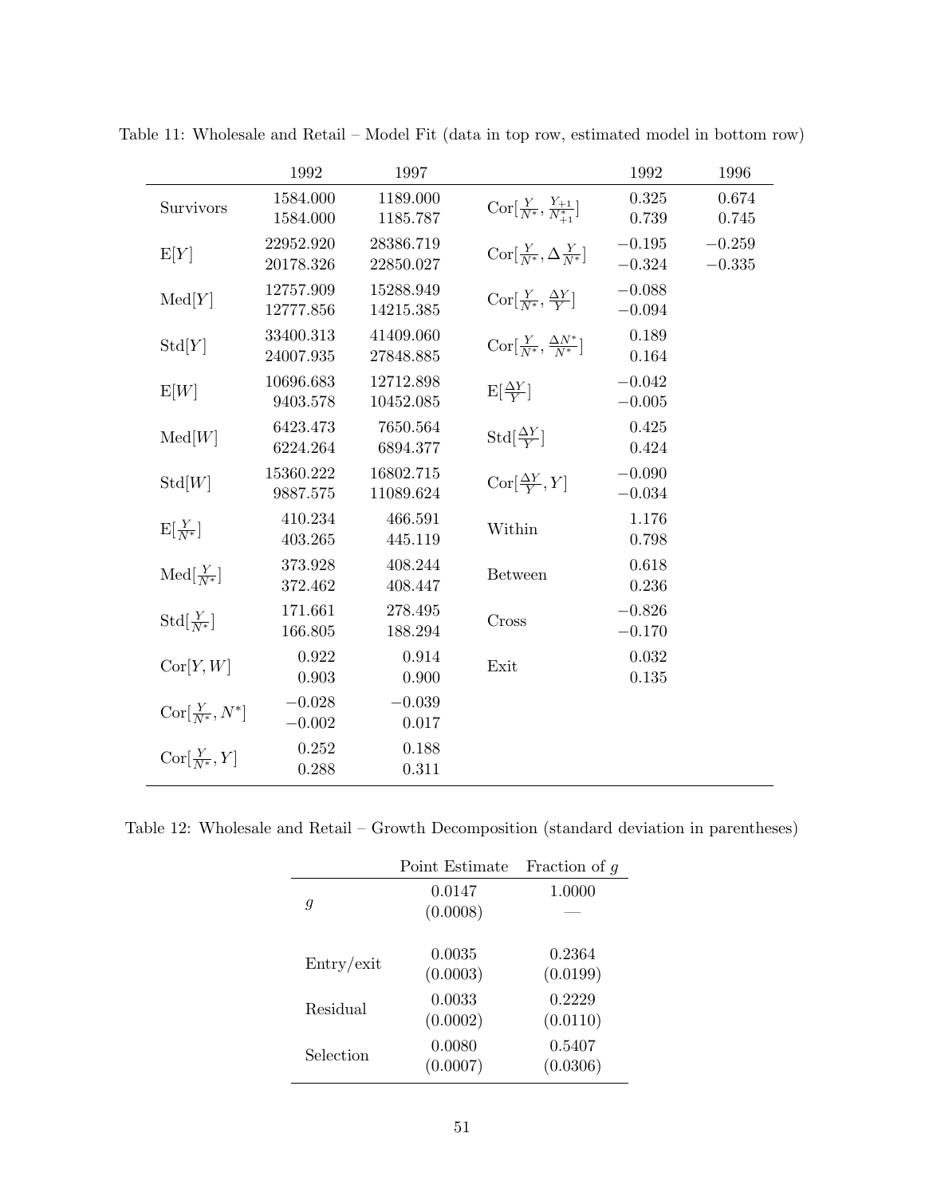Table 11: Wholesale and Retail – Model Fit (data in top row, estimated model in bottom row)

| | 1992 | 1997 | | 1992 | 1996 |
|---|---|---|---|---|---|
| Survivors | 1584.000 | 1189.000 | $\text{Cor}[\frac{Y}{N^*}, \frac{Y_{+1}}{N^*_{+1}}]$ | 0.325 | 0.674 |
| | 1584.000 | 1185.787 | | 0.739 | 0.745 |
| $\text{E}[Y]$ | 22952.920 | 28386.719 | $\text{Cor}[\frac{Y}{N^*}, \Delta\frac{Y}{N^*}]$ | −0.195 | −0.259 |
| | 20178.326 | 22850.027 | | −0.324 | −0.335 |
| $\text{Med}[Y]$ | 12757.909 | 15288.949 | $\text{Cor}[\frac{Y}{N^*}, \frac{\Delta Y}{Y}]$ | −0.088 | |
| | 12777.856 | 14215.385 | | −0.094 | |
| $\text{Std}[Y]$ | 33400.313 | 41409.060 | $\text{Cor}[\frac{Y}{N^*}, \frac{\Delta N^*}{N^*}]$ | 0.189 | |
| | 24007.935 | 27848.885 | | 0.164 | |
| $\text{E}[W]$ | 10696.683 | 12712.898 | $\text{E}[\frac{\Delta Y}{Y}]$ | −0.042 | |
| | 9403.578 | 10452.085 | | −0.005 | |
| $\text{Med}[W]$ | 6423.473 | 7650.564 | $\text{Std}[\frac{\Delta Y}{Y}]$ | 0.425 | |
| | 6224.264 | 6894.377 | | 0.424 | |
| $\text{Std}[W]$ | 15360.222 | 16802.715 | $\text{Cor}[\frac{\Delta Y}{Y}, Y]$ | −0.090 | |
| | 9887.575 | 11089.624 | | −0.034 | |
| $\text{E}[\frac{Y}{N^*}]$ | 410.234 | 466.591 | Within | 1.176 | |
| | 403.265 | 445.119 | | 0.798 | |
| $\text{Med}[\frac{Y}{N^*}]$ | 373.928 | 408.244 | Between | 0.618 | |
| | 372.462 | 408.447 | | 0.236 | |
| $\text{Std}[\frac{Y}{N^*}]$ | 171.661 | 278.495 | Cross | −0.826 | |
| | 166.805 | 188.294 | | −0.170 | |
| $\text{Cor}[Y, W]$ | 0.922 | 0.914 | Exit | 0.032 | |
| | 0.903 | 0.900 | | 0.135 | |
| $\text{Cor}[\frac{Y}{N^*}, N^*]$ | −0.028 | −0.039 | | | |
| | −0.002 | 0.017 | | | |
| $\text{Cor}[\frac{Y}{N^*}, Y]$ | 0.252 | 0.188 | | | |
| | 0.288 | 0.311 | | | |

Table 12: Wholesale and Retail – Growth Decomposition (standard deviation in parentheses)

| | Point Estimate | Fraction of $g$ |
|---|---|---|
| $g$ | 0.0147 | 1.0000 |
| | (0.0008) | — |
| Entry/exit | 0.0035 | 0.2364 |
| | (0.0003) | (0.0199) |
| Residual | 0.0033 | 0.2229 |
| | (0.0002) | (0.0110) |
| Selection | 0.0080 | 0.5407 |
| | (0.0007) | (0.0306) |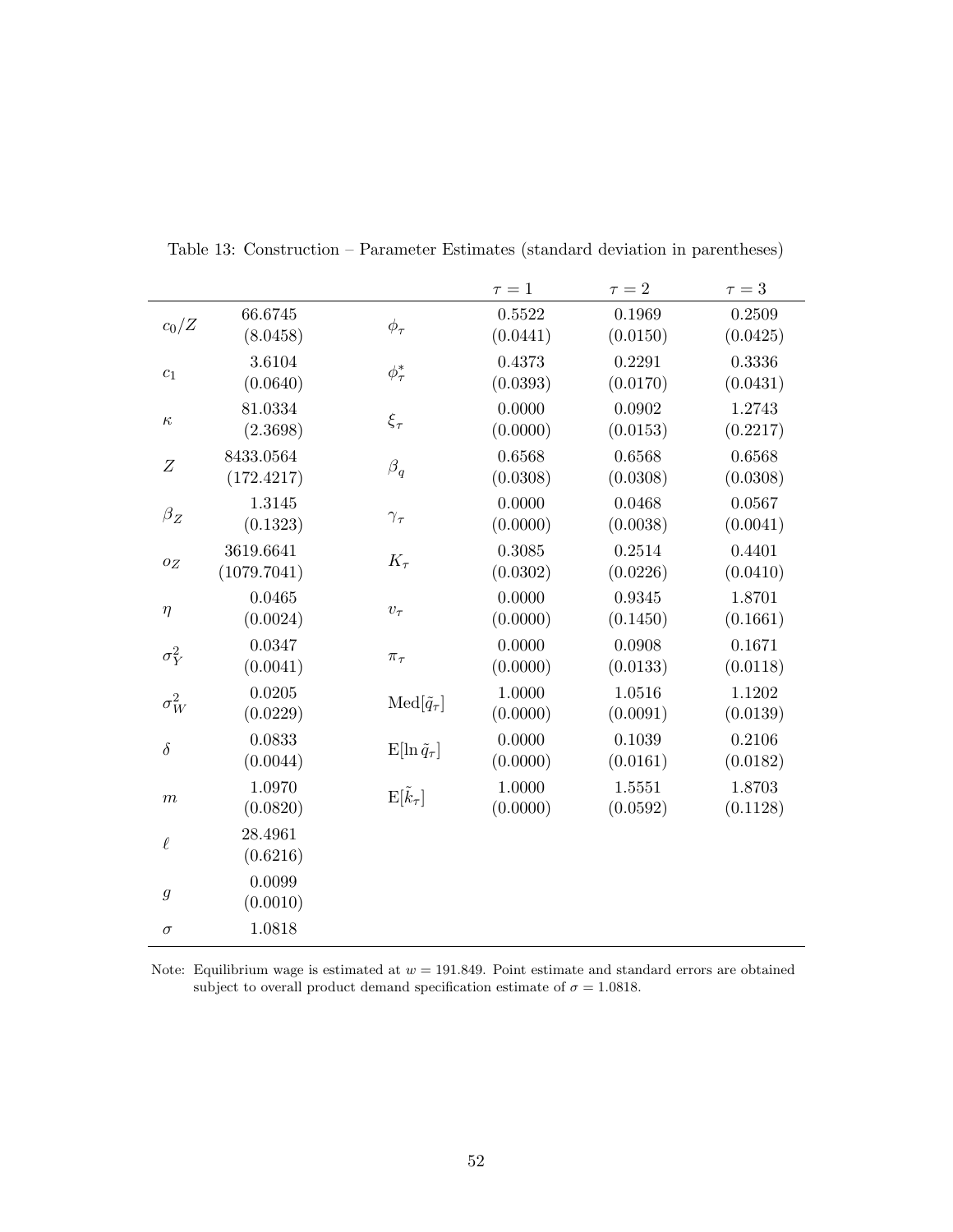Table 13: Construction – Parameter Estimates (standard deviation in parentheses)

| | | | $\tau = 1$ | $\tau = 2$ | $\tau = 3$ |
|---|---|---|---|---|---|
| $c_0/Z$ | 66.6745 (8.0458) | $\phi_\tau$ | 0.5522 (0.0441) | 0.1969 (0.0150) | 0.2509 (0.0425) |
| $c_1$ | 3.6104 (0.0640) | $\phi^*_\tau$ | 0.4373 (0.0393) | 0.2291 (0.0170) | 0.3336 (0.0431) |
| $\kappa$ | 81.0334 (2.3698) | $\xi_\tau$ | 0.0000 (0.0000) | 0.0902 (0.0153) | 1.2743 (0.2217) |
| $Z$ | 8433.0564 (172.4217) | $\beta_q$ | 0.6568 (0.0308) | 0.6568 (0.0308) | 0.6568 (0.0308) |
| $\beta_Z$ | 1.3145 (0.1323) | $\gamma_\tau$ | 0.0000 (0.0000) | 0.0468 (0.0038) | 0.0567 (0.0041) |
| $o_Z$ | 3619.6641 (1079.7041) | $K_\tau$ | 0.3085 (0.0302) | 0.2514 (0.0226) | 0.4401 (0.0410) |
| $\eta$ | 0.0465 (0.0024) | $v_\tau$ | 0.0000 (0.0000) | 0.9345 (0.1450) | 1.8701 (0.1661) |
| $\sigma^2_Y$ | 0.0347 (0.0041) | $\pi_\tau$ | 0.0000 (0.0000) | 0.0908 (0.0133) | 0.1671 (0.0118) |
| $\sigma^2_W$ | 0.0205 (0.0229) | $\text{Med}[\tilde{q}_\tau]$ | 1.0000 (0.0000) | 1.0516 (0.0091) | 1.1202 (0.0139) |
| $\delta$ | 0.0833 (0.0044) | $\text{E}[\ln \tilde{q}_\tau]$ | 0.0000 (0.0000) | 0.1039 (0.0161) | 0.2106 (0.0182) |
| $m$ | 1.0970 (0.0820) | $\text{E}[\tilde{k}_\tau]$ | 1.0000 (0.0000) | 1.5551 (0.0592) | 1.8703 (0.1128) |
| $\ell$ | 28.4961 (0.6216) | | | | |
| $g$ | 0.0099 (0.0010) | | | | |
| $\sigma$ | 1.0818 | | | | |

Note: Equilibrium wage is estimated at $w = 191.849$. Point estimate and standard errors are obtained subject to overall product demand specification estimate of $\sigma = 1.0818$.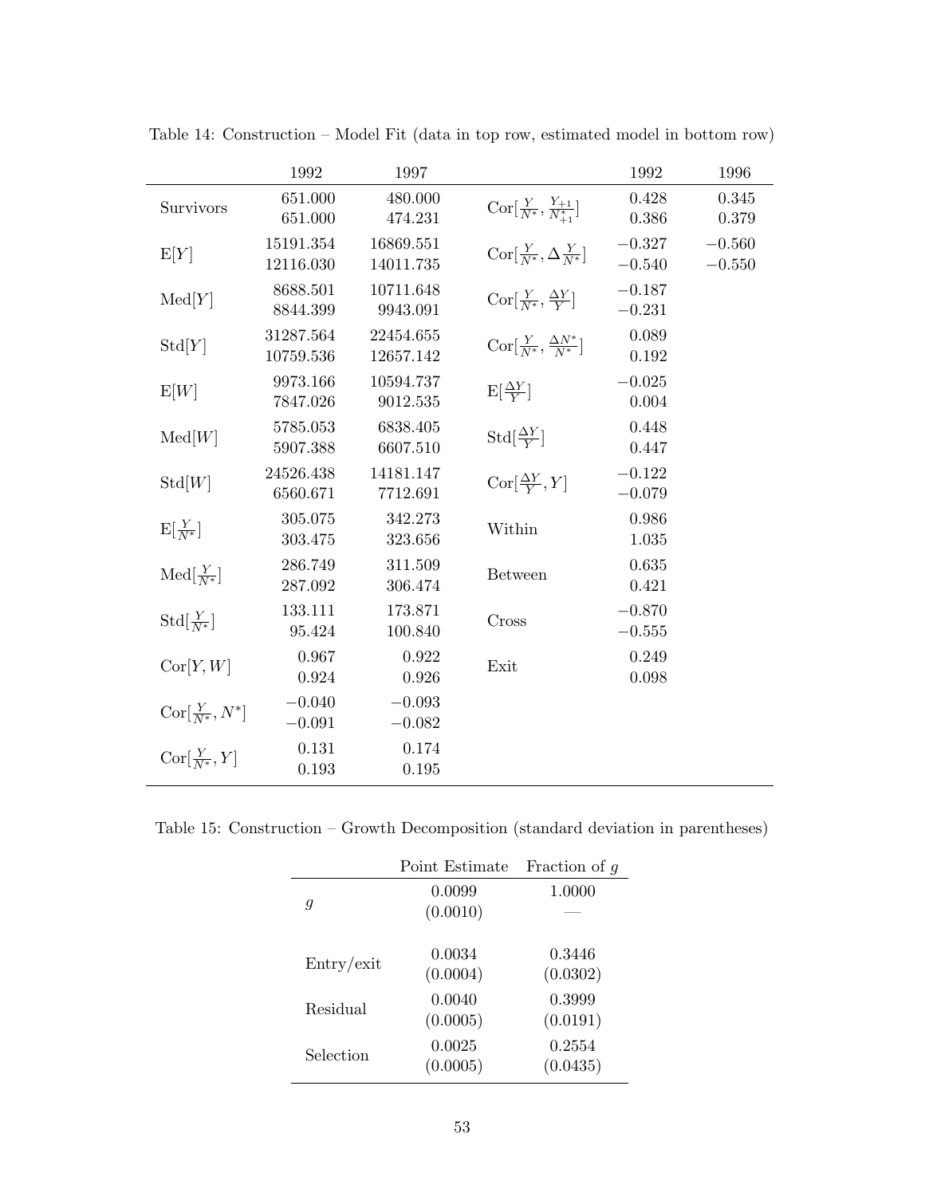Table 14: Construction – Model Fit (data in top row, estimated model in bottom row)

| | 1992 | 1997 | | 1992 | 1996 |
|---|---|---|---|---|---|
| Survivors | 651.000 | 480.000 | $\text{Cor}[\frac{Y}{N^*}, \frac{Y_{+1}}{N^*_{+1}}]$ | 0.428 | 0.345 |
| | 651.000 | 474.231 | | 0.386 | 0.379 |
| $\text{E}[Y]$ | 15191.354 | 16869.551 | $\text{Cor}[\frac{Y}{N^*}, \Delta \frac{Y}{N^*}]$ | $-0.327$ | $-0.560$ |
| | 12116.030 | 14011.735 | | $-0.540$ | $-0.550$ |
| $\text{Med}[Y]$ | 8688.501 | 10711.648 | $\text{Cor}[\frac{Y}{N^*}, \frac{\Delta Y}{Y}]$ | $-0.187$ | |
| | 8844.399 | 9943.091 | | $-0.231$ | |
| $\text{Std}[Y]$ | 31287.564 | 22454.655 | $\text{Cor}[\frac{Y}{N^*}, \frac{\Delta N^*}{N^*}]$ | 0.089 | |
| | 10759.536 | 12657.142 | | 0.192 | |
| $\text{E}[W]$ | 9973.166 | 10594.737 | $\text{E}[\frac{\Delta Y}{Y}]$ | $-0.025$ | |
| | 7847.026 | 9012.535 | | 0.004 | |
| $\text{Med}[W]$ | 5785.053 | 6838.405 | $\text{Std}[\frac{\Delta Y}{Y}]$ | 0.448 | |
| | 5907.388 | 6607.510 | | 0.447 | |
| $\text{Std}[W]$ | 24526.438 | 14181.147 | $\text{Cor}[\frac{\Delta Y}{Y}, Y]$ | $-0.122$ | |
| | 6560.671 | 7712.691 | | $-0.079$ | |
| $\text{E}[\frac{Y}{N^*}]$ | 305.075 | 342.273 | Within | 0.986 | |
| | 303.475 | 323.656 | | 1.035 | |
| $\text{Med}[\frac{Y}{N^*}]$ | 286.749 | 311.509 | Between | 0.635 | |
| | 287.092 | 306.474 | | 0.421 | |
| $\text{Std}[\frac{Y}{N^*}]$ | 133.111 | 173.871 | Cross | $-0.870$ | |
| | 95.424 | 100.840 | | $-0.555$ | |
| $\text{Cor}[Y, W]$ | 0.967 | 0.922 | Exit | 0.249 | |
| | 0.924 | 0.926 | | 0.098 | |
| $\text{Cor}[\frac{Y}{N^*}, N^*]$ | $-0.040$ | $-0.093$ | | | |
| | $-0.091$ | $-0.082$ | | | |
| $\text{Cor}[\frac{Y}{N^*}, Y]$ | 0.131 | 0.174 | | | |
| | 0.193 | 0.195 | | | |

Table 15: Construction – Growth Decomposition (standard deviation in parentheses)

| | Point Estimate | Fraction of $g$ |
|---|---|---|
| $g$ | 0.0099 | 1.0000 |
| | (0.0010) | — |
| Entry/exit | 0.0034 | 0.3446 |
| | (0.0004) | (0.0302) |
| Residual | 0.0040 | 0.3999 |
| | (0.0005) | (0.0191) |
| Selection | 0.0025 | 0.2554 |
| | (0.0005) | (0.0435) |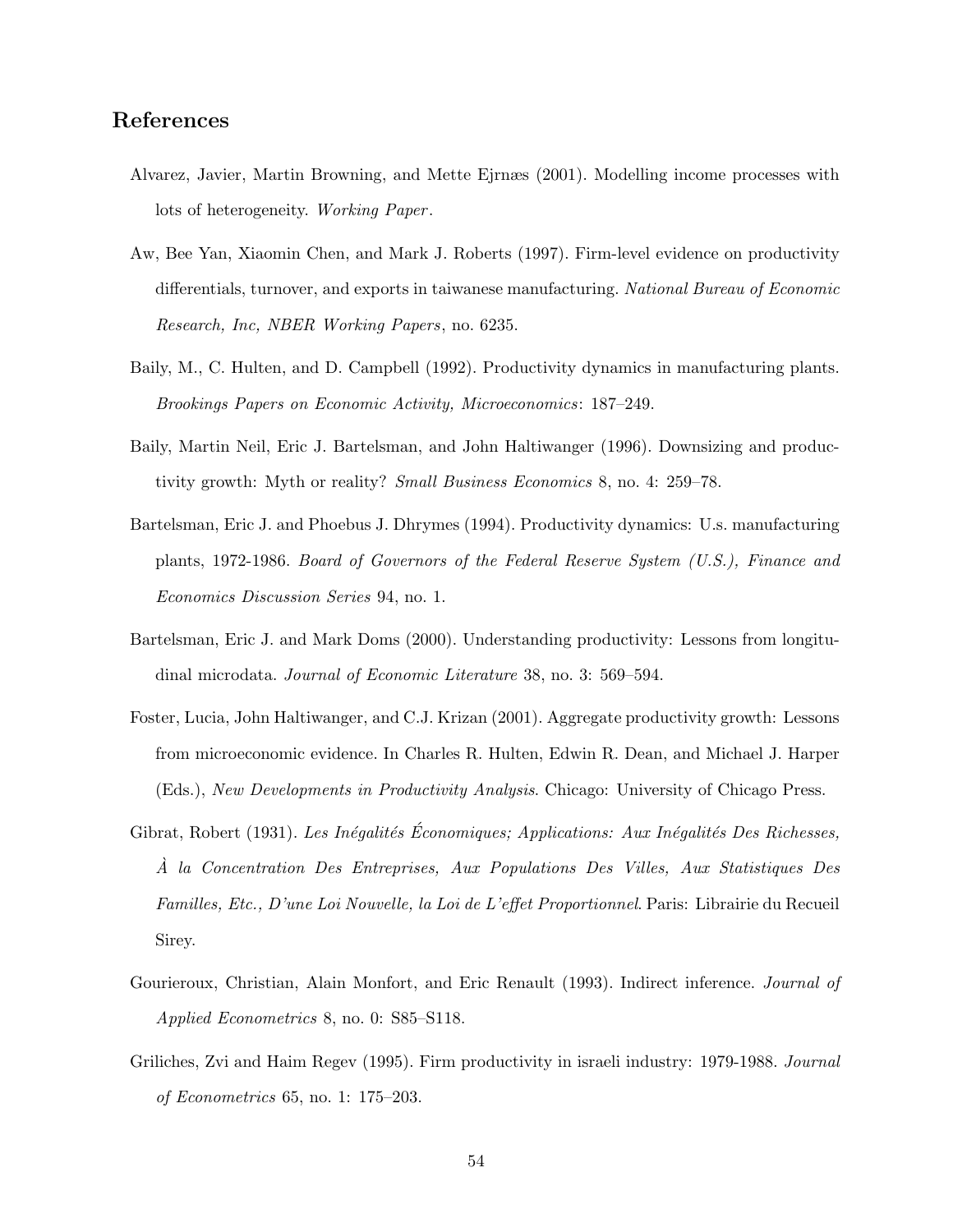## References

Alvarez, Javier, Martin Browning, and Mette Ejrnæs (2001). Modelling income processes with lots of heterogeneity. *Working Paper*.

Aw, Bee Yan, Xiaomin Chen, and Mark J. Roberts (1997). Firm-level evidence on productivity differentials, turnover, and exports in taiwanese manufacturing. *National Bureau of Economic Research, Inc, NBER Working Papers*, no. 6235.

Baily, M., C. Hulten, and D. Campbell (1992). Productivity dynamics in manufacturing plants. *Brookings Papers on Economic Activity, Microeconomics*: 187–249.

Baily, Martin Neil, Eric J. Bartelsman, and John Haltiwanger (1996). Downsizing and productivity growth: Myth or reality? *Small Business Economics* 8, no. 4: 259–78.

Bartelsman, Eric J. and Phoebus J. Dhrymes (1994). Productivity dynamics: U.s. manufacturing plants, 1972-1986. *Board of Governors of the Federal Reserve System (U.S.), Finance and Economics Discussion Series* 94, no. 1.

Bartelsman, Eric J. and Mark Doms (2000). Understanding productivity: Lessons from longitudinal microdata. *Journal of Economic Literature* 38, no. 3: 569–594.

Foster, Lucia, John Haltiwanger, and C.J. Krizan (2001). Aggregate productivity growth: Lessons from microeconomic evidence. In Charles R. Hulten, Edwin R. Dean, and Michael J. Harper (Eds.), *New Developments in Productivity Analysis*. Chicago: University of Chicago Press.

Gibrat, Robert (1931). *Les Inégalités Économiques; Applications: Aux Inégalités Des Richesses, À la Concentration Des Entreprises, Aux Populations Des Villes, Aux Statistiques Des Familles, Etc., D'une Loi Nouvelle, la Loi de L'effet Proportionnel*. Paris: Librairie du Recueil Sirey.

Gourieroux, Christian, Alain Monfort, and Eric Renault (1993). Indirect inference. *Journal of Applied Econometrics* 8, no. 0: S85–S118.

Griliches, Zvi and Haim Regev (1995). Firm productivity in israeli industry: 1979-1988. *Journal of Econometrics* 65, no. 1: 175–203.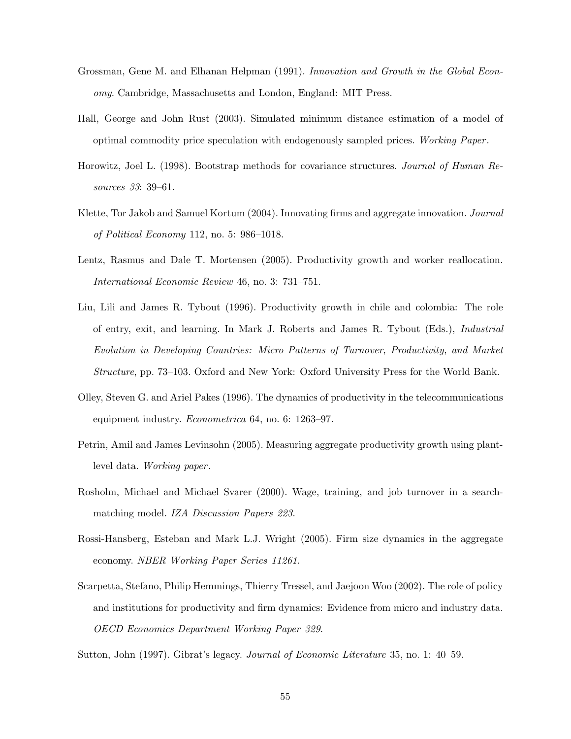Grossman, Gene M. and Elhanan Helpman (1991). *Innovation and Growth in the Global Economy*. Cambridge, Massachusetts and London, England: MIT Press.

Hall, George and John Rust (2003). Simulated minimum distance estimation of a model of optimal commodity price speculation with endogenously sampled prices. *Working Paper*.

Horowitz, Joel L. (1998). Bootstrap methods for covariance structures. *Journal of Human Resources 33*: 39–61.

Klette, Tor Jakob and Samuel Kortum (2004). Innovating firms and aggregate innovation. *Journal of Political Economy* 112, no. 5: 986–1018.

Lentz, Rasmus and Dale T. Mortensen (2005). Productivity growth and worker reallocation. *International Economic Review* 46, no. 3: 731–751.

Liu, Lili and James R. Tybout (1996). Productivity growth in chile and colombia: The role of entry, exit, and learning. In Mark J. Roberts and James R. Tybout (Eds.), *Industrial Evolution in Developing Countries: Micro Patterns of Turnover, Productivity, and Market Structure*, pp. 73–103. Oxford and New York: Oxford University Press for the World Bank.

Olley, Steven G. and Ariel Pakes (1996). The dynamics of productivity in the telecommunications equipment industry. *Econometrica* 64, no. 6: 1263–97.

Petrin, Amil and James Levinsohn (2005). Measuring aggregate productivity growth using plant-level data. *Working paper*.

Rosholm, Michael and Michael Svarer (2000). Wage, training, and job turnover in a search-matching model. *IZA Discussion Papers 223*.

Rossi-Hansberg, Esteban and Mark L.J. Wright (2005). Firm size dynamics in the aggregate economy. *NBER Working Paper Series 11261*.

Scarpetta, Stefano, Philip Hemmings, Thierry Tressel, and Jaejoon Woo (2002). The role of policy and institutions for productivity and firm dynamics: Evidence from micro and industry data. *OECD Economics Department Working Paper 329*.

Sutton, John (1997). Gibrat's legacy. *Journal of Economic Literature* 35, no. 1: 40–59.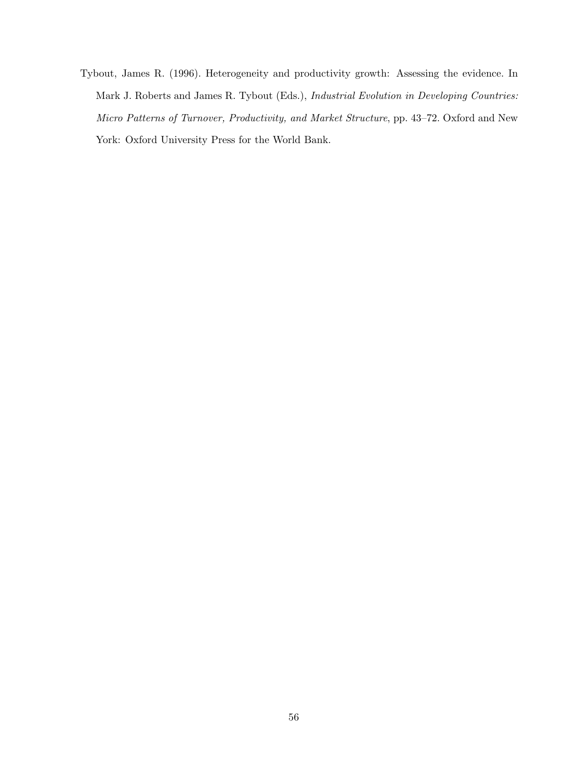Tybout, James R. (1996). Heterogeneity and productivity growth: Assessing the evidence. In Mark J. Roberts and James R. Tybout (Eds.), *Industrial Evolution in Developing Countries: Micro Patterns of Turnover, Productivity, and Market Structure*, pp. 43–72. Oxford and New York: Oxford University Press for the World Bank.